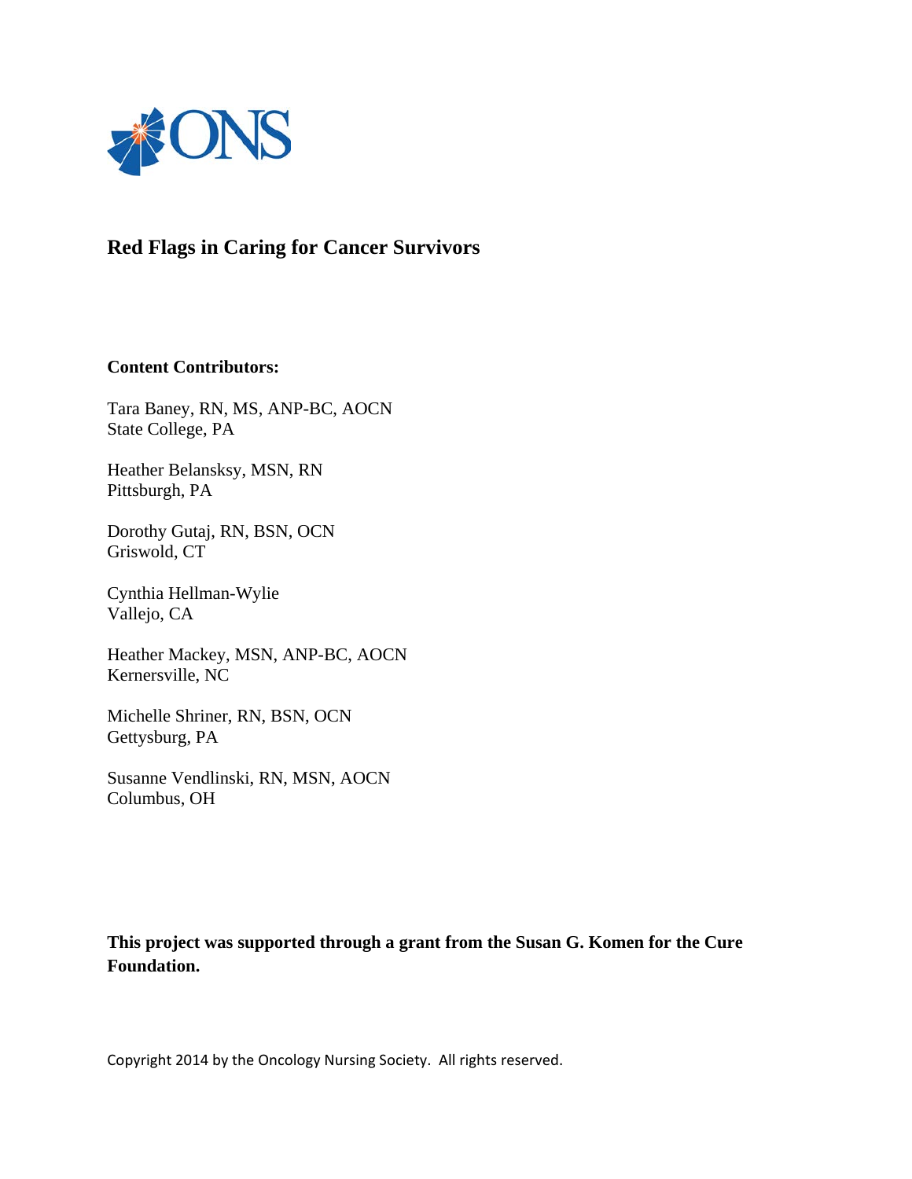ONS

# Red Flags in Caring for Cancer Survivors

**Content Contributors:**

Tara Baney, RN, MS, ANP-BC, AOCN
State College, PA

Heather Belansksy, MSN, RN
Pittsburgh, PA

Dorothy Gutaj, RN, BSN, OCN
Griswold, CT

Cynthia Hellman-Wylie
Vallejo, CA

Heather Mackey, MSN, ANP-BC, AOCN
Kernersville, NC

Michelle Shriner, RN, BSN, OCN
Gettysburg, PA

Susanne Vendlinski, RN, MSN, AOCN
Columbus, OH

**This project was supported through a grant from the Susan G. Komen for the Cure Foundation.**

Copyright 2014 by the Oncology Nursing Society. All rights reserved.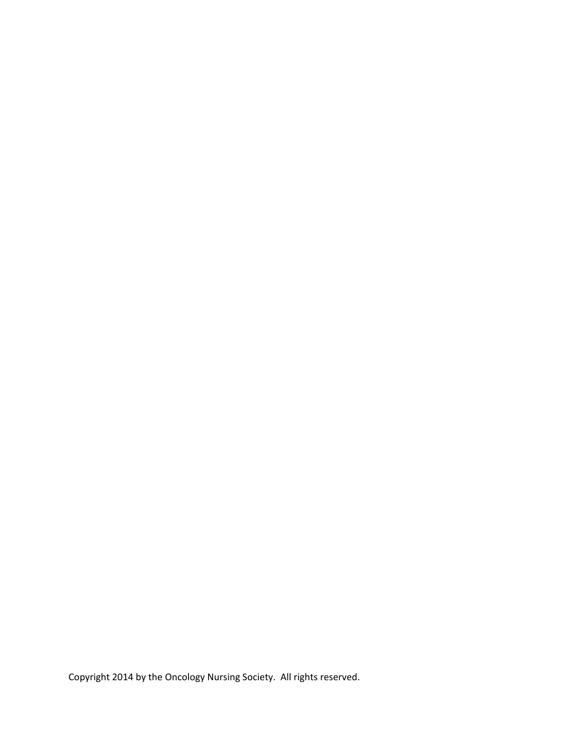Copyright 2014 by the Oncology Nursing Society. All rights reserved.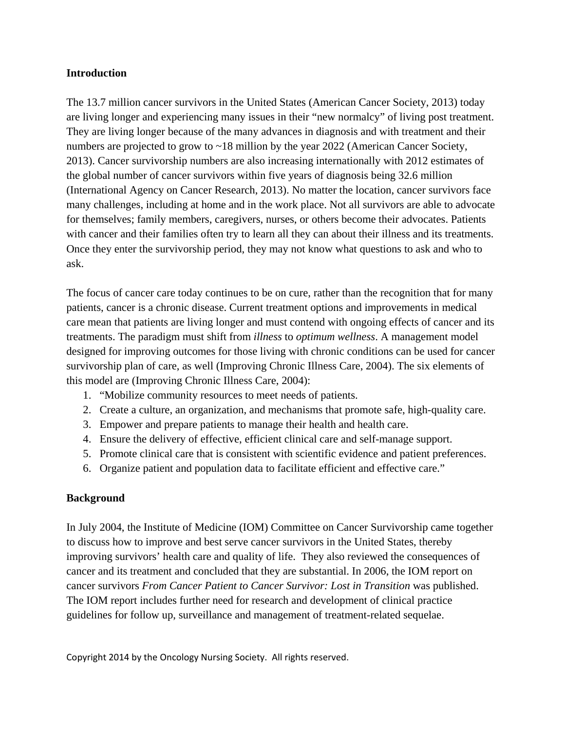## Introduction

The 13.7 million cancer survivors in the United States (American Cancer Society, 2013) today are living longer and experiencing many issues in their "new normalcy" of living post treatment. They are living longer because of the many advances in diagnosis and with treatment and their numbers are projected to grow to ~18 million by the year 2022 (American Cancer Society, 2013). Cancer survivorship numbers are also increasing internationally with 2012 estimates of the global number of cancer survivors within five years of diagnosis being 32.6 million (International Agency on Cancer Research, 2013). No matter the location, cancer survivors face many challenges, including at home and in the work place. Not all survivors are able to advocate for themselves; family members, caregivers, nurses, or others become their advocates. Patients with cancer and their families often try to learn all they can about their illness and its treatments. Once they enter the survivorship period, they may not know what questions to ask and who to ask.

The focus of cancer care today continues to be on cure, rather than the recognition that for many patients, cancer is a chronic disease. Current treatment options and improvements in medical care mean that patients are living longer and must contend with ongoing effects of cancer and its treatments. The paradigm must shift from *illness* to *optimum wellness*. A management model designed for improving outcomes for those living with chronic conditions can be used for cancer survivorship plan of care, as well (Improving Chronic Illness Care, 2004). The six elements of this model are (Improving Chronic Illness Care, 2004):

1. "Mobilize community resources to meet needs of patients.
2. Create a culture, an organization, and mechanisms that promote safe, high-quality care.
3. Empower and prepare patients to manage their health and health care.
4. Ensure the delivery of effective, efficient clinical care and self-manage support.
5. Promote clinical care that is consistent with scientific evidence and patient preferences.
6. Organize patient and population data to facilitate efficient and effective care."

## Background

In July 2004, the Institute of Medicine (IOM) Committee on Cancer Survivorship came together to discuss how to improve and best serve cancer survivors in the United States, thereby improving survivors' health care and quality of life. They also reviewed the consequences of cancer and its treatment and concluded that they are substantial. In 2006, the IOM report on cancer survivors *From Cancer Patient to Cancer Survivor: Lost in Transition* was published. The IOM report includes further need for research and development of clinical practice guidelines for follow up, surveillance and management of treatment-related sequelae.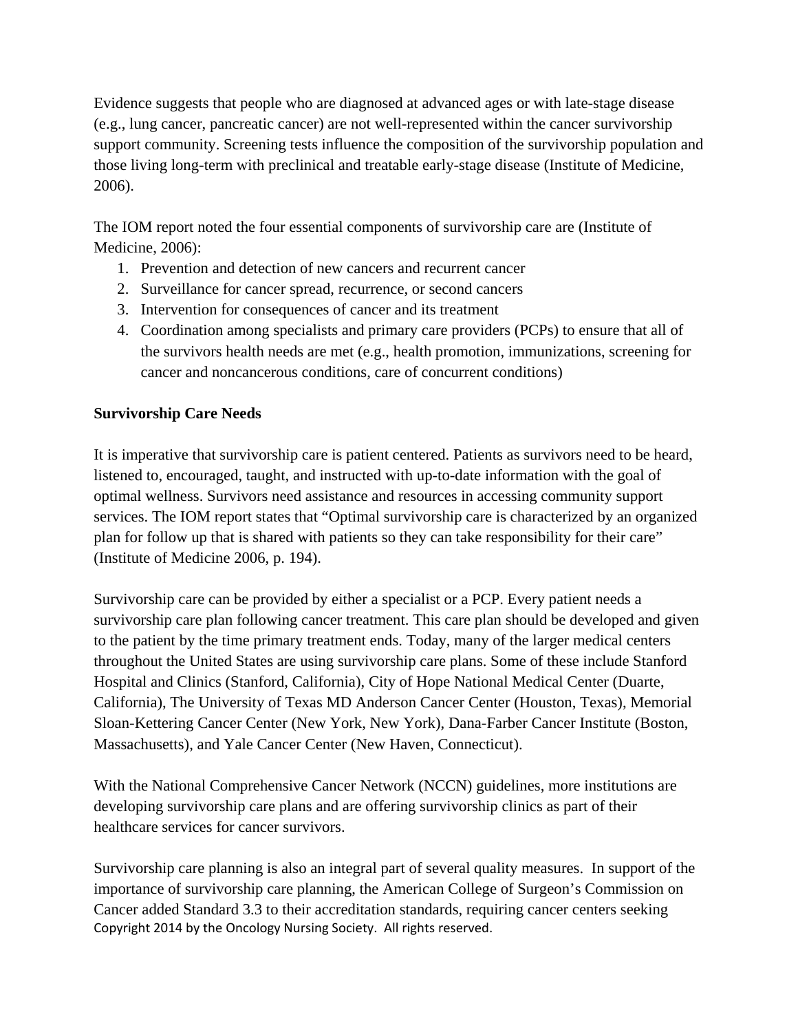Evidence suggests that people who are diagnosed at advanced ages or with late-stage disease (e.g., lung cancer, pancreatic cancer) are not well-represented within the cancer survivorship support community. Screening tests influence the composition of the survivorship population and those living long-term with preclinical and treatable early-stage disease (Institute of Medicine, 2006).

The IOM report noted the four essential components of survivorship care are (Institute of Medicine, 2006):

1. Prevention and detection of new cancers and recurrent cancer
2. Surveillance for cancer spread, recurrence, or second cancers
3. Intervention for consequences of cancer and its treatment
4. Coordination among specialists and primary care providers (PCPs) to ensure that all of the survivors health needs are met (e.g., health promotion, immunizations, screening for cancer and noncancerous conditions, care of concurrent conditions)

**Survivorship Care Needs**

It is imperative that survivorship care is patient centered. Patients as survivors need to be heard, listened to, encouraged, taught, and instructed with up-to-date information with the goal of optimal wellness. Survivors need assistance and resources in accessing community support services. The IOM report states that "Optimal survivorship care is characterized by an organized plan for follow up that is shared with patients so they can take responsibility for their care" (Institute of Medicine 2006, p. 194).

Survivorship care can be provided by either a specialist or a PCP. Every patient needs a survivorship care plan following cancer treatment. This care plan should be developed and given to the patient by the time primary treatment ends. Today, many of the larger medical centers throughout the United States are using survivorship care plans. Some of these include Stanford Hospital and Clinics (Stanford, California), City of Hope National Medical Center (Duarte, California), The University of Texas MD Anderson Cancer Center (Houston, Texas), Memorial Sloan-Kettering Cancer Center (New York, New York), Dana-Farber Cancer Institute (Boston, Massachusetts), and Yale Cancer Center (New Haven, Connecticut).

With the National Comprehensive Cancer Network (NCCN) guidelines, more institutions are developing survivorship care plans and are offering survivorship clinics as part of their healthcare services for cancer survivors.

Survivorship care planning is also an integral part of several quality measures. In support of the importance of survivorship care planning, the American College of Surgeon's Commission on Cancer added Standard 3.3 to their accreditation standards, requiring cancer centers seeking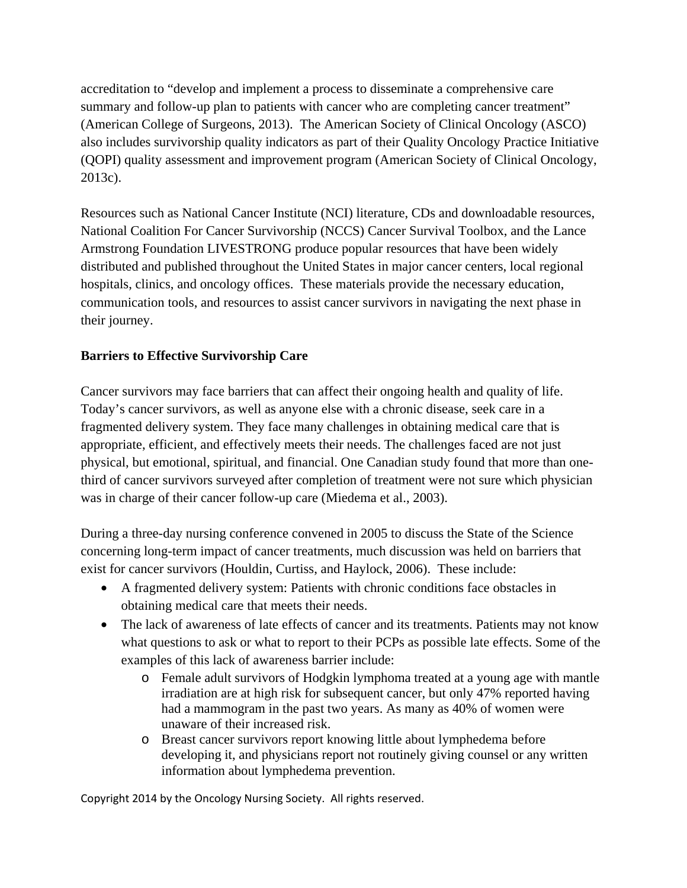accreditation to "develop and implement a process to disseminate a comprehensive care summary and follow-up plan to patients with cancer who are completing cancer treatment" (American College of Surgeons, 2013). The American Society of Clinical Oncology (ASCO) also includes survivorship quality indicators as part of their Quality Oncology Practice Initiative (QOPI) quality assessment and improvement program (American Society of Clinical Oncology, 2013c).

Resources such as National Cancer Institute (NCI) literature, CDs and downloadable resources, National Coalition For Cancer Survivorship (NCCS) Cancer Survival Toolbox, and the Lance Armstrong Foundation LIVESTRONG produce popular resources that have been widely distributed and published throughout the United States in major cancer centers, local regional hospitals, clinics, and oncology offices. These materials provide the necessary education, communication tools, and resources to assist cancer survivors in navigating the next phase in their journey.

**Barriers to Effective Survivorship Care**

Cancer survivors may face barriers that can affect their ongoing health and quality of life. Today's cancer survivors, as well as anyone else with a chronic disease, seek care in a fragmented delivery system. They face many challenges in obtaining medical care that is appropriate, efficient, and effectively meets their needs. The challenges faced are not just physical, but emotional, spiritual, and financial. One Canadian study found that more than one-third of cancer survivors surveyed after completion of treatment were not sure which physician was in charge of their cancer follow-up care (Miedema et al., 2003).

During a three-day nursing conference convened in 2005 to discuss the State of the Science concerning long-term impact of cancer treatments, much discussion was held on barriers that exist for cancer survivors (Houldin, Curtiss, and Haylock, 2006). These include:

- A fragmented delivery system: Patients with chronic conditions face obstacles in obtaining medical care that meets their needs.
- The lack of awareness of late effects of cancer and its treatments. Patients may not know what questions to ask or what to report to their PCPs as possible late effects. Some of the examples of this lack of awareness barrier include:
    - Female adult survivors of Hodgkin lymphoma treated at a young age with mantle irradiation are at high risk for subsequent cancer, but only 47% reported having had a mammogram in the past two years. As many as 40% of women were unaware of their increased risk.
    - Breast cancer survivors report knowing little about lymphedema before developing it, and physicians report not routinely giving counsel or any written information about lymphedema prevention.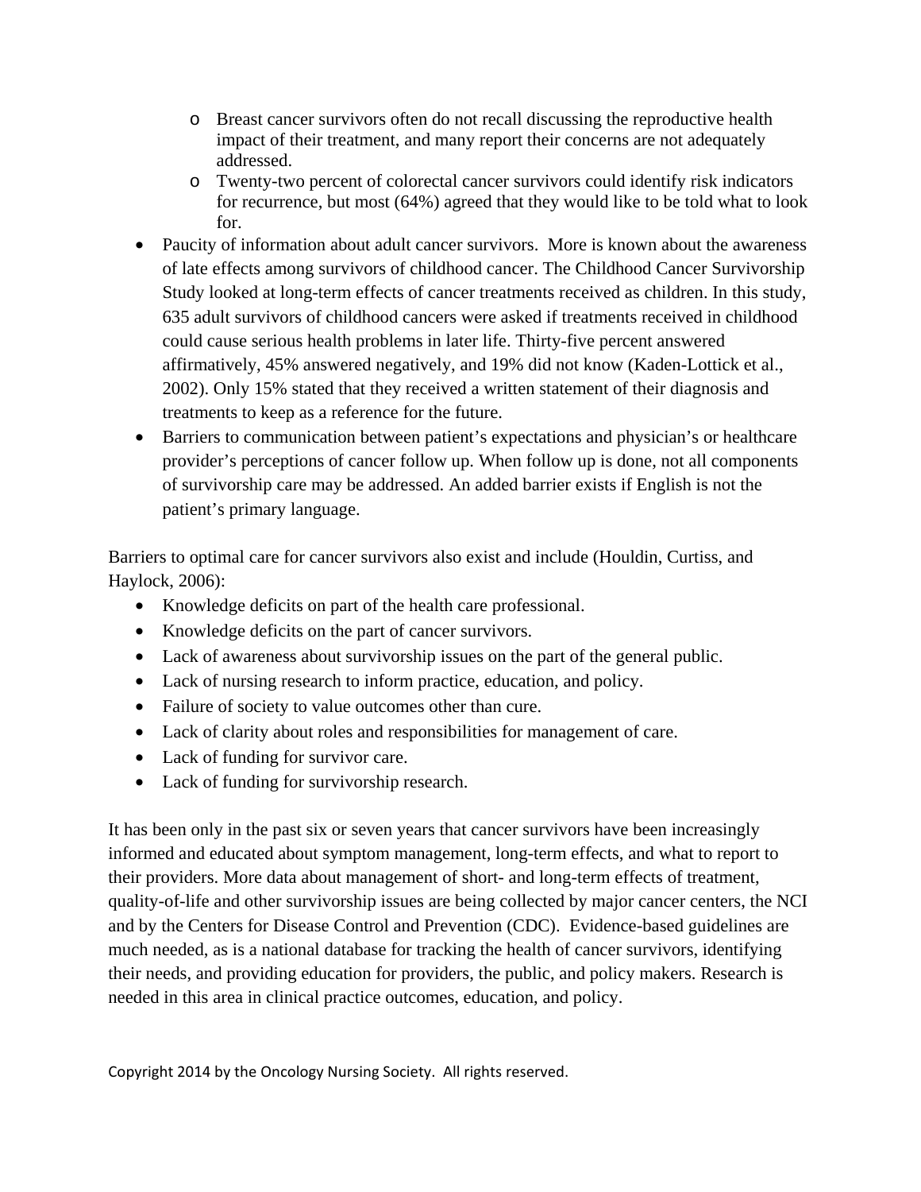- Breast cancer survivors often do not recall discussing the reproductive health impact of their treatment, and many report their concerns are not adequately addressed.
    - Twenty-two percent of colorectal cancer survivors could identify risk indicators for recurrence, but most (64%) agreed that they would like to be told what to look for.
- Paucity of information about adult cancer survivors. More is known about the awareness of late effects among survivors of childhood cancer. The Childhood Cancer Survivorship Study looked at long-term effects of cancer treatments received as children. In this study, 635 adult survivors of childhood cancers were asked if treatments received in childhood could cause serious health problems in later life. Thirty-five percent answered affirmatively, 45% answered negatively, and 19% did not know (Kaden-Lottick et al., 2002). Only 15% stated that they received a written statement of their diagnosis and treatments to keep as a reference for the future.
- Barriers to communication between patient's expectations and physician's or healthcare provider's perceptions of cancer follow up. When follow up is done, not all components of survivorship care may be addressed. An added barrier exists if English is not the patient's primary language.

Barriers to optimal care for cancer survivors also exist and include (Houldin, Curtiss, and Haylock, 2006):

- Knowledge deficits on part of the health care professional.
- Knowledge deficits on the part of cancer survivors.
- Lack of awareness about survivorship issues on the part of the general public.
- Lack of nursing research to inform practice, education, and policy.
- Failure of society to value outcomes other than cure.
- Lack of clarity about roles and responsibilities for management of care.
- Lack of funding for survivor care.
- Lack of funding for survivorship research.

It has been only in the past six or seven years that cancer survivors have been increasingly informed and educated about symptom management, long-term effects, and what to report to their providers. More data about management of short- and long-term effects of treatment, quality-of-life and other survivorship issues are being collected by major cancer centers, the NCI and by the Centers for Disease Control and Prevention (CDC). Evidence-based guidelines are much needed, as is a national database for tracking the health of cancer survivors, identifying their needs, and providing education for providers, the public, and policy makers. Research is needed in this area in clinical practice outcomes, education, and policy.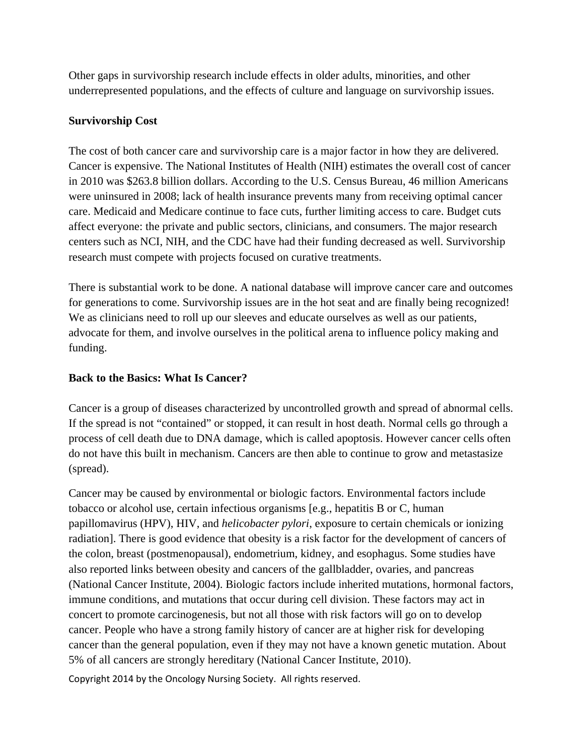Other gaps in survivorship research include effects in older adults, minorities, and other underrepresented populations, and the effects of culture and language on survivorship issues.

**Survivorship Cost**

The cost of both cancer care and survivorship care is a major factor in how they are delivered. Cancer is expensive. The National Institutes of Health (NIH) estimates the overall cost of cancer in 2010 was $263.8 billion dollars. According to the U.S. Census Bureau, 46 million Americans were uninsured in 2008; lack of health insurance prevents many from receiving optimal cancer care. Medicaid and Medicare continue to face cuts, further limiting access to care. Budget cuts affect everyone: the private and public sectors, clinicians, and consumers. The major research centers such as NCI, NIH, and the CDC have had their funding decreased as well. Survivorship research must compete with projects focused on curative treatments.

There is substantial work to be done. A national database will improve cancer care and outcomes for generations to come. Survivorship issues are in the hot seat and are finally being recognized! We as clinicians need to roll up our sleeves and educate ourselves as well as our patients, advocate for them, and involve ourselves in the political arena to influence policy making and funding.

**Back to the Basics: What Is Cancer?**

Cancer is a group of diseases characterized by uncontrolled growth and spread of abnormal cells. If the spread is not "contained" or stopped, it can result in host death. Normal cells go through a process of cell death due to DNA damage, which is called apoptosis. However cancer cells often do not have this built in mechanism. Cancers are then able to continue to grow and metastasize (spread).

Cancer may be caused by environmental or biologic factors. Environmental factors include tobacco or alcohol use, certain infectious organisms [e.g., hepatitis B or C, human papillomavirus (HPV), HIV, and *helicobacter pylori,* exposure to certain chemicals or ionizing radiation]. There is good evidence that obesity is a risk factor for the development of cancers of the colon, breast (postmenopausal), endometrium, kidney, and esophagus. Some studies have also reported links between obesity and cancers of the gallbladder, ovaries, and pancreas (National Cancer Institute, 2004). Biologic factors include inherited mutations, hormonal factors, immune conditions, and mutations that occur during cell division. These factors may act in concert to promote carcinogenesis, but not all those with risk factors will go on to develop cancer. People who have a strong family history of cancer are at higher risk for developing cancer than the general population, even if they may not have a known genetic mutation. About 5% of all cancers are strongly hereditary (National Cancer Institute, 2010).

Copyright 2014 by the Oncology Nursing Society. All rights reserved.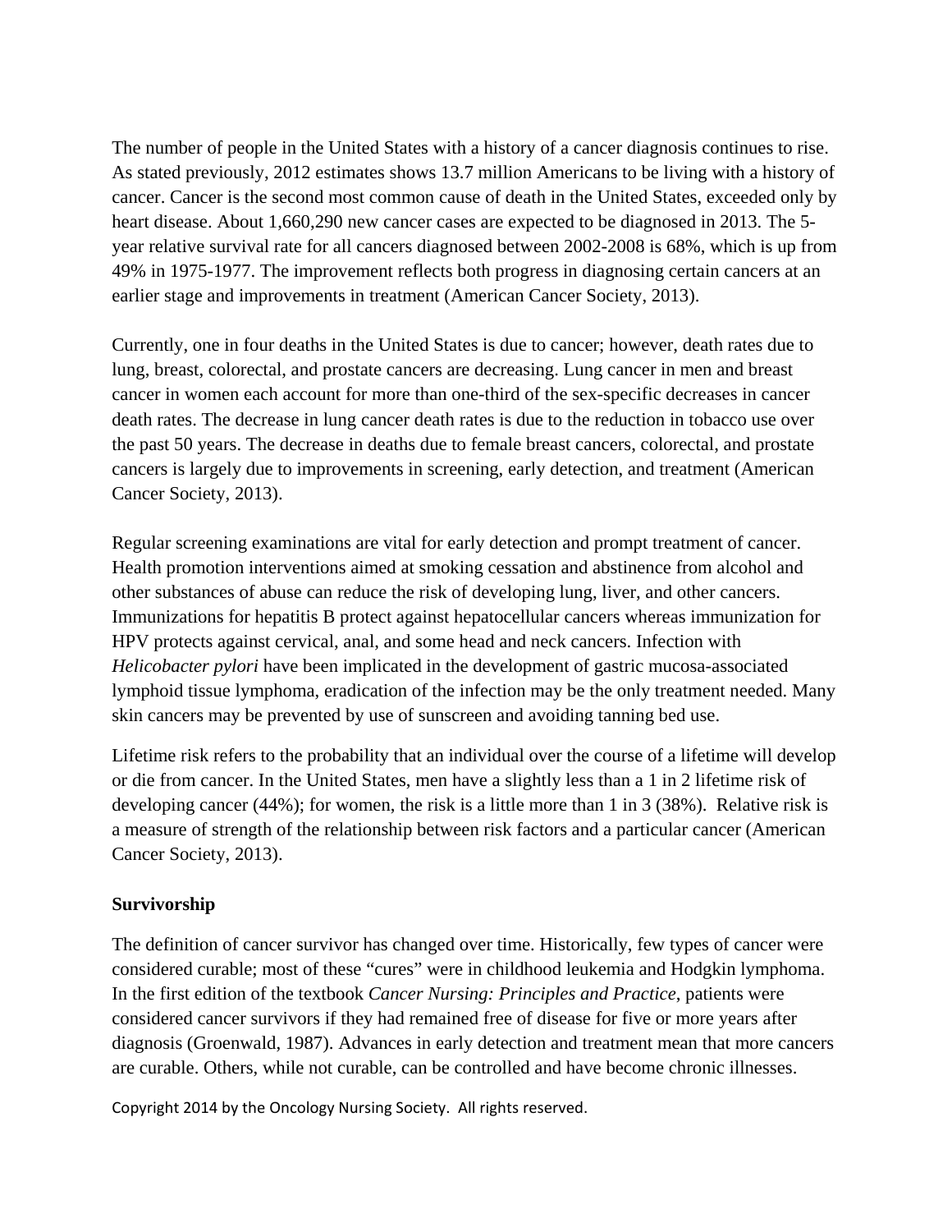The number of people in the United States with a history of a cancer diagnosis continues to rise. As stated previously, 2012 estimates shows 13.7 million Americans to be living with a history of cancer. Cancer is the second most common cause of death in the United States, exceeded only by heart disease. About 1,660,290 new cancer cases are expected to be diagnosed in 2013. The 5-year relative survival rate for all cancers diagnosed between 2002-2008 is 68%, which is up from 49% in 1975-1977. The improvement reflects both progress in diagnosing certain cancers at an earlier stage and improvements in treatment (American Cancer Society, 2013).

Currently, one in four deaths in the United States is due to cancer; however, death rates due to lung, breast, colorectal, and prostate cancers are decreasing. Lung cancer in men and breast cancer in women each account for more than one-third of the sex-specific decreases in cancer death rates. The decrease in lung cancer death rates is due to the reduction in tobacco use over the past 50 years. The decrease in deaths due to female breast cancers, colorectal, and prostate cancers is largely due to improvements in screening, early detection, and treatment (American Cancer Society, 2013).

Regular screening examinations are vital for early detection and prompt treatment of cancer. Health promotion interventions aimed at smoking cessation and abstinence from alcohol and other substances of abuse can reduce the risk of developing lung, liver, and other cancers. Immunizations for hepatitis B protect against hepatocellular cancers whereas immunization for HPV protects against cervical, anal, and some head and neck cancers. Infection with *Helicobacter pylori* have been implicated in the development of gastric mucosa-associated lymphoid tissue lymphoma, eradication of the infection may be the only treatment needed. Many skin cancers may be prevented by use of sunscreen and avoiding tanning bed use.

Lifetime risk refers to the probability that an individual over the course of a lifetime will develop or die from cancer. In the United States, men have a slightly less than a 1 in 2 lifetime risk of developing cancer (44%); for women, the risk is a little more than 1 in 3 (38%). Relative risk is a measure of strength of the relationship between risk factors and a particular cancer (American Cancer Society, 2013).

**Survivorship**

The definition of cancer survivor has changed over time. Historically, few types of cancer were considered curable; most of these "cures" were in childhood leukemia and Hodgkin lymphoma. In the first edition of the textbook *Cancer Nursing: Principles and Practice*, patients were considered cancer survivors if they had remained free of disease for five or more years after diagnosis (Groenwald, 1987). Advances in early detection and treatment mean that more cancers are curable. Others, while not curable, can be controlled and have become chronic illnesses.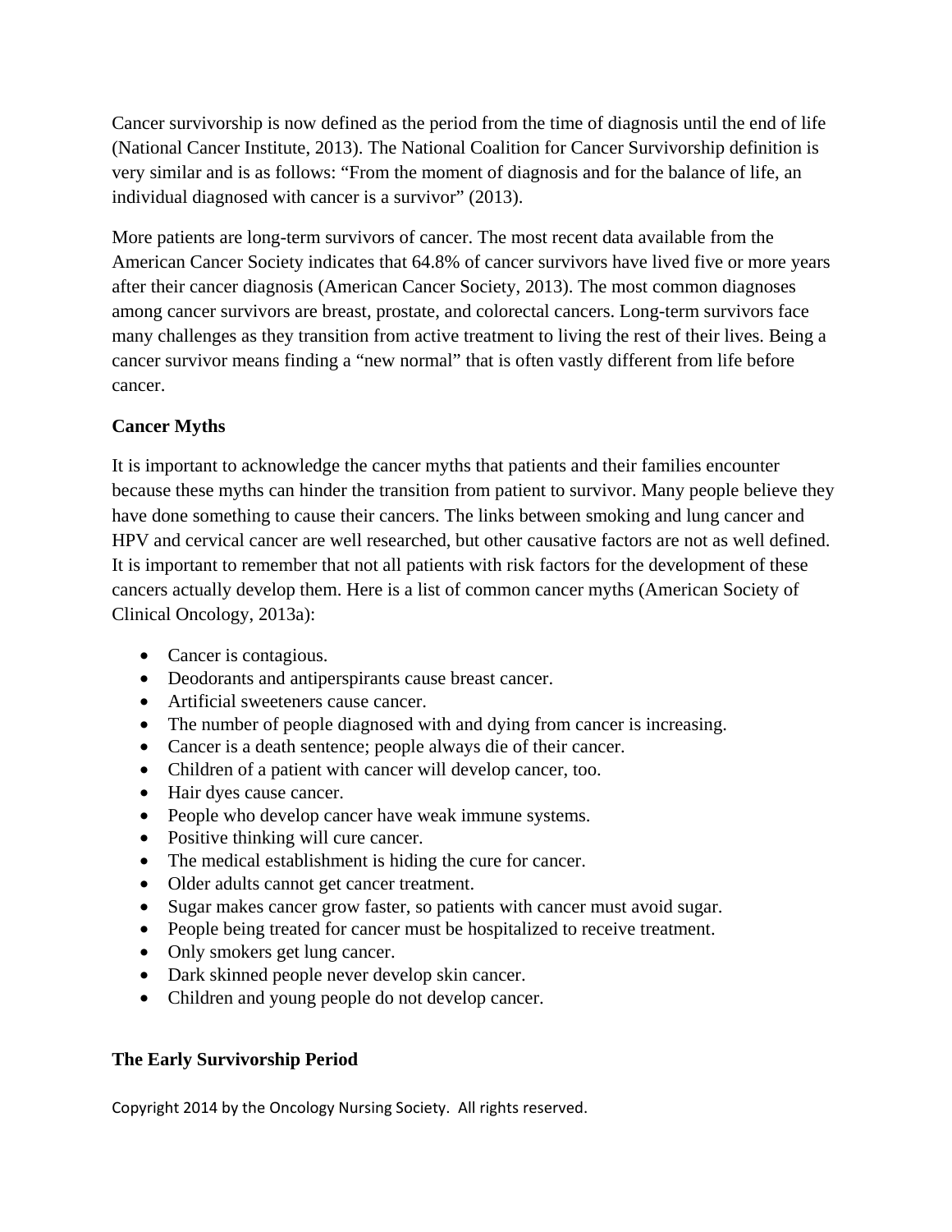Cancer survivorship is now defined as the period from the time of diagnosis until the end of life (National Cancer Institute, 2013). The National Coalition for Cancer Survivorship definition is very similar and is as follows: "From the moment of diagnosis and for the balance of life, an individual diagnosed with cancer is a survivor" (2013).

More patients are long-term survivors of cancer. The most recent data available from the American Cancer Society indicates that 64.8% of cancer survivors have lived five or more years after their cancer diagnosis (American Cancer Society, 2013). The most common diagnoses among cancer survivors are breast, prostate, and colorectal cancers. Long-term survivors face many challenges as they transition from active treatment to living the rest of their lives. Being a cancer survivor means finding a "new normal" that is often vastly different from life before cancer.

### Cancer Myths

It is important to acknowledge the cancer myths that patients and their families encounter because these myths can hinder the transition from patient to survivor. Many people believe they have done something to cause their cancers. The links between smoking and lung cancer and HPV and cervical cancer are well researched, but other causative factors are not as well defined. It is important to remember that not all patients with risk factors for the development of these cancers actually develop them. Here is a list of common cancer myths (American Society of Clinical Oncology, 2013a):

- Cancer is contagious.
- Deodorants and antiperspirants cause breast cancer.
- Artificial sweeteners cause cancer.
- The number of people diagnosed with and dying from cancer is increasing.
- Cancer is a death sentence; people always die of their cancer.
- Children of a patient with cancer will develop cancer, too.
- Hair dyes cause cancer.
- People who develop cancer have weak immune systems.
- Positive thinking will cure cancer.
- The medical establishment is hiding the cure for cancer.
- Older adults cannot get cancer treatment.
- Sugar makes cancer grow faster, so patients with cancer must avoid sugar.
- People being treated for cancer must be hospitalized to receive treatment.
- Only smokers get lung cancer.
- Dark skinned people never develop skin cancer.
- Children and young people do not develop cancer.

### The Early Survivorship Period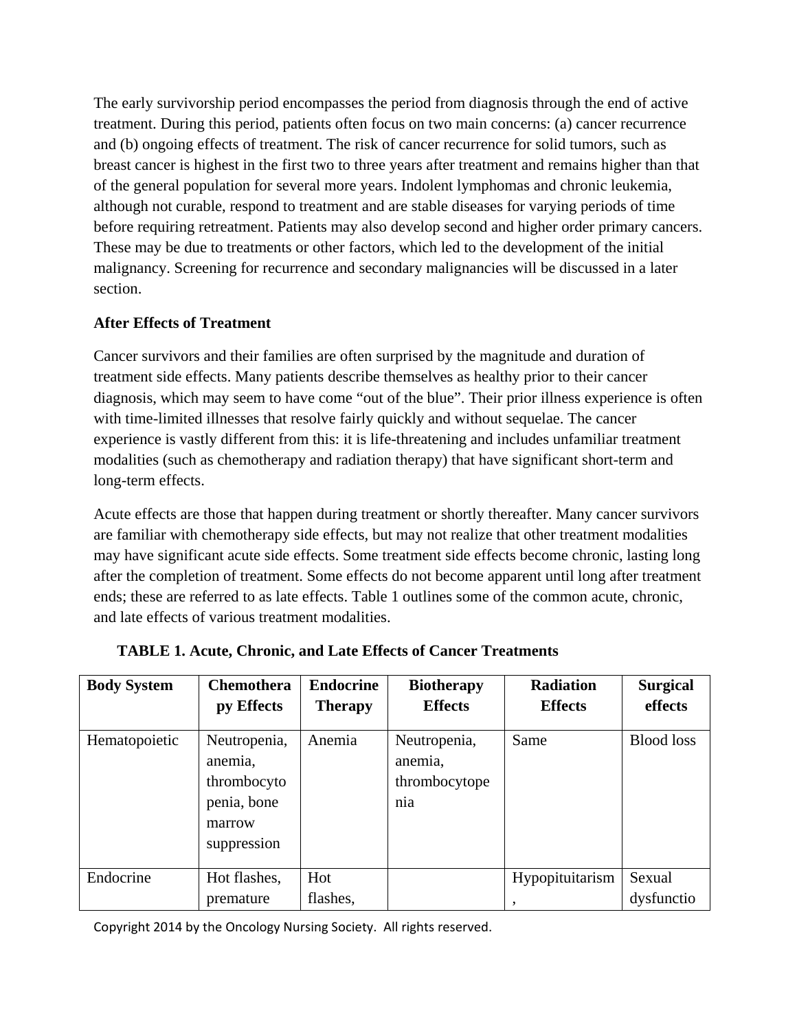The early survivorship period encompasses the period from diagnosis through the end of active treatment. During this period, patients often focus on two main concerns: (a) cancer recurrence and (b) ongoing effects of treatment. The risk of cancer recurrence for solid tumors, such as breast cancer is highest in the first two to three years after treatment and remains higher than that of the general population for several more years. Indolent lymphomas and chronic leukemia, although not curable, respond to treatment and are stable diseases for varying periods of time before requiring retreatment. Patients may also develop second and higher order primary cancers. These may be due to treatments or other factors, which led to the development of the initial malignancy. Screening for recurrence and secondary malignancies will be discussed in a later section.

**After Effects of Treatment**

Cancer survivors and their families are often surprised by the magnitude and duration of treatment side effects. Many patients describe themselves as healthy prior to their cancer diagnosis, which may seem to have come "out of the blue". Their prior illness experience is often with time-limited illnesses that resolve fairly quickly and without sequelae. The cancer experience is vastly different from this: it is life-threatening and includes unfamiliar treatment modalities (such as chemotherapy and radiation therapy) that have significant short-term and long-term effects.

Acute effects are those that happen during treatment or shortly thereafter. Many cancer survivors are familiar with chemotherapy side effects, but may not realize that other treatment modalities may have significant acute side effects. Some treatment side effects become chronic, lasting long after the completion of treatment. Some effects do not become apparent until long after treatment ends; these are referred to as late effects. Table 1 outlines some of the common acute, chronic, and late effects of various treatment modalities.

**TABLE 1. Acute, Chronic, and Late Effects of Cancer Treatments**

| Body System | Chemotherapy Effects | Endocrine Therapy | Biotherapy Effects | Radiation Effects | Surgical effects |
|---|---|---|---|---|---|
| Hematopoietic | Neutropenia, anemia, thrombocytopenia, bone marrow suppression | Anemia | Neutropenia, anemia, thrombocytopenia | Same | Blood loss |
| Endocrine | Hot flashes, premature | Hot flashes, | | Hypopituitarism, | Sexual dysfunctio |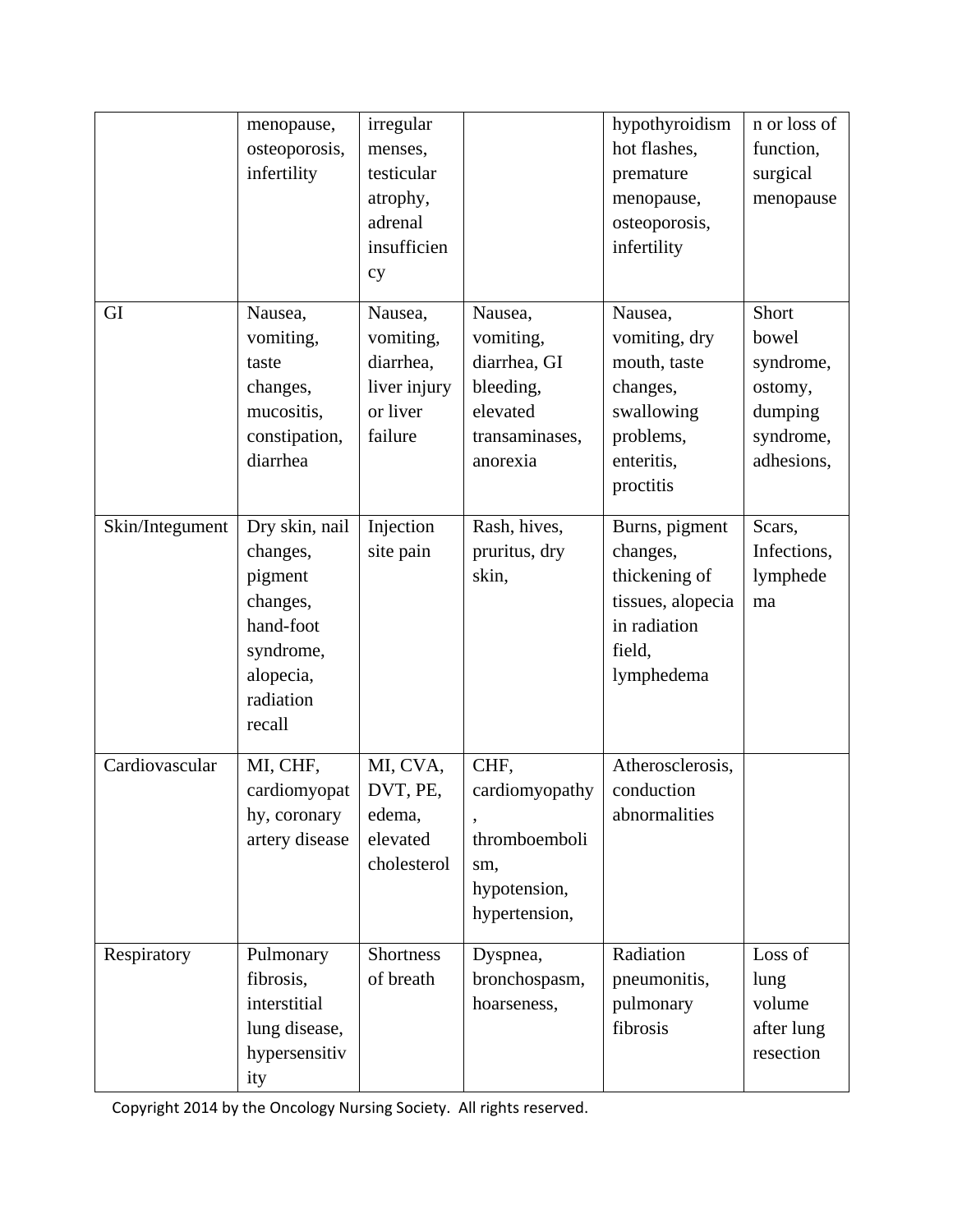|  | menopause, osteoporosis, infertility | irregular menses, testicular atrophy, adrenal insufficiency |  | hypothyroidism hot flashes, premature menopause, osteoporosis, infertility | n or loss of function, surgical menopause |
|---|---|---|---|---|---|
| GI | Nausea, vomiting, taste changes, mucositis, constipation, diarrhea | Nausea, vomiting, diarrhea, liver injury or liver failure | Nausea, vomiting, diarrhea, GI bleeding, elevated transaminases, anorexia | Nausea, vomiting, dry mouth, taste changes, swallowing problems, enteritis, proctitis | Short bowel syndrome, ostomy, dumping syndrome, adhesions, |
| Skin/Integument | Dry skin, nail changes, pigment changes, hand-foot syndrome, alopecia, radiation recall | Injection site pain | Rash, hives, pruritus, dry skin, | Burns, pigment changes, thickening of tissues, alopecia in radiation field, lymphedema | Scars, Infections, lymphedema |
| Cardiovascular | MI, CHF, cardiomyopathy, coronary artery disease | MI, CVA, DVT, PE, edema, elevated cholesterol | CHF, cardiomyopathy, thromboembolism, hypotension, hypertension, | Atherosclerosis, conduction abnormalities |  |
| Respiratory | Pulmonary fibrosis, interstitial lung disease, hypersensitivity | Shortness of breath | Dyspnea, bronchospasm, hoarseness, | Radiation pneumonitis, pulmonary fibrosis | Loss of lung volume after lung resection |

Copyright 2014 by the Oncology Nursing Society. All rights reserved.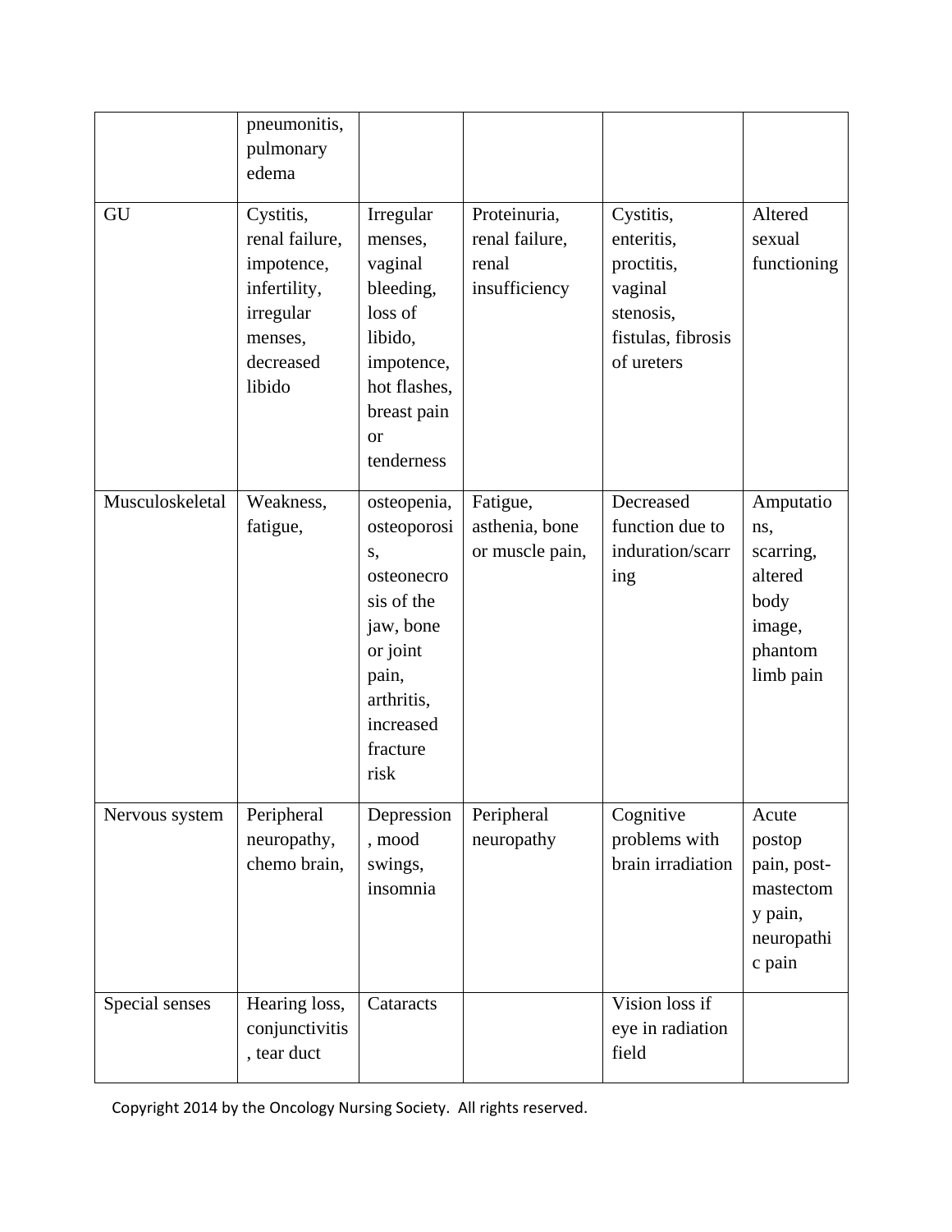|  |  |  |  |  |  |
|---|---|---|---|---|---|
|  | pneumonitis, pulmonary edema |  |  |  |  |
| GU | Cystitis, renal failure, impotence, infertility, irregular menses, decreased libido | Irregular menses, vaginal bleeding, loss of libido, impotence, hot flashes, breast pain or tenderness | Proteinuria, renal failure, renal insufficiency | Cystitis, enteritis, proctitis, vaginal stenosis, fistulas, fibrosis of ureters | Altered sexual functioning |
| Musculoskeletal | Weakness, fatigue, | osteopenia, osteoporosis, osteonecrosis of the jaw, bone or joint pain, arthritis, increased fracture risk | Fatigue, asthenia, bone or muscle pain, | Decreased function due to induration/scarring | Amputations, scarring, altered body image, phantom limb pain |
| Nervous system | Peripheral neuropathy, chemo brain, | Depression, mood swings, insomnia | Peripheral neuropathy | Cognitive problems with brain irradiation | Acute postop pain, post-mastectomy pain, neuropathic pain |
| Special senses | Hearing loss, conjunctivitis, tear duct | Cataracts |  | Vision loss if eye in radiation field |  |

Copyright 2014 by the Oncology Nursing Society. All rights reserved.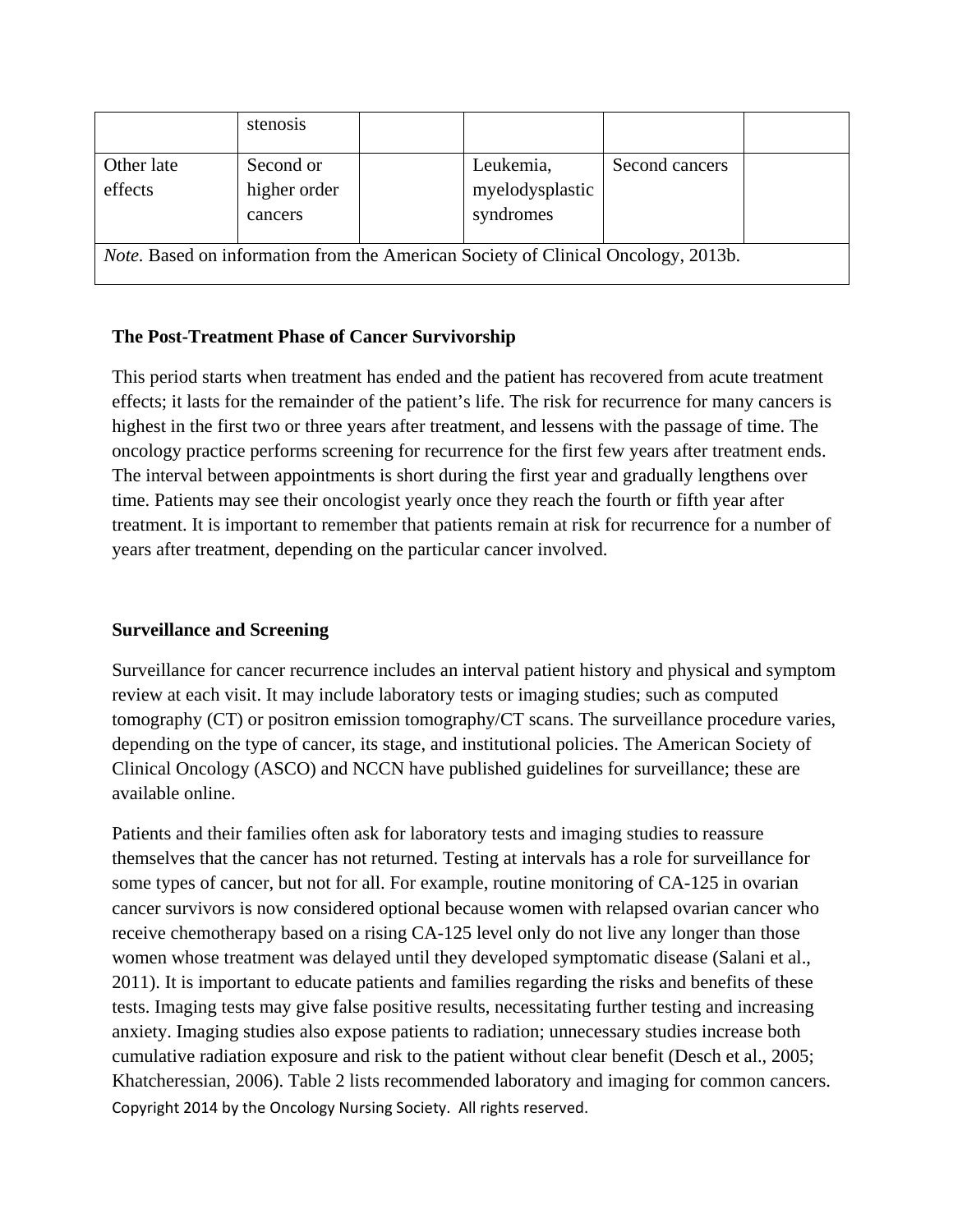| | stenosis | | | | |
|---|---|---|---|---|---|
| Other late effects | Second or higher order cancers | | Leukemia, myelodysplastic syndromes | Second cancers | |
| *Note.* Based on information from the American Society of Clinical Oncology, 2013b. | | | | | |

**The Post-Treatment Phase of Cancer Survivorship**

This period starts when treatment has ended and the patient has recovered from acute treatment effects; it lasts for the remainder of the patient's life. The risk for recurrence for many cancers is highest in the first two or three years after treatment, and lessens with the passage of time. The oncology practice performs screening for recurrence for the first few years after treatment ends. The interval between appointments is short during the first year and gradually lengthens over time. Patients may see their oncologist yearly once they reach the fourth or fifth year after treatment. It is important to remember that patients remain at risk for recurrence for a number of years after treatment, depending on the particular cancer involved.

**Surveillance and Screening**

Surveillance for cancer recurrence includes an interval patient history and physical and symptom review at each visit. It may include laboratory tests or imaging studies; such as computed tomography (CT) or positron emission tomography/CT scans. The surveillance procedure varies, depending on the type of cancer, its stage, and institutional policies. The American Society of Clinical Oncology (ASCO) and NCCN have published guidelines for surveillance; these are available online.

Patients and their families often ask for laboratory tests and imaging studies to reassure themselves that the cancer has not returned. Testing at intervals has a role for surveillance for some types of cancer, but not for all. For example, routine monitoring of CA-125 in ovarian cancer survivors is now considered optional because women with relapsed ovarian cancer who receive chemotherapy based on a rising CA-125 level only do not live any longer than those women whose treatment was delayed until they developed symptomatic disease (Salani et al., 2011). It is important to educate patients and families regarding the risks and benefits of these tests. Imaging tests may give false positive results, necessitating further testing and increasing anxiety. Imaging studies also expose patients to radiation; unnecessary studies increase both cumulative radiation exposure and risk to the patient without clear benefit (Desch et al., 2005; Khatcheressian, 2006). Table 2 lists recommended laboratory and imaging for common cancers.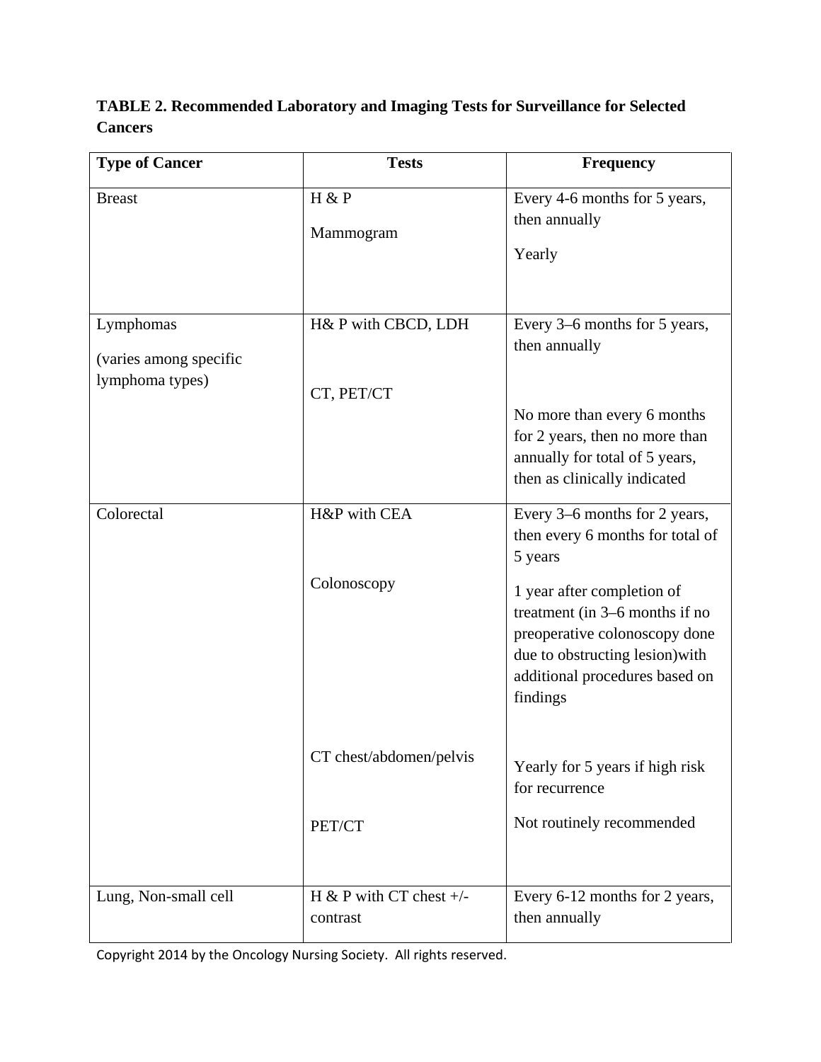**TABLE 2. Recommended Laboratory and Imaging Tests for Surveillance for Selected Cancers**

| Type of Cancer | Tests | Frequency |
|---|---|---|
| Breast | H & P | Every 4-6 months for 5 years, then annually |
| | Mammogram | Yearly |
| Lymphomas (varies among specific lymphoma types) | H& P with CBCD, LDH | Every 3–6 months for 5 years, then annually |
| | CT, PET/CT | No more than every 6 months for 2 years, then no more than annually for total of 5 years, then as clinically indicated |
| Colorectal | H&P with CEA | Every 3–6 months for 2 years, then every 6 months for total of 5 years |
| | Colonoscopy | 1 year after completion of treatment (in 3–6 months if no preoperative colonoscopy done due to obstructing lesion)with additional procedures based on findings |
| | CT chest/abdomen/pelvis | Yearly for 5 years if high risk for recurrence |
| | PET/CT | Not routinely recommended |
| Lung, Non-small cell | H & P with CT chest +/- contrast | Every 6-12 months for 2 years, then annually |

Copyright 2014 by the Oncology Nursing Society. All rights reserved.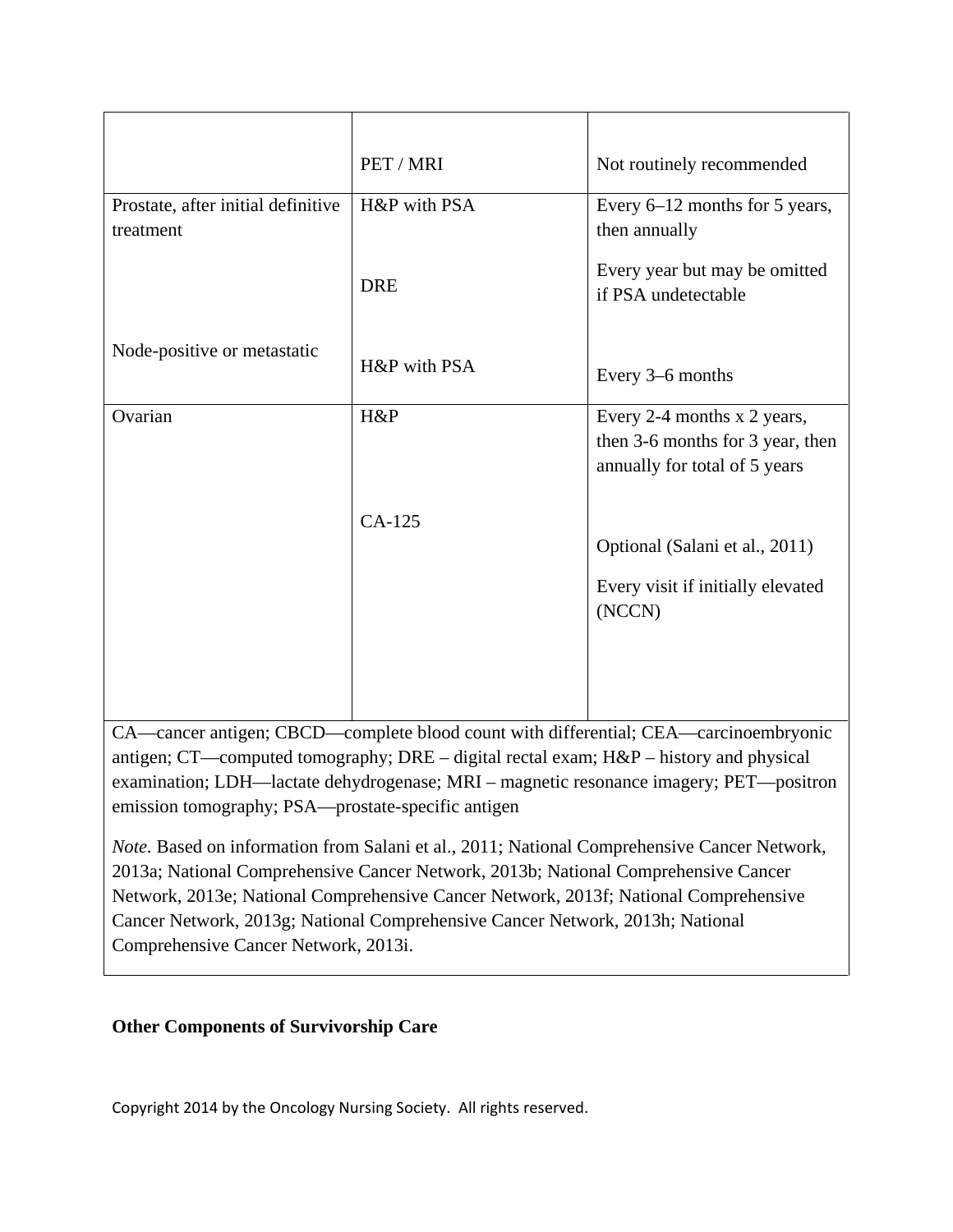| | | |
|---|---|---|
| | PET / MRI | Not routinely recommended |
| Prostate, after initial definitive treatment | H&P with PSA | Every 6–12 months for 5 years, then annually |
| | DRE | Every year but may be omitted if PSA undetectable |
| Node-positive or metastatic | H&P with PSA | Every 3–6 months |
| Ovarian | H&P | Every 2-4 months x 2 years, then 3-6 months for 3 year, then annually for total of 5 years |
| | CA-125 | Optional (Salani et al., 2011)<br>Every visit if initially elevated (NCCN) |

CA—cancer antigen; CBCD—complete blood count with differential; CEA—carcinoembryonic antigen; CT—computed tomography; DRE – digital rectal exam; H&P – history and physical examination; LDH—lactate dehydrogenase; MRI – magnetic resonance imagery; PET—positron emission tomography; PSA—prostate-specific antigen

*Note.* Based on information from Salani et al., 2011; National Comprehensive Cancer Network, 2013a; National Comprehensive Cancer Network, 2013b; National Comprehensive Cancer Network, 2013e; National Comprehensive Cancer Network, 2013f; National Comprehensive Cancer Network, 2013g; National Comprehensive Cancer Network, 2013h; National Comprehensive Cancer Network, 2013i.

**Other Components of Survivorship Care**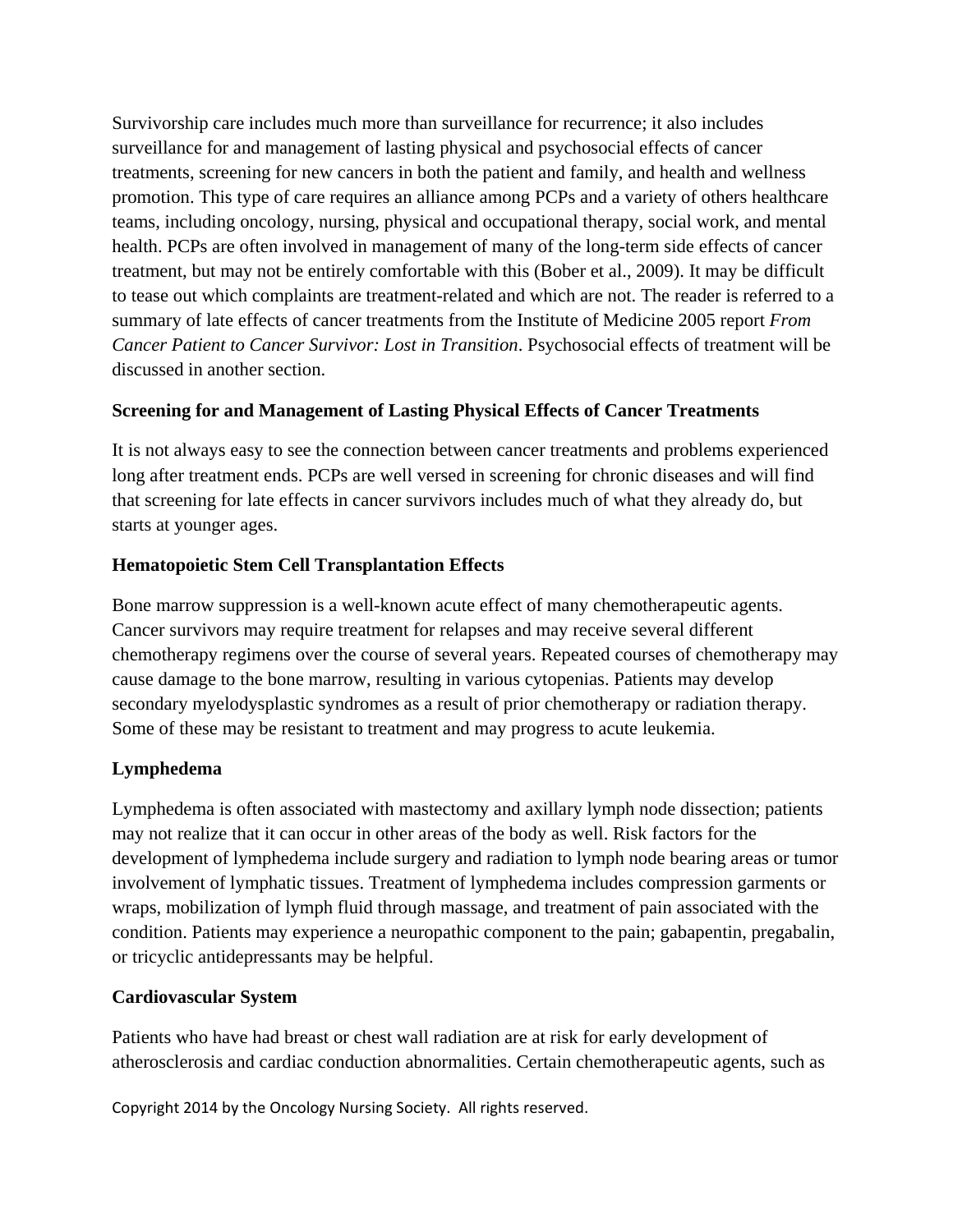Survivorship care includes much more than surveillance for recurrence; it also includes surveillance for and management of lasting physical and psychosocial effects of cancer treatments, screening for new cancers in both the patient and family, and health and wellness promotion. This type of care requires an alliance among PCPs and a variety of others healthcare teams, including oncology, nursing, physical and occupational therapy, social work, and mental health. PCPs are often involved in management of many of the long-term side effects of cancer treatment, but may not be entirely comfortable with this (Bober et al., 2009). It may be difficult to tease out which complaints are treatment-related and which are not. The reader is referred to a summary of late effects of cancer treatments from the Institute of Medicine 2005 report *From Cancer Patient to Cancer Survivor: Lost in Transition*. Psychosocial effects of treatment will be discussed in another section.

**Screening for and Management of Lasting Physical Effects of Cancer Treatments**

It is not always easy to see the connection between cancer treatments and problems experienced long after treatment ends. PCPs are well versed in screening for chronic diseases and will find that screening for late effects in cancer survivors includes much of what they already do, but starts at younger ages.

**Hematopoietic Stem Cell Transplantation Effects**

Bone marrow suppression is a well-known acute effect of many chemotherapeutic agents. Cancer survivors may require treatment for relapses and may receive several different chemotherapy regimens over the course of several years. Repeated courses of chemotherapy may cause damage to the bone marrow, resulting in various cytopenias. Patients may develop secondary myelodysplastic syndromes as a result of prior chemotherapy or radiation therapy. Some of these may be resistant to treatment and may progress to acute leukemia.

**Lymphedema**

Lymphedema is often associated with mastectomy and axillary lymph node dissection; patients may not realize that it can occur in other areas of the body as well. Risk factors for the development of lymphedema include surgery and radiation to lymph node bearing areas or tumor involvement of lymphatic tissues. Treatment of lymphedema includes compression garments or wraps, mobilization of lymph fluid through massage, and treatment of pain associated with the condition. Patients may experience a neuropathic component to the pain; gabapentin, pregabalin, or tricyclic antidepressants may be helpful.

**Cardiovascular System**

Patients who have had breast or chest wall radiation are at risk for early development of atherosclerosis and cardiac conduction abnormalities. Certain chemotherapeutic agents, such as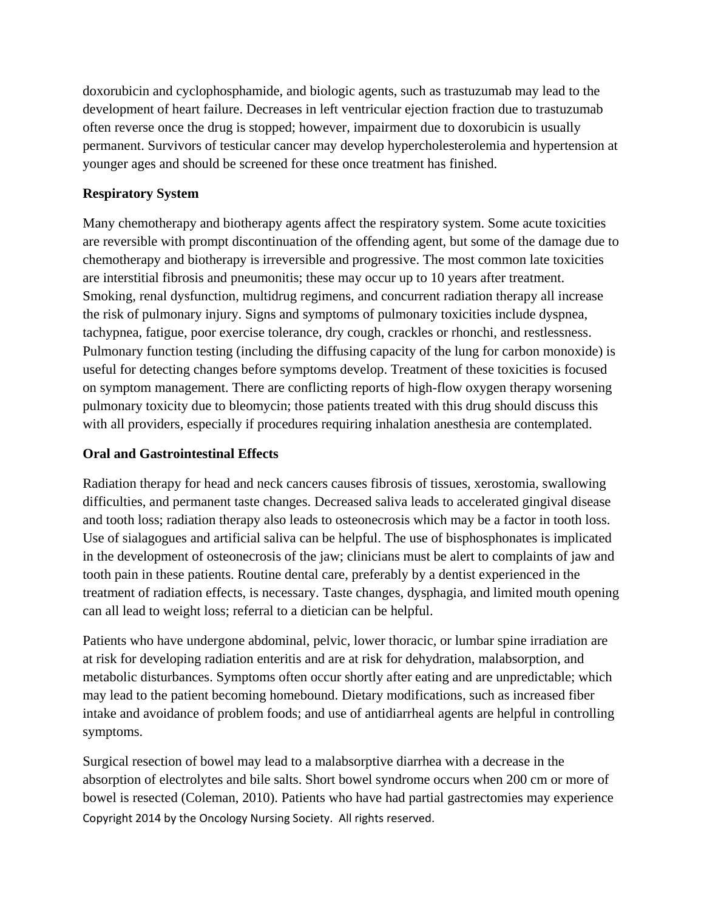doxorubicin and cyclophosphamide, and biologic agents, such as trastuzumab may lead to the development of heart failure. Decreases in left ventricular ejection fraction due to trastuzumab often reverse once the drug is stopped; however, impairment due to doxorubicin is usually permanent. Survivors of testicular cancer may develop hypercholesterolemia and hypertension at younger ages and should be screened for these once treatment has finished.

**Respiratory System**

Many chemotherapy and biotherapy agents affect the respiratory system. Some acute toxicities are reversible with prompt discontinuation of the offending agent, but some of the damage due to chemotherapy and biotherapy is irreversible and progressive. The most common late toxicities are interstitial fibrosis and pneumonitis; these may occur up to 10 years after treatment. Smoking, renal dysfunction, multidrug regimens, and concurrent radiation therapy all increase the risk of pulmonary injury. Signs and symptoms of pulmonary toxicities include dyspnea, tachypnea, fatigue, poor exercise tolerance, dry cough, crackles or rhonchi, and restlessness. Pulmonary function testing (including the diffusing capacity of the lung for carbon monoxide) is useful for detecting changes before symptoms develop. Treatment of these toxicities is focused on symptom management. There are conflicting reports of high-flow oxygen therapy worsening pulmonary toxicity due to bleomycin; those patients treated with this drug should discuss this with all providers, especially if procedures requiring inhalation anesthesia are contemplated.

**Oral and Gastrointestinal Effects**

Radiation therapy for head and neck cancers causes fibrosis of tissues, xerostomia, swallowing difficulties, and permanent taste changes. Decreased saliva leads to accelerated gingival disease and tooth loss; radiation therapy also leads to osteonecrosis which may be a factor in tooth loss. Use of sialagogues and artificial saliva can be helpful. The use of bisphosphonates is implicated in the development of osteonecrosis of the jaw; clinicians must be alert to complaints of jaw and tooth pain in these patients. Routine dental care, preferably by a dentist experienced in the treatment of radiation effects, is necessary. Taste changes, dysphagia, and limited mouth opening can all lead to weight loss; referral to a dietician can be helpful.

Patients who have undergone abdominal, pelvic, lower thoracic, or lumbar spine irradiation are at risk for developing radiation enteritis and are at risk for dehydration, malabsorption, and metabolic disturbances. Symptoms often occur shortly after eating and are unpredictable; which may lead to the patient becoming homebound. Dietary modifications, such as increased fiber intake and avoidance of problem foods; and use of antidiarrheal agents are helpful in controlling symptoms.

Surgical resection of bowel may lead to a malabsorptive diarrhea with a decrease in the absorption of electrolytes and bile salts. Short bowel syndrome occurs when 200 cm or more of bowel is resected (Coleman, 2010). Patients who have had partial gastrectomies may experience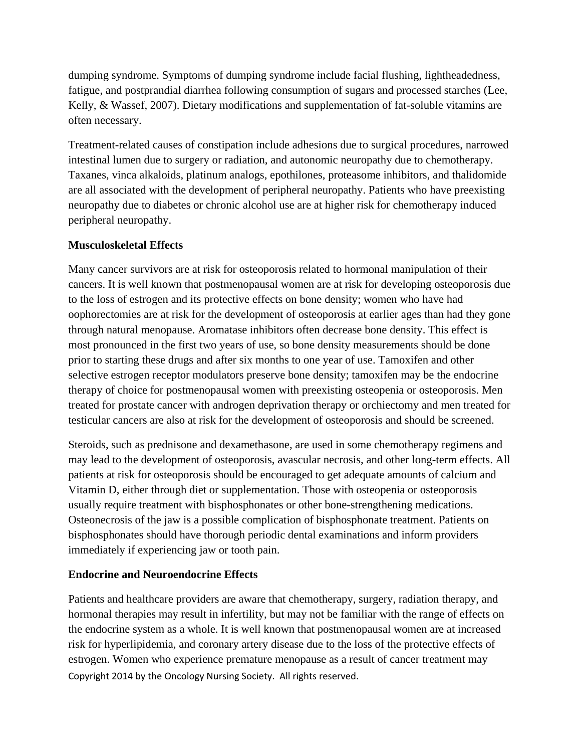dumping syndrome. Symptoms of dumping syndrome include facial flushing, lightheadedness, fatigue, and postprandial diarrhea following consumption of sugars and processed starches (Lee, Kelly, & Wassef, 2007). Dietary modifications and supplementation of fat-soluble vitamins are often necessary.

Treatment-related causes of constipation include adhesions due to surgical procedures, narrowed intestinal lumen due to surgery or radiation, and autonomic neuropathy due to chemotherapy. Taxanes, vinca alkaloids, platinum analogs, epothilones, proteasome inhibitors, and thalidomide are all associated with the development of peripheral neuropathy. Patients who have preexisting neuropathy due to diabetes or chronic alcohol use are at higher risk for chemotherapy induced peripheral neuropathy.

**Musculoskeletal Effects**

Many cancer survivors are at risk for osteoporosis related to hormonal manipulation of their cancers. It is well known that postmenopausal women are at risk for developing osteoporosis due to the loss of estrogen and its protective effects on bone density; women who have had oophorectomies are at risk for the development of osteoporosis at earlier ages than had they gone through natural menopause. Aromatase inhibitors often decrease bone density. This effect is most pronounced in the first two years of use, so bone density measurements should be done prior to starting these drugs and after six months to one year of use. Tamoxifen and other selective estrogen receptor modulators preserve bone density; tamoxifen may be the endocrine therapy of choice for postmenopausal women with preexisting osteopenia or osteoporosis. Men treated for prostate cancer with androgen deprivation therapy or orchiectomy and men treated for testicular cancers are also at risk for the development of osteoporosis and should be screened.

Steroids, such as prednisone and dexamethasone, are used in some chemotherapy regimens and may lead to the development of osteoporosis, avascular necrosis, and other long-term effects. All patients at risk for osteoporosis should be encouraged to get adequate amounts of calcium and Vitamin D, either through diet or supplementation. Those with osteopenia or osteoporosis usually require treatment with bisphosphonates or other bone-strengthening medications. Osteonecrosis of the jaw is a possible complication of bisphosphonate treatment. Patients on bisphosphonates should have thorough periodic dental examinations and inform providers immediately if experiencing jaw or tooth pain.

**Endocrine and Neuroendocrine Effects**

Patients and healthcare providers are aware that chemotherapy, surgery, radiation therapy, and hormonal therapies may result in infertility, but may not be familiar with the range of effects on the endocrine system as a whole. It is well known that postmenopausal women are at increased risk for hyperlipidemia, and coronary artery disease due to the loss of the protective effects of estrogen. Women who experience premature menopause as a result of cancer treatment may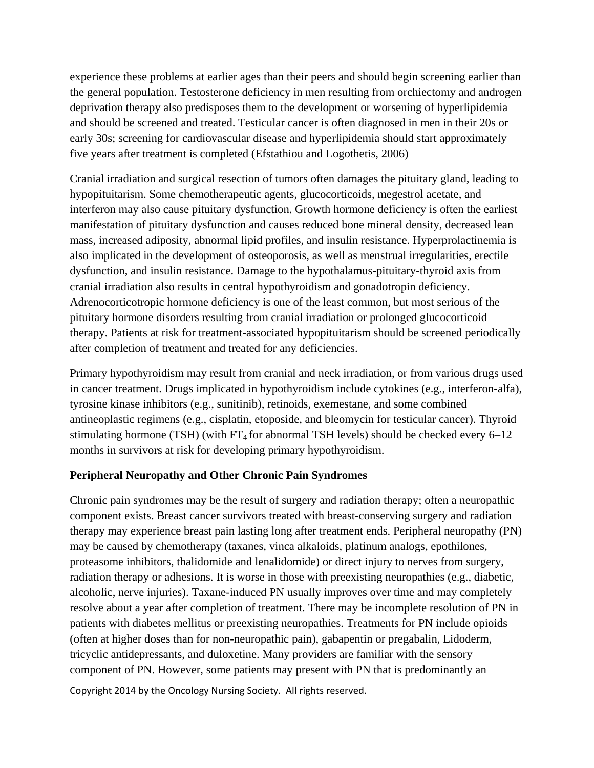experience these problems at earlier ages than their peers and should begin screening earlier than the general population. Testosterone deficiency in men resulting from orchiectomy and androgen deprivation therapy also predisposes them to the development or worsening of hyperlipidemia and should be screened and treated. Testicular cancer is often diagnosed in men in their 20s or early 30s; screening for cardiovascular disease and hyperlipidemia should start approximately five years after treatment is completed (Efstathiou and Logothetis, 2006)

Cranial irradiation and surgical resection of tumors often damages the pituitary gland, leading to hypopituitarism. Some chemotherapeutic agents, glucocorticoids, megestrol acetate, and interferon may also cause pituitary dysfunction. Growth hormone deficiency is often the earliest manifestation of pituitary dysfunction and causes reduced bone mineral density, decreased lean mass, increased adiposity, abnormal lipid profiles, and insulin resistance. Hyperprolactinemia is also implicated in the development of osteoporosis, as well as menstrual irregularities, erectile dysfunction, and insulin resistance. Damage to the hypothalamus-pituitary-thyroid axis from cranial irradiation also results in central hypothyroidism and gonadotropin deficiency. Adrenocorticotropic hormone deficiency is one of the least common, but most serious of the pituitary hormone disorders resulting from cranial irradiation or prolonged glucocorticoid therapy. Patients at risk for treatment-associated hypopituitarism should be screened periodically after completion of treatment and treated for any deficiencies.

Primary hypothyroidism may result from cranial and neck irradiation, or from various drugs used in cancer treatment. Drugs implicated in hypothyroidism include cytokines (e.g., interferon-alfa), tyrosine kinase inhibitors (e.g., sunitinib), retinoids, exemestane, and some combined antineoplastic regimens (e.g., cisplatin, etoposide, and bleomycin for testicular cancer). Thyroid stimulating hormone (TSH) (with $FT_4$ for abnormal TSH levels) should be checked every 6–12 months in survivors at risk for developing primary hypothyroidism.

**Peripheral Neuropathy and Other Chronic Pain Syndromes**

Chronic pain syndromes may be the result of surgery and radiation therapy; often a neuropathic component exists. Breast cancer survivors treated with breast-conserving surgery and radiation therapy may experience breast pain lasting long after treatment ends. Peripheral neuropathy (PN) may be caused by chemotherapy (taxanes, vinca alkaloids, platinum analogs, epothilones, proteasome inhibitors, thalidomide and lenalidomide) or direct injury to nerves from surgery, radiation therapy or adhesions. It is worse in those with preexisting neuropathies (e.g., diabetic, alcoholic, nerve injuries). Taxane-induced PN usually improves over time and may completely resolve about a year after completion of treatment. There may be incomplete resolution of PN in patients with diabetes mellitus or preexisting neuropathies. Treatments for PN include opioids (often at higher doses than for non-neuropathic pain), gabapentin or pregabalin, Lidoderm, tricyclic antidepressants, and duloxetine. Many providers are familiar with the sensory component of PN. However, some patients may present with PN that is predominantly an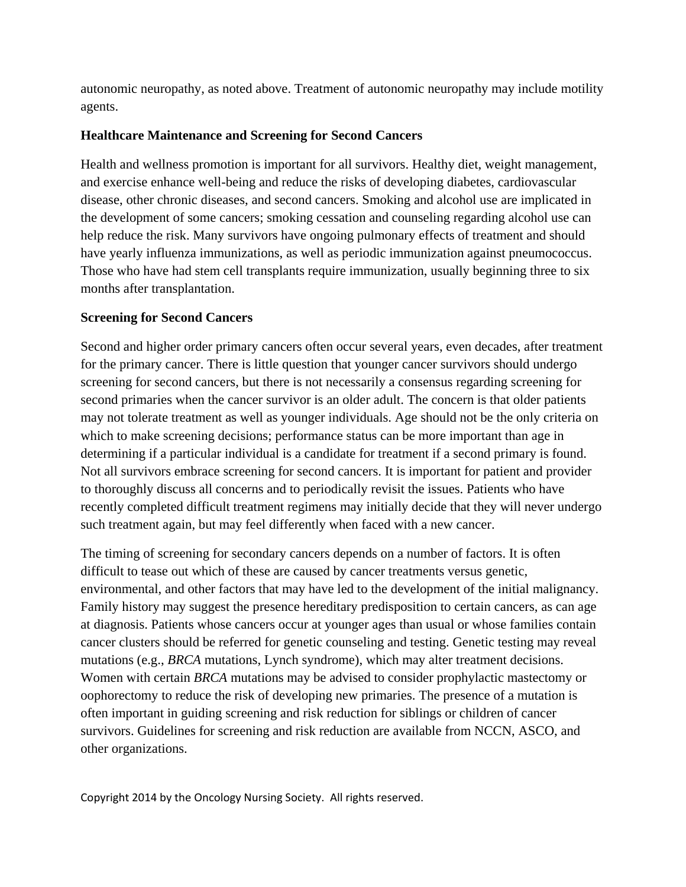autonomic neuropathy, as noted above. Treatment of autonomic neuropathy may include motility agents.

**Healthcare Maintenance and Screening for Second Cancers**

Health and wellness promotion is important for all survivors. Healthy diet, weight management, and exercise enhance well-being and reduce the risks of developing diabetes, cardiovascular disease, other chronic diseases, and second cancers. Smoking and alcohol use are implicated in the development of some cancers; smoking cessation and counseling regarding alcohol use can help reduce the risk. Many survivors have ongoing pulmonary effects of treatment and should have yearly influenza immunizations, as well as periodic immunization against pneumococcus. Those who have had stem cell transplants require immunization, usually beginning three to six months after transplantation.

**Screening for Second Cancers**

Second and higher order primary cancers often occur several years, even decades, after treatment for the primary cancer. There is little question that younger cancer survivors should undergo screening for second cancers, but there is not necessarily a consensus regarding screening for second primaries when the cancer survivor is an older adult. The concern is that older patients may not tolerate treatment as well as younger individuals. Age should not be the only criteria on which to make screening decisions; performance status can be more important than age in determining if a particular individual is a candidate for treatment if a second primary is found. Not all survivors embrace screening for second cancers. It is important for patient and provider to thoroughly discuss all concerns and to periodically revisit the issues. Patients who have recently completed difficult treatment regimens may initially decide that they will never undergo such treatment again, but may feel differently when faced with a new cancer.

The timing of screening for secondary cancers depends on a number of factors. It is often difficult to tease out which of these are caused by cancer treatments versus genetic, environmental, and other factors that may have led to the development of the initial malignancy. Family history may suggest the presence hereditary predisposition to certain cancers, as can age at diagnosis. Patients whose cancers occur at younger ages than usual or whose families contain cancer clusters should be referred for genetic counseling and testing. Genetic testing may reveal mutations (e.g., *BRCA* mutations, Lynch syndrome), which may alter treatment decisions. Women with certain *BRCA* mutations may be advised to consider prophylactic mastectomy or oophorectomy to reduce the risk of developing new primaries. The presence of a mutation is often important in guiding screening and risk reduction for siblings or children of cancer survivors. Guidelines for screening and risk reduction are available from NCCN, ASCO, and other organizations.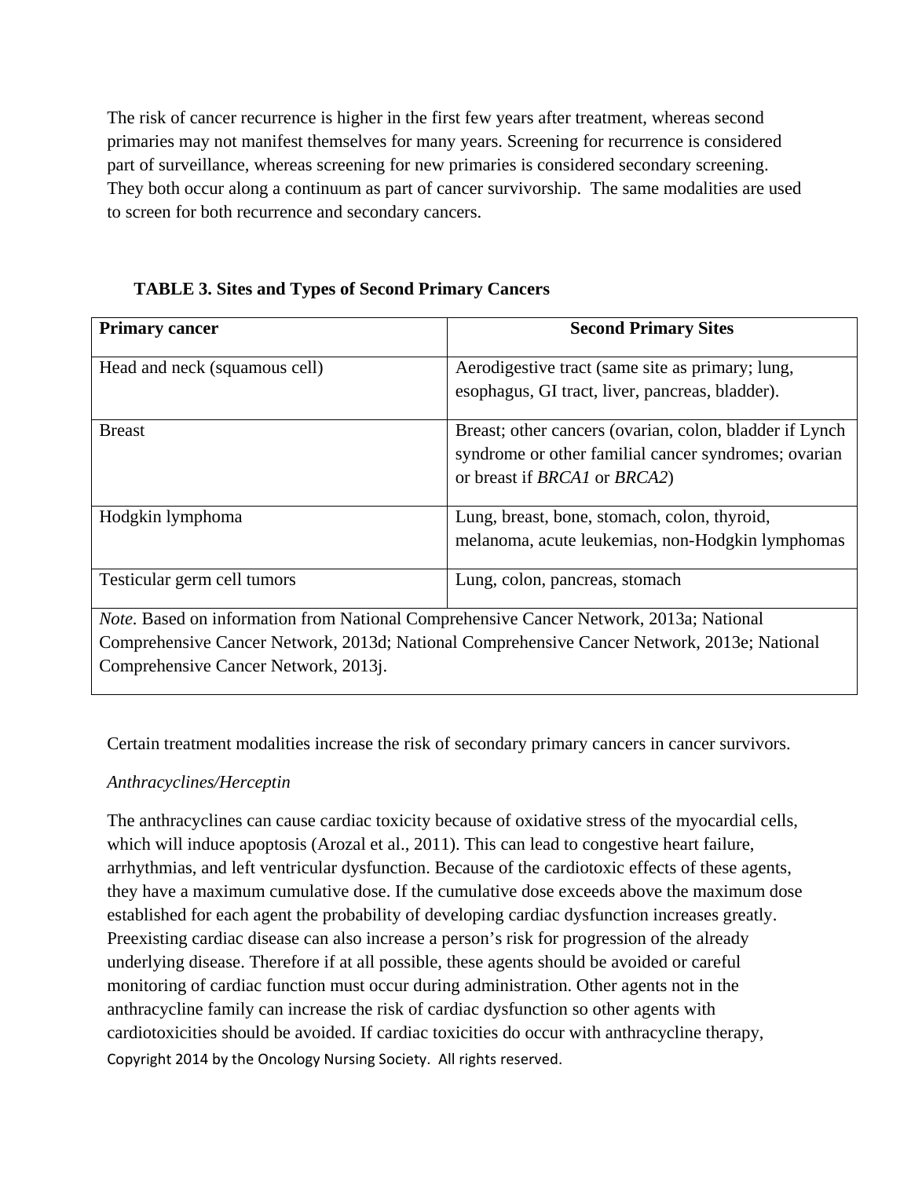The risk of cancer recurrence is higher in the first few years after treatment, whereas second primaries may not manifest themselves for many years. Screening for recurrence is considered part of surveillance, whereas screening for new primaries is considered secondary screening. They both occur along a continuum as part of cancer survivorship. The same modalities are used to screen for both recurrence and secondary cancers.

**TABLE 3. Sites and Types of Second Primary Cancers**

| **Primary cancer** | **Second Primary Sites** |
| --- | --- |
| Head and neck (squamous cell) | Aerodigestive tract (same site as primary; lung, esophagus, GI tract, liver, pancreas, bladder). |
| Breast | Breast; other cancers (ovarian, colon, bladder if Lynch syndrome or other familial cancer syndromes; ovarian or breast if *BRCA1* or *BRCA2*) |
| Hodgkin lymphoma | Lung, breast, bone, stomach, colon, thyroid, melanoma, acute leukemias, non-Hodgkin lymphomas |
| Testicular germ cell tumors | Lung, colon, pancreas, stomach |

*Note.* Based on information from National Comprehensive Cancer Network, 2013a; National Comprehensive Cancer Network, 2013d; National Comprehensive Cancer Network, 2013e; National Comprehensive Cancer Network, 2013j.

Certain treatment modalities increase the risk of secondary primary cancers in cancer survivors.

*Anthracyclines/Herceptin*

The anthracyclines can cause cardiac toxicity because of oxidative stress of the myocardial cells, which will induce apoptosis (Arozal et al., 2011). This can lead to congestive heart failure, arrhythmias, and left ventricular dysfunction. Because of the cardiotoxic effects of these agents, they have a maximum cumulative dose. If the cumulative dose exceeds above the maximum dose established for each agent the probability of developing cardiac dysfunction increases greatly. Preexisting cardiac disease can also increase a person's risk for progression of the already underlying disease. Therefore if at all possible, these agents should be avoided or careful monitoring of cardiac function must occur during administration. Other agents not in the anthracycline family can increase the risk of cardiac dysfunction so other agents with cardiotoxicities should be avoided. If cardiac toxicities do occur with anthracycline therapy,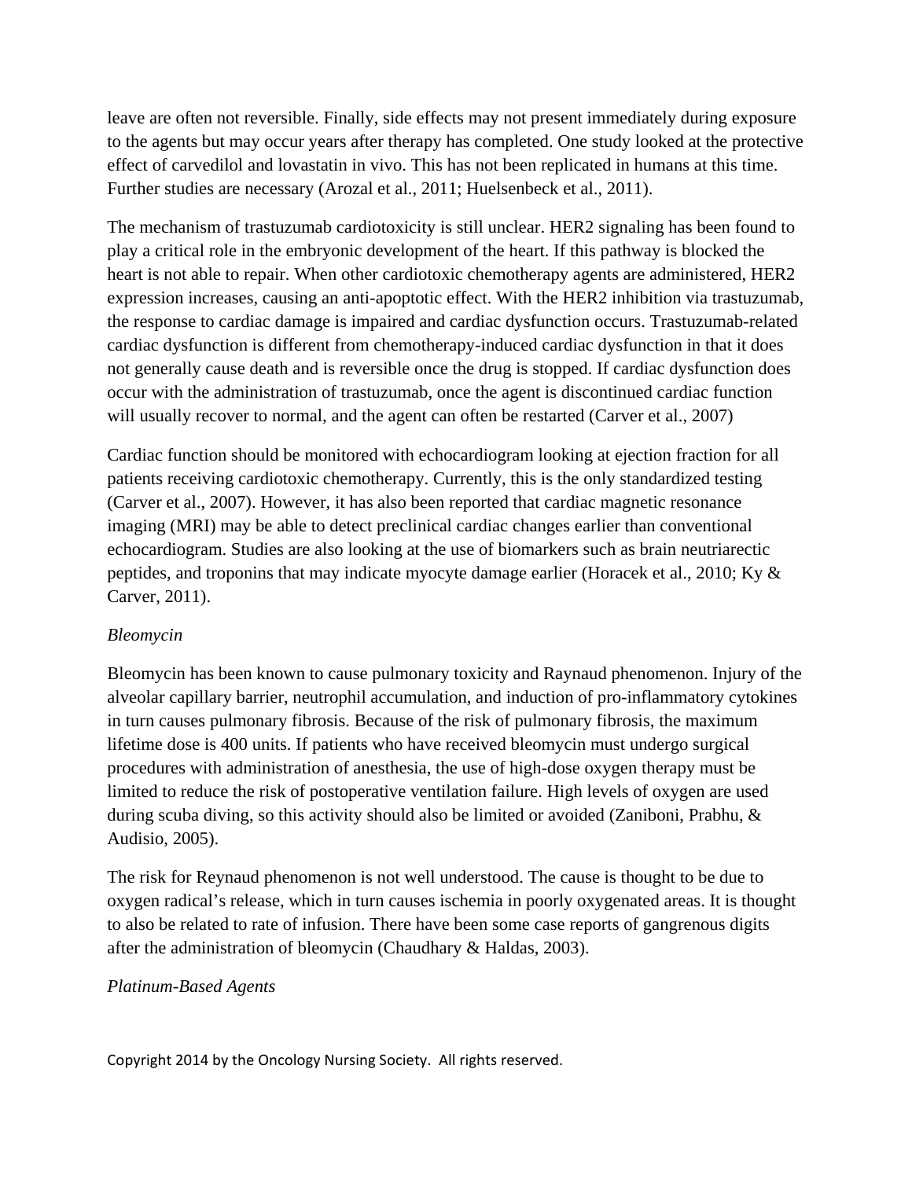leave are often not reversible. Finally, side effects may not present immediately during exposure to the agents but may occur years after therapy has completed. One study looked at the protective effect of carvedilol and lovastatin in vivo. This has not been replicated in humans at this time. Further studies are necessary (Arozal et al., 2011; Huelsenbeck et al., 2011).

The mechanism of trastuzumab cardiotoxicity is still unclear. HER2 signaling has been found to play a critical role in the embryonic development of the heart. If this pathway is blocked the heart is not able to repair. When other cardiotoxic chemotherapy agents are administered, HER2 expression increases, causing an anti-apoptotic effect. With the HER2 inhibition via trastuzumab, the response to cardiac damage is impaired and cardiac dysfunction occurs. Trastuzumab-related cardiac dysfunction is different from chemotherapy-induced cardiac dysfunction in that it does not generally cause death and is reversible once the drug is stopped. If cardiac dysfunction does occur with the administration of trastuzumab, once the agent is discontinued cardiac function will usually recover to normal, and the agent can often be restarted (Carver et al., 2007)

Cardiac function should be monitored with echocardiogram looking at ejection fraction for all patients receiving cardiotoxic chemotherapy. Currently, this is the only standardized testing (Carver et al., 2007). However, it has also been reported that cardiac magnetic resonance imaging (MRI) may be able to detect preclinical cardiac changes earlier than conventional echocardiogram. Studies are also looking at the use of biomarkers such as brain neutriarectic peptides, and troponins that may indicate myocyte damage earlier (Horacek et al., 2010; Ky & Carver, 2011).

*Bleomycin*

Bleomycin has been known to cause pulmonary toxicity and Raynaud phenomenon. Injury of the alveolar capillary barrier, neutrophil accumulation, and induction of pro-inflammatory cytokines in turn causes pulmonary fibrosis. Because of the risk of pulmonary fibrosis, the maximum lifetime dose is 400 units. If patients who have received bleomycin must undergo surgical procedures with administration of anesthesia, the use of high-dose oxygen therapy must be limited to reduce the risk of postoperative ventilation failure. High levels of oxygen are used during scuba diving, so this activity should also be limited or avoided (Zaniboni, Prabhu, & Audisio, 2005).

The risk for Reynaud phenomenon is not well understood. The cause is thought to be due to oxygen radical's release, which in turn causes ischemia in poorly oxygenated areas. It is thought to also be related to rate of infusion. There have been some case reports of gangrenous digits after the administration of bleomycin (Chaudhary & Haldas, 2003).

*Platinum-Based Agents*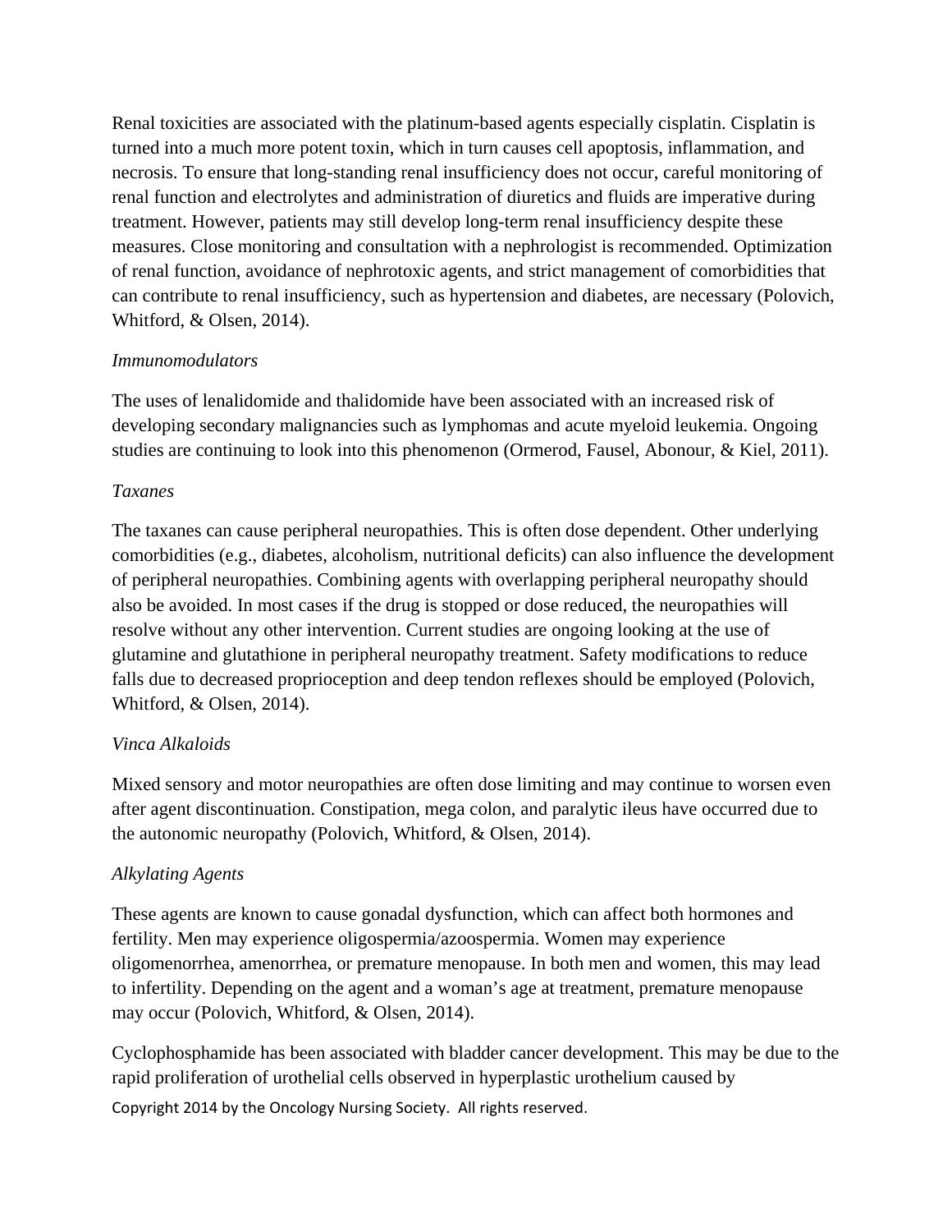Renal toxicities are associated with the platinum-based agents especially cisplatin. Cisplatin is turned into a much more potent toxin, which in turn causes cell apoptosis, inflammation, and necrosis. To ensure that long-standing renal insufficiency does not occur, careful monitoring of renal function and electrolytes and administration of diuretics and fluids are imperative during treatment. However, patients may still develop long-term renal insufficiency despite these measures. Close monitoring and consultation with a nephrologist is recommended. Optimization of renal function, avoidance of nephrotoxic agents, and strict management of comorbidities that can contribute to renal insufficiency, such as hypertension and diabetes, are necessary (Polovich, Whitford, & Olsen, 2014).

*Immunomodulators*

The uses of lenalidomide and thalidomide have been associated with an increased risk of developing secondary malignancies such as lymphomas and acute myeloid leukemia. Ongoing studies are continuing to look into this phenomenon (Ormerod, Fausel, Abonour, & Kiel, 2011).

*Taxanes*

The taxanes can cause peripheral neuropathies. This is often dose dependent. Other underlying comorbidities (e.g., diabetes, alcoholism, nutritional deficits) can also influence the development of peripheral neuropathies. Combining agents with overlapping peripheral neuropathy should also be avoided. In most cases if the drug is stopped or dose reduced, the neuropathies will resolve without any other intervention. Current studies are ongoing looking at the use of glutamine and glutathione in peripheral neuropathy treatment. Safety modifications to reduce falls due to decreased proprioception and deep tendon reflexes should be employed (Polovich, Whitford, & Olsen, 2014).

*Vinca Alkaloids*

Mixed sensory and motor neuropathies are often dose limiting and may continue to worsen even after agent discontinuation. Constipation, mega colon, and paralytic ileus have occurred due to the autonomic neuropathy (Polovich, Whitford, & Olsen, 2014).

*Alkylating Agents*

These agents are known to cause gonadal dysfunction, which can affect both hormones and fertility. Men may experience oligospermia/azoospermia. Women may experience oligomenorrhea, amenorrhea, or premature menopause. In both men and women, this may lead to infertility. Depending on the agent and a woman's age at treatment, premature menopause may occur (Polovich, Whitford, & Olsen, 2014).

Cyclophosphamide has been associated with bladder cancer development. This may be due to the rapid proliferation of urothelial cells observed in hyperplastic urothelium caused by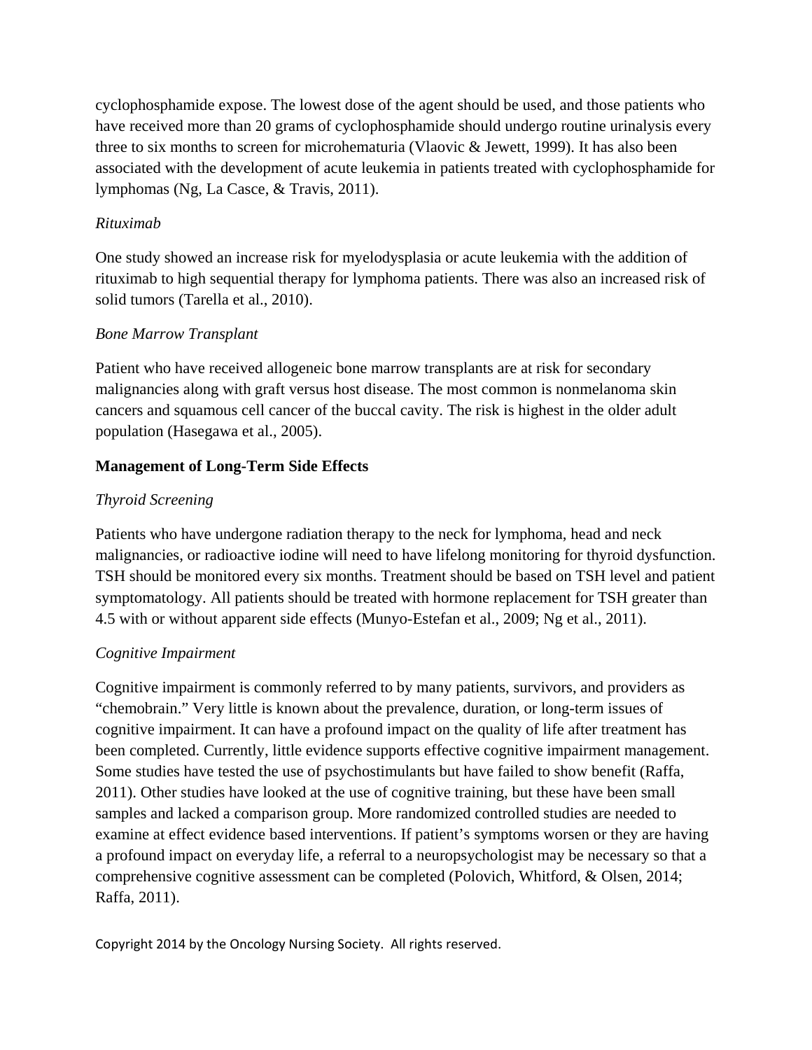cyclophosphamide expose. The lowest dose of the agent should be used, and those patients who have received more than 20 grams of cyclophosphamide should undergo routine urinalysis every three to six months to screen for microhematuria (Vlaovic & Jewett, 1999). It has also been associated with the development of acute leukemia in patients treated with cyclophosphamide for lymphomas (Ng, La Casce, & Travis, 2011).

*Rituximab*

One study showed an increase risk for myelodysplasia or acute leukemia with the addition of rituximab to high sequential therapy for lymphoma patients. There was also an increased risk of solid tumors (Tarella et al., 2010).

*Bone Marrow Transplant*

Patient who have received allogeneic bone marrow transplants are at risk for secondary malignancies along with graft versus host disease. The most common is nonmelanoma skin cancers and squamous cell cancer of the buccal cavity. The risk is highest in the older adult population (Hasegawa et al., 2005).

**Management of Long-Term Side Effects**

*Thyroid Screening*

Patients who have undergone radiation therapy to the neck for lymphoma, head and neck malignancies, or radioactive iodine will need to have lifelong monitoring for thyroid dysfunction. TSH should be monitored every six months. Treatment should be based on TSH level and patient symptomatology. All patients should be treated with hormone replacement for TSH greater than 4.5 with or without apparent side effects (Munyo-Estefan et al., 2009; Ng et al., 2011).

*Cognitive Impairment*

Cognitive impairment is commonly referred to by many patients, survivors, and providers as “chemobrain.” Very little is known about the prevalence, duration, or long-term issues of cognitive impairment. It can have a profound impact on the quality of life after treatment has been completed. Currently, little evidence supports effective cognitive impairment management. Some studies have tested the use of psychostimulants but have failed to show benefit (Raffa, 2011). Other studies have looked at the use of cognitive training, but these have been small samples and lacked a comparison group. More randomized controlled studies are needed to examine at effect evidence based interventions. If patient’s symptoms worsen or they are having a profound impact on everyday life, a referral to a neuropsychologist may be necessary so that a comprehensive cognitive assessment can be completed (Polovich, Whitford, & Olsen, 2014; Raffa, 2011).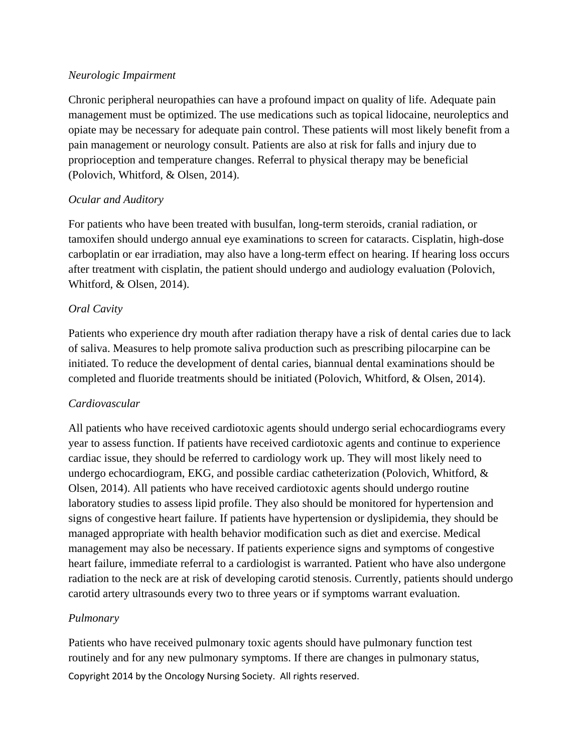*Neurologic Impairment*

Chronic peripheral neuropathies can have a profound impact on quality of life. Adequate pain management must be optimized. The use medications such as topical lidocaine, neuroleptics and opiate may be necessary for adequate pain control. These patients will most likely benefit from a pain management or neurology consult. Patients are also at risk for falls and injury due to proprioception and temperature changes. Referral to physical therapy may be beneficial (Polovich, Whitford, & Olsen, 2014).

*Ocular and Auditory*

For patients who have been treated with busulfan, long-term steroids, cranial radiation, or tamoxifen should undergo annual eye examinations to screen for cataracts. Cisplatin, high-dose carboplatin or ear irradiation, may also have a long-term effect on hearing. If hearing loss occurs after treatment with cisplatin, the patient should undergo and audiology evaluation (Polovich, Whitford, & Olsen, 2014).

*Oral Cavity*

Patients who experience dry mouth after radiation therapy have a risk of dental caries due to lack of saliva. Measures to help promote saliva production such as prescribing pilocarpine can be initiated. To reduce the development of dental caries, biannual dental examinations should be completed and fluoride treatments should be initiated (Polovich, Whitford, & Olsen, 2014).

*Cardiovascular*

All patients who have received cardiotoxic agents should undergo serial echocardiograms every year to assess function. If patients have received cardiotoxic agents and continue to experience cardiac issue, they should be referred to cardiology work up. They will most likely need to undergo echocardiogram, EKG, and possible cardiac catheterization (Polovich, Whitford, & Olsen, 2014). All patients who have received cardiotoxic agents should undergo routine laboratory studies to assess lipid profile. They also should be monitored for hypertension and signs of congestive heart failure. If patients have hypertension or dyslipidemia, they should be managed appropriate with health behavior modification such as diet and exercise. Medical management may also be necessary. If patients experience signs and symptoms of congestive heart failure, immediate referral to a cardiologist is warranted. Patient who have also undergone radiation to the neck are at risk of developing carotid stenosis. Currently, patients should undergo carotid artery ultrasounds every two to three years or if symptoms warrant evaluation.

*Pulmonary*

Patients who have received pulmonary toxic agents should have pulmonary function test routinely and for any new pulmonary symptoms. If there are changes in pulmonary status,

Copyright 2014 by the Oncology Nursing Society. All rights reserved.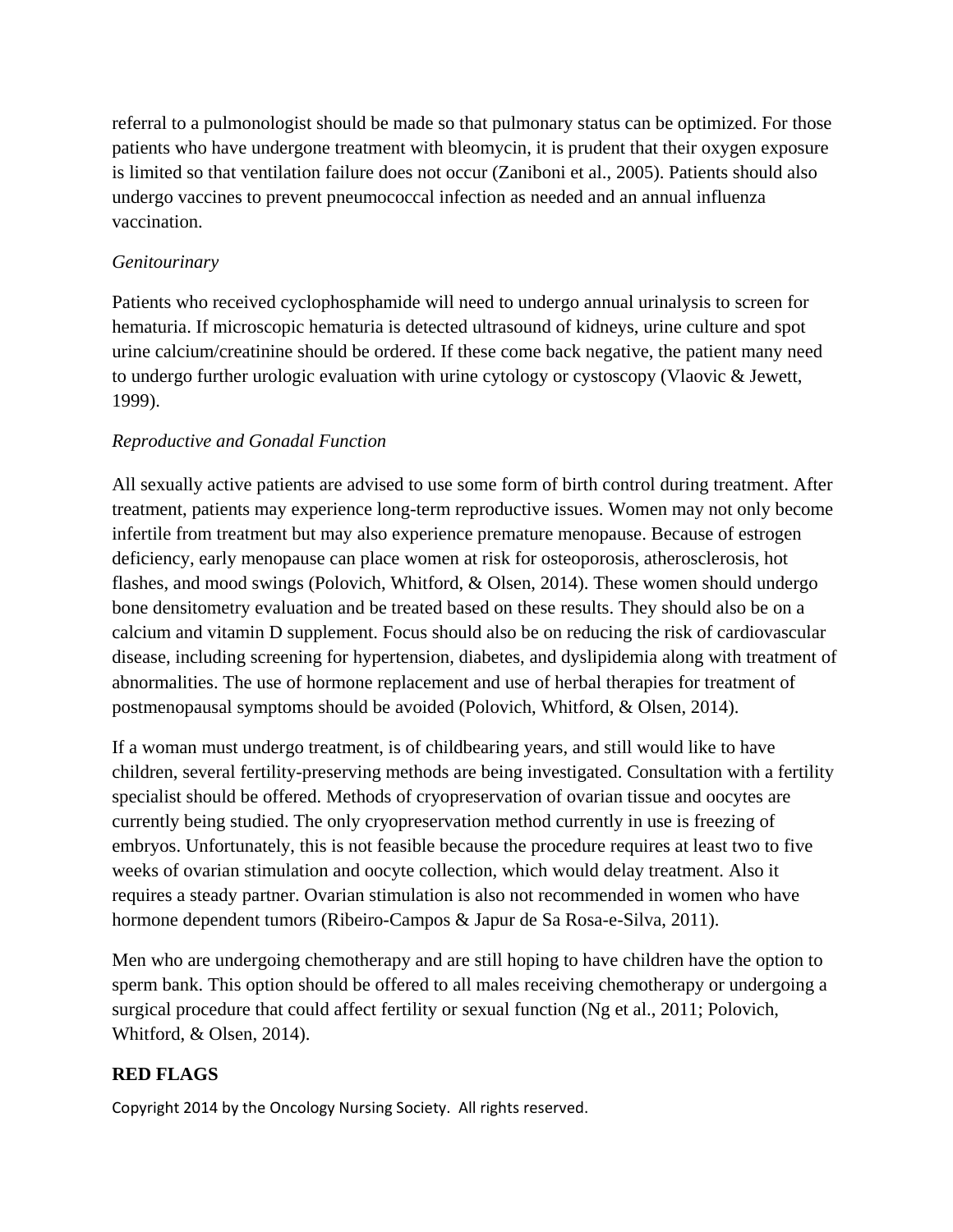referral to a pulmonologist should be made so that pulmonary status can be optimized. For those patients who have undergone treatment with bleomycin, it is prudent that their oxygen exposure is limited so that ventilation failure does not occur (Zaniboni et al., 2005). Patients should also undergo vaccines to prevent pneumococcal infection as needed and an annual influenza vaccination.

*Genitourinary*

Patients who received cyclophosphamide will need to undergo annual urinalysis to screen for hematuria. If microscopic hematuria is detected ultrasound of kidneys, urine culture and spot urine calcium/creatinine should be ordered. If these come back negative, the patient many need to undergo further urologic evaluation with urine cytology or cystoscopy (Vlaovic & Jewett, 1999).

*Reproductive and Gonadal Function*

All sexually active patients are advised to use some form of birth control during treatment. After treatment, patients may experience long-term reproductive issues. Women may not only become infertile from treatment but may also experience premature menopause. Because of estrogen deficiency, early menopause can place women at risk for osteoporosis, atherosclerosis, hot flashes, and mood swings (Polovich, Whitford, & Olsen, 2014). These women should undergo bone densitometry evaluation and be treated based on these results. They should also be on a calcium and vitamin D supplement. Focus should also be on reducing the risk of cardiovascular disease, including screening for hypertension, diabetes, and dyslipidemia along with treatment of abnormalities. The use of hormone replacement and use of herbal therapies for treatment of postmenopausal symptoms should be avoided (Polovich, Whitford, & Olsen, 2014).

If a woman must undergo treatment, is of childbearing years, and still would like to have children, several fertility-preserving methods are being investigated. Consultation with a fertility specialist should be offered. Methods of cryopreservation of ovarian tissue and oocytes are currently being studied. The only cryopreservation method currently in use is freezing of embryos. Unfortunately, this is not feasible because the procedure requires at least two to five weeks of ovarian stimulation and oocyte collection, which would delay treatment. Also it requires a steady partner. Ovarian stimulation is also not recommended in women who have hormone dependent tumors (Ribeiro-Campos & Japur de Sa Rosa-e-Silva, 2011).

Men who are undergoing chemotherapy and are still hoping to have children have the option to sperm bank. This option should be offered to all males receiving chemotherapy or undergoing a surgical procedure that could affect fertility or sexual function (Ng et al., 2011; Polovich, Whitford, & Olsen, 2014).

**RED FLAGS**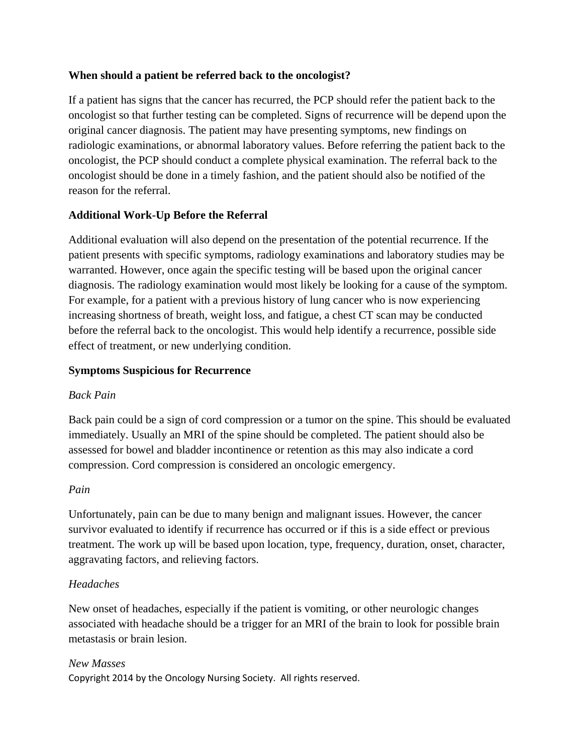**When should a patient be referred back to the oncologist?**

If a patient has signs that the cancer has recurred, the PCP should refer the patient back to the oncologist so that further testing can be completed. Signs of recurrence will be depend upon the original cancer diagnosis. The patient may have presenting symptoms, new findings on radiologic examinations, or abnormal laboratory values. Before referring the patient back to the oncologist, the PCP should conduct a complete physical examination. The referral back to the oncologist should be done in a timely fashion, and the patient should also be notified of the reason for the referral.

**Additional Work-Up Before the Referral**

Additional evaluation will also depend on the presentation of the potential recurrence. If the patient presents with specific symptoms, radiology examinations and laboratory studies may be warranted. However, once again the specific testing will be based upon the original cancer diagnosis. The radiology examination would most likely be looking for a cause of the symptom. For example, for a patient with a previous history of lung cancer who is now experiencing increasing shortness of breath, weight loss, and fatigue, a chest CT scan may be conducted before the referral back to the oncologist. This would help identify a recurrence, possible side effect of treatment, or new underlying condition.

**Symptoms Suspicious for Recurrence**

*Back Pain*

Back pain could be a sign of cord compression or a tumor on the spine. This should be evaluated immediately. Usually an MRI of the spine should be completed. The patient should also be assessed for bowel and bladder incontinence or retention as this may also indicate a cord compression. Cord compression is considered an oncologic emergency.

*Pain*

Unfortunately, pain can be due to many benign and malignant issues. However, the cancer survivor evaluated to identify if recurrence has occurred or if this is a side effect or previous treatment. The work up will be based upon location, type, frequency, duration, onset, character, aggravating factors, and relieving factors.

*Headaches*

New onset of headaches, especially if the patient is vomiting, or other neurologic changes associated with headache should be a trigger for an MRI of the brain to look for possible brain metastasis or brain lesion.

*New Masses*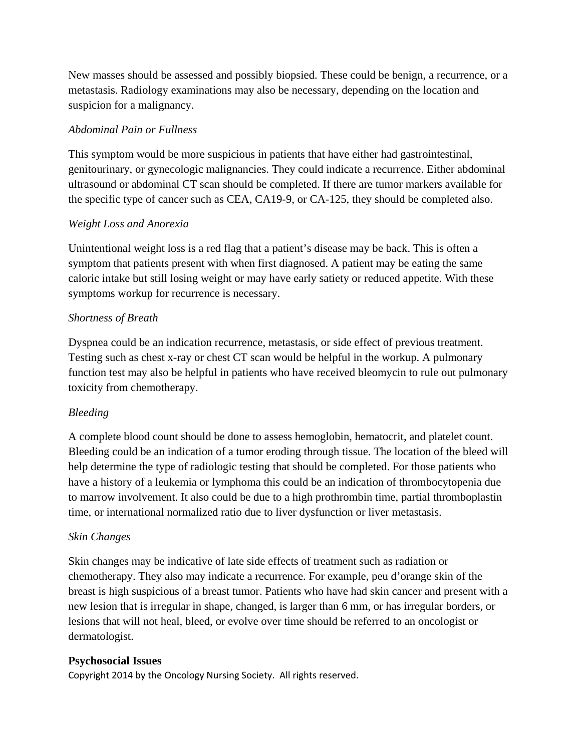New masses should be assessed and possibly biopsied. These could be benign, a recurrence, or a metastasis. Radiology examinations may also be necessary, depending on the location and suspicion for a malignancy.

*Abdominal Pain or Fullness*

This symptom would be more suspicious in patients that have either had gastrointestinal, genitourinary, or gynecologic malignancies. They could indicate a recurrence. Either abdominal ultrasound or abdominal CT scan should be completed. If there are tumor markers available for the specific type of cancer such as CEA, CA19-9, or CA-125, they should be completed also.

*Weight Loss and Anorexia*

Unintentional weight loss is a red flag that a patient's disease may be back. This is often a symptom that patients present with when first diagnosed. A patient may be eating the same caloric intake but still losing weight or may have early satiety or reduced appetite. With these symptoms workup for recurrence is necessary.

*Shortness of Breath*

Dyspnea could be an indication recurrence, metastasis, or side effect of previous treatment. Testing such as chest x-ray or chest CT scan would be helpful in the workup. A pulmonary function test may also be helpful in patients who have received bleomycin to rule out pulmonary toxicity from chemotherapy.

*Bleeding*

A complete blood count should be done to assess hemoglobin, hematocrit, and platelet count. Bleeding could be an indication of a tumor eroding through tissue. The location of the bleed will help determine the type of radiologic testing that should be completed. For those patients who have a history of a leukemia or lymphoma this could be an indication of thrombocytopenia due to marrow involvement. It also could be due to a high prothrombin time, partial thromboplastin time, or international normalized ratio due to liver dysfunction or liver metastasis.

*Skin Changes*

Skin changes may be indicative of late side effects of treatment such as radiation or chemotherapy. They also may indicate a recurrence. For example, peu d'orange skin of the breast is high suspicious of a breast tumor. Patients who have had skin cancer and present with a new lesion that is irregular in shape, changed, is larger than 6 mm, or has irregular borders, or lesions that will not heal, bleed, or evolve over time should be referred to an oncologist or dermatologist.

**Psychosocial Issues**

Copyright 2014 by the Oncology Nursing Society. All rights reserved.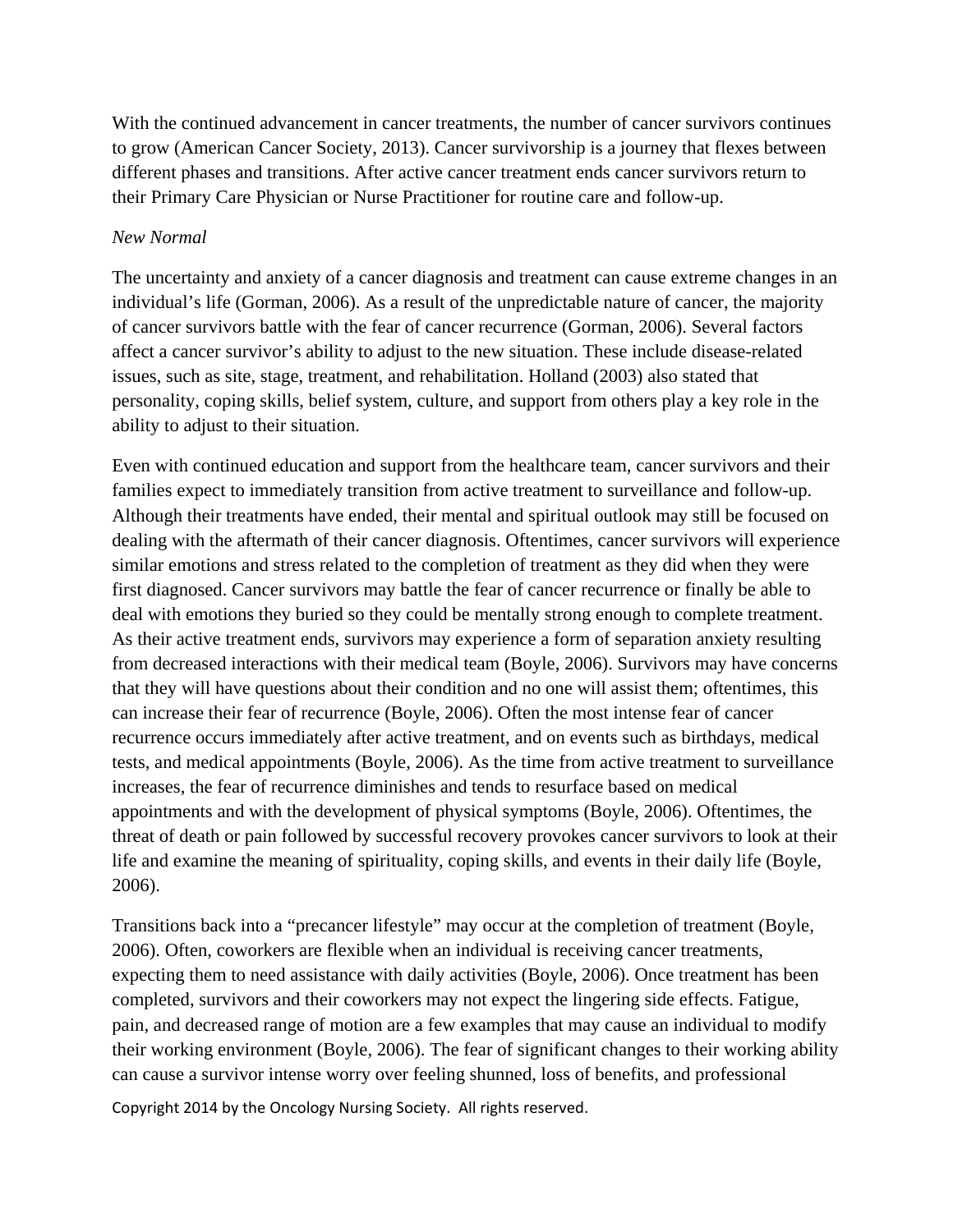With the continued advancement in cancer treatments, the number of cancer survivors continues to grow (American Cancer Society, 2013). Cancer survivorship is a journey that flexes between different phases and transitions. After active cancer treatment ends cancer survivors return to their Primary Care Physician or Nurse Practitioner for routine care and follow-up.

*New Normal*

The uncertainty and anxiety of a cancer diagnosis and treatment can cause extreme changes in an individual's life (Gorman, 2006). As a result of the unpredictable nature of cancer, the majority of cancer survivors battle with the fear of cancer recurrence (Gorman, 2006). Several factors affect a cancer survivor's ability to adjust to the new situation. These include disease-related issues, such as site, stage, treatment, and rehabilitation. Holland (2003) also stated that personality, coping skills, belief system, culture, and support from others play a key role in the ability to adjust to their situation.

Even with continued education and support from the healthcare team, cancer survivors and their families expect to immediately transition from active treatment to surveillance and follow-up. Although their treatments have ended, their mental and spiritual outlook may still be focused on dealing with the aftermath of their cancer diagnosis. Oftentimes, cancer survivors will experience similar emotions and stress related to the completion of treatment as they did when they were first diagnosed. Cancer survivors may battle the fear of cancer recurrence or finally be able to deal with emotions they buried so they could be mentally strong enough to complete treatment. As their active treatment ends, survivors may experience a form of separation anxiety resulting from decreased interactions with their medical team (Boyle, 2006). Survivors may have concerns that they will have questions about their condition and no one will assist them; oftentimes, this can increase their fear of recurrence (Boyle, 2006). Often the most intense fear of cancer recurrence occurs immediately after active treatment, and on events such as birthdays, medical tests, and medical appointments (Boyle, 2006). As the time from active treatment to surveillance increases, the fear of recurrence diminishes and tends to resurface based on medical appointments and with the development of physical symptoms (Boyle, 2006). Oftentimes, the threat of death or pain followed by successful recovery provokes cancer survivors to look at their life and examine the meaning of spirituality, coping skills, and events in their daily life (Boyle, 2006).

Transitions back into a "precancer lifestyle" may occur at the completion of treatment (Boyle, 2006). Often, coworkers are flexible when an individual is receiving cancer treatments, expecting them to need assistance with daily activities (Boyle, 2006). Once treatment has been completed, survivors and their coworkers may not expect the lingering side effects. Fatigue, pain, and decreased range of motion are a few examples that may cause an individual to modify their working environment (Boyle, 2006). The fear of significant changes to their working ability can cause a survivor intense worry over feeling shunned, loss of benefits, and professional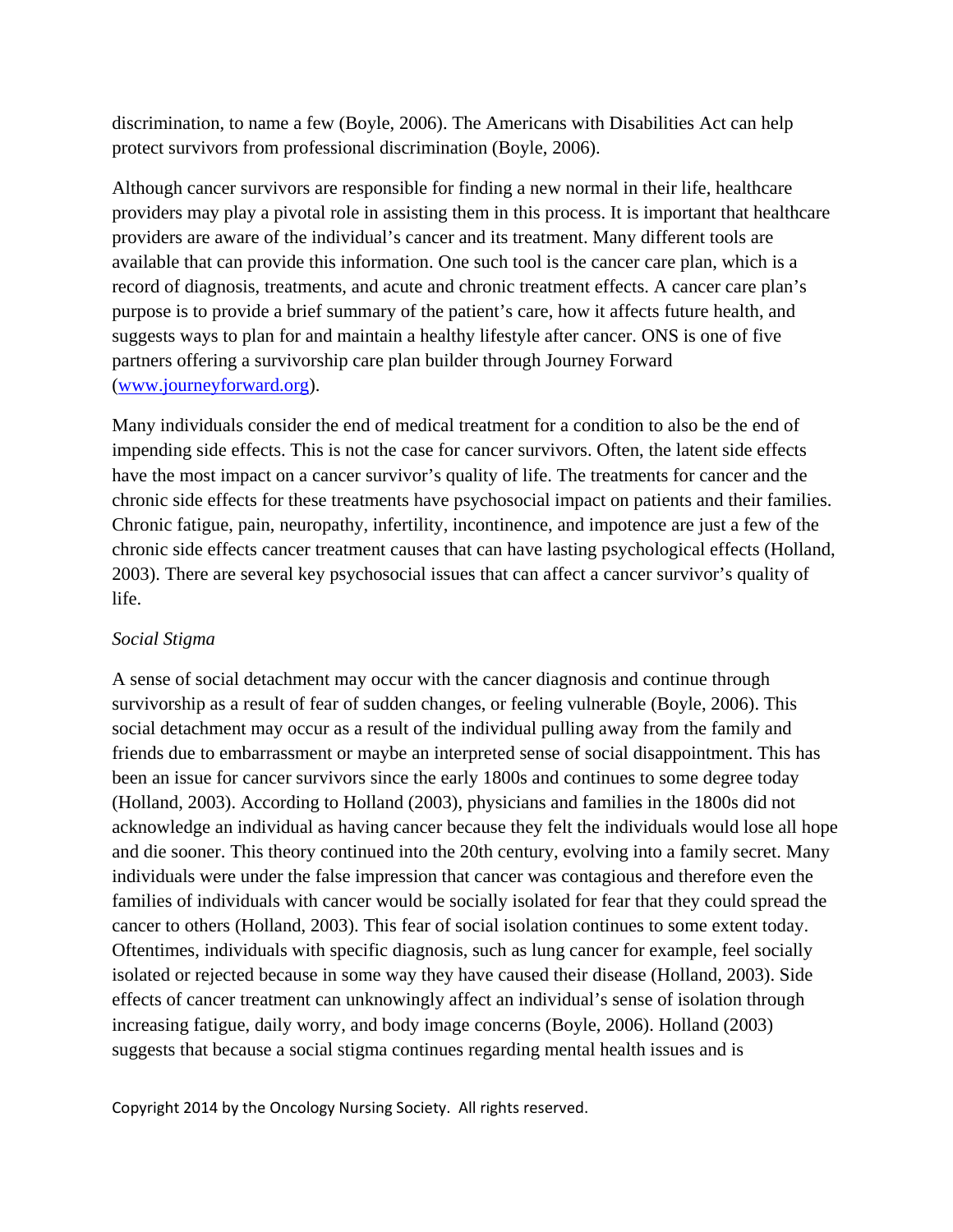discrimination, to name a few (Boyle, 2006). The Americans with Disabilities Act can help protect survivors from professional discrimination (Boyle, 2006).

Although cancer survivors are responsible for finding a new normal in their life, healthcare providers may play a pivotal role in assisting them in this process. It is important that healthcare providers are aware of the individual's cancer and its treatment. Many different tools are available that can provide this information. One such tool is the cancer care plan, which is a record of diagnosis, treatments, and acute and chronic treatment effects. A cancer care plan's purpose is to provide a brief summary of the patient's care, how it affects future health, and suggests ways to plan for and maintain a healthy lifestyle after cancer. ONS is one of five partners offering a survivorship care plan builder through Journey Forward ([www.journeyforward.org](www.journeyforward.org)).

Many individuals consider the end of medical treatment for a condition to also be the end of impending side effects. This is not the case for cancer survivors. Often, the latent side effects have the most impact on a cancer survivor's quality of life. The treatments for cancer and the chronic side effects for these treatments have psychosocial impact on patients and their families. Chronic fatigue, pain, neuropathy, infertility, incontinence, and impotence are just a few of the chronic side effects cancer treatment causes that can have lasting psychological effects (Holland, 2003). There are several key psychosocial issues that can affect a cancer survivor's quality of life.

*Social Stigma*

A sense of social detachment may occur with the cancer diagnosis and continue through survivorship as a result of fear of sudden changes, or feeling vulnerable (Boyle, 2006). This social detachment may occur as a result of the individual pulling away from the family and friends due to embarrassment or maybe an interpreted sense of social disappointment. This has been an issue for cancer survivors since the early 1800s and continues to some degree today (Holland, 2003). According to Holland (2003), physicians and families in the 1800s did not acknowledge an individual as having cancer because they felt the individuals would lose all hope and die sooner. This theory continued into the 20th century, evolving into a family secret. Many individuals were under the false impression that cancer was contagious and therefore even the families of individuals with cancer would be socially isolated for fear that they could spread the cancer to others (Holland, 2003). This fear of social isolation continues to some extent today. Oftentimes, individuals with specific diagnosis, such as lung cancer for example, feel socially isolated or rejected because in some way they have caused their disease (Holland, 2003). Side effects of cancer treatment can unknowingly affect an individual's sense of isolation through increasing fatigue, daily worry, and body image concerns (Boyle, 2006). Holland (2003) suggests that because a social stigma continues regarding mental health issues and is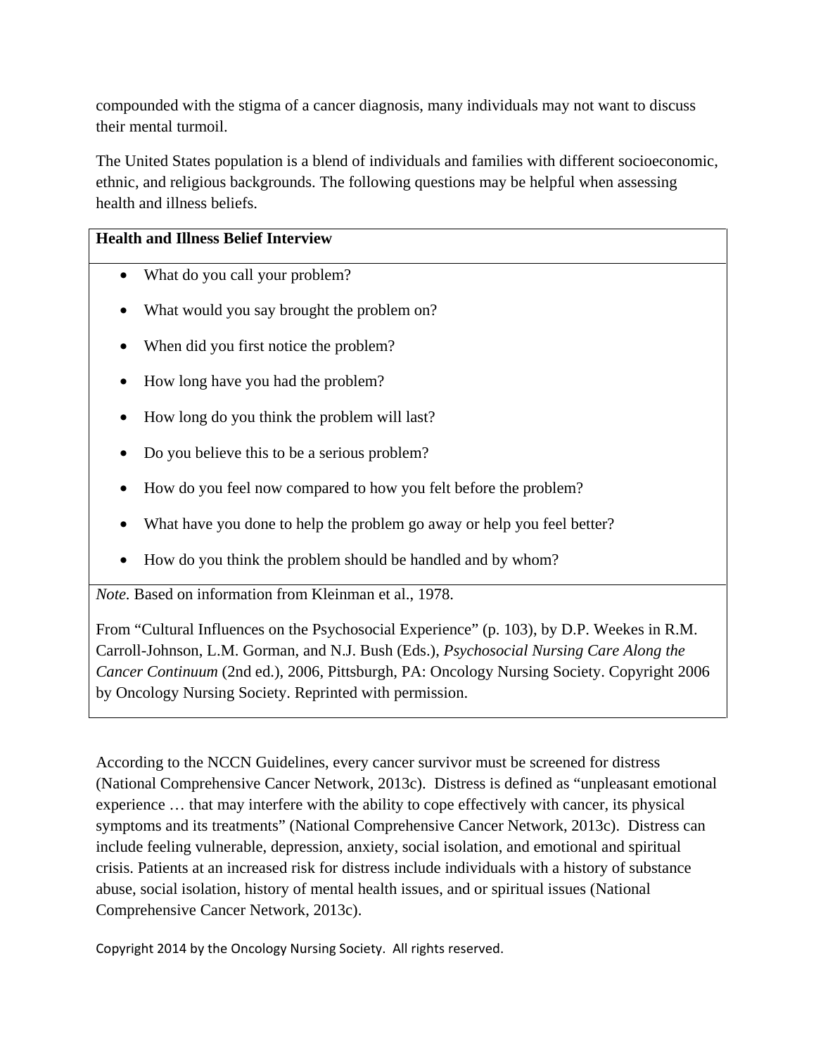compounded with the stigma of a cancer diagnosis, many individuals may not want to discuss their mental turmoil.

The United States population is a blend of individuals and families with different socioeconomic, ethnic, and religious backgrounds. The following questions may be helpful when assessing health and illness beliefs.

**Health and Illness Belief Interview**

- What do you call your problem?
- What would you say brought the problem on?
- When did you first notice the problem?
- How long have you had the problem?
- How long do you think the problem will last?
- Do you believe this to be a serious problem?
- How do you feel now compared to how you felt before the problem?
- What have you done to help the problem go away or help you feel better?
- How do you think the problem should be handled and by whom?

*Note.* Based on information from Kleinman et al., 1978.

From "Cultural Influences on the Psychosocial Experience" (p. 103), by D.P. Weekes in R.M. Carroll-Johnson, L.M. Gorman, and N.J. Bush (Eds.), *Psychosocial Nursing Care Along the Cancer Continuum* (2nd ed.), 2006, Pittsburgh, PA: Oncology Nursing Society. Copyright 2006 by Oncology Nursing Society. Reprinted with permission.

According to the NCCN Guidelines, every cancer survivor must be screened for distress (National Comprehensive Cancer Network, 2013c). Distress is defined as "unpleasant emotional experience … that may interfere with the ability to cope effectively with cancer, its physical symptoms and its treatments" (National Comprehensive Cancer Network, 2013c). Distress can include feeling vulnerable, depression, anxiety, social isolation, and emotional and spiritual crisis. Patients at an increased risk for distress include individuals with a history of substance abuse, social isolation, history of mental health issues, and or spiritual issues (National Comprehensive Cancer Network, 2013c).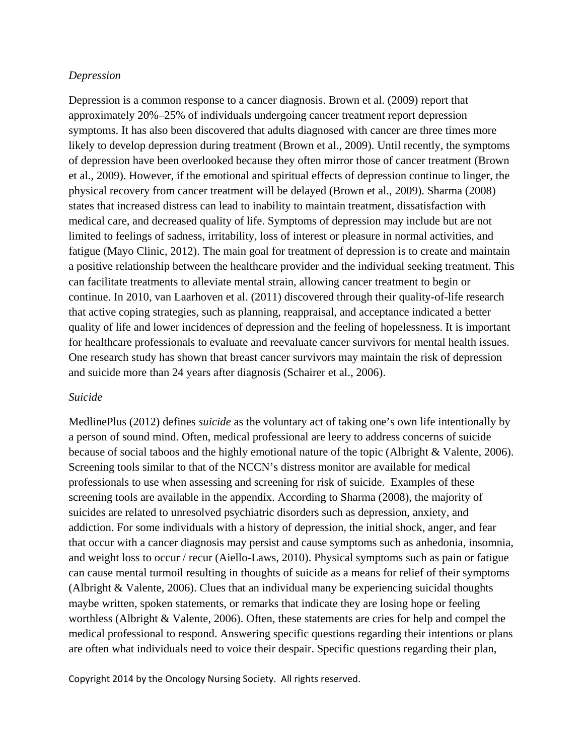*Depression*

Depression is a common response to a cancer diagnosis. Brown et al. (2009) report that approximately 20%–25% of individuals undergoing cancer treatment report depression symptoms. It has also been discovered that adults diagnosed with cancer are three times more likely to develop depression during treatment (Brown et al., 2009). Until recently, the symptoms of depression have been overlooked because they often mirror those of cancer treatment (Brown et al., 2009). However, if the emotional and spiritual effects of depression continue to linger, the physical recovery from cancer treatment will be delayed (Brown et al., 2009). Sharma (2008) states that increased distress can lead to inability to maintain treatment, dissatisfaction with medical care, and decreased quality of life. Symptoms of depression may include but are not limited to feelings of sadness, irritability, loss of interest or pleasure in normal activities, and fatigue (Mayo Clinic, 2012). The main goal for treatment of depression is to create and maintain a positive relationship between the healthcare provider and the individual seeking treatment. This can facilitate treatments to alleviate mental strain, allowing cancer treatment to begin or continue. In 2010, van Laarhoven et al. (2011) discovered through their quality-of-life research that active coping strategies, such as planning, reappraisal, and acceptance indicated a better quality of life and lower incidences of depression and the feeling of hopelessness. It is important for healthcare professionals to evaluate and reevaluate cancer survivors for mental health issues. One research study has shown that breast cancer survivors may maintain the risk of depression and suicide more than 24 years after diagnosis (Schairer et al., 2006).

*Suicide*

MedlinePlus (2012) defines *suicide* as the voluntary act of taking one's own life intentionally by a person of sound mind. Often, medical professional are leery to address concerns of suicide because of social taboos and the highly emotional nature of the topic (Albright & Valente, 2006). Screening tools similar to that of the NCCN's distress monitor are available for medical professionals to use when assessing and screening for risk of suicide. Examples of these screening tools are available in the appendix. According to Sharma (2008), the majority of suicides are related to unresolved psychiatric disorders such as depression, anxiety, and addiction. For some individuals with a history of depression, the initial shock, anger, and fear that occur with a cancer diagnosis may persist and cause symptoms such as anhedonia, insomnia, and weight loss to occur / recur (Aiello-Laws, 2010). Physical symptoms such as pain or fatigue can cause mental turmoil resulting in thoughts of suicide as a means for relief of their symptoms (Albright & Valente, 2006). Clues that an individual many be experiencing suicidal thoughts maybe written, spoken statements, or remarks that indicate they are losing hope or feeling worthless (Albright & Valente, 2006). Often, these statements are cries for help and compel the medical professional to respond. Answering specific questions regarding their intentions or plans are often what individuals need to voice their despair. Specific questions regarding their plan,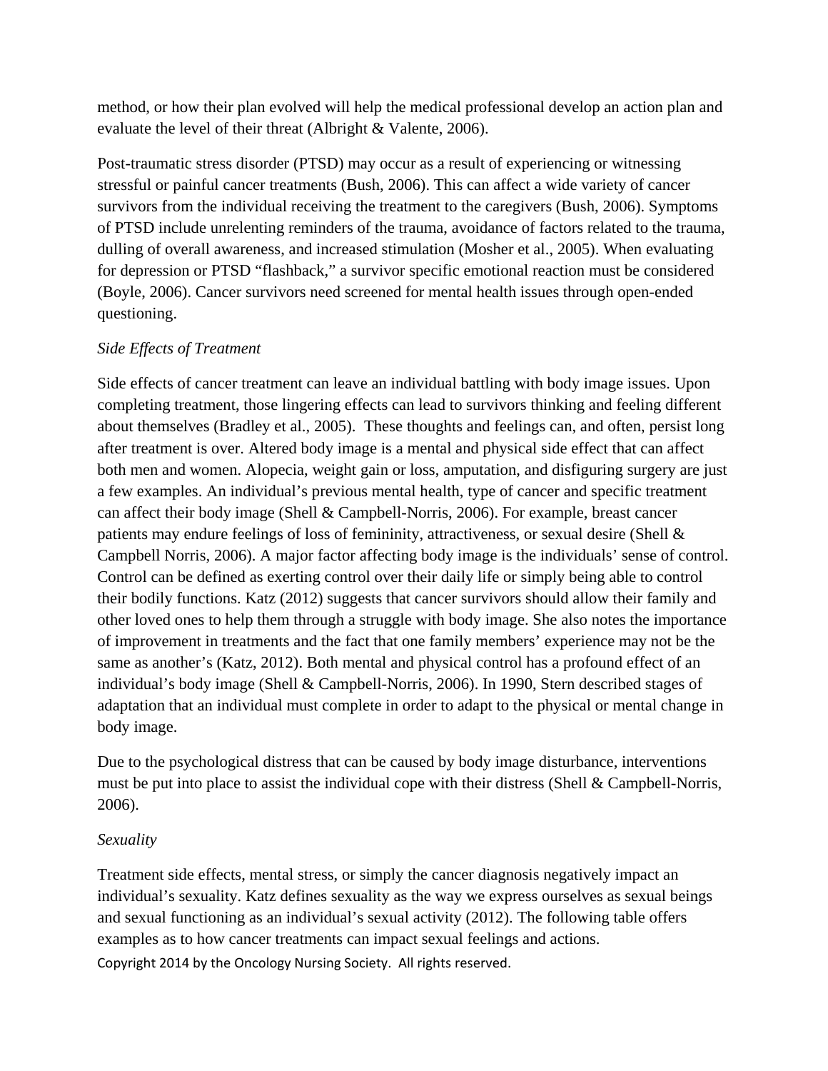method, or how their plan evolved will help the medical professional develop an action plan and evaluate the level of their threat (Albright & Valente, 2006).

Post-traumatic stress disorder (PTSD) may occur as a result of experiencing or witnessing stressful or painful cancer treatments (Bush, 2006). This can affect a wide variety of cancer survivors from the individual receiving the treatment to the caregivers (Bush, 2006). Symptoms of PTSD include unrelenting reminders of the trauma, avoidance of factors related to the trauma, dulling of overall awareness, and increased stimulation (Mosher et al., 2005). When evaluating for depression or PTSD "flashback," a survivor specific emotional reaction must be considered (Boyle, 2006). Cancer survivors need screened for mental health issues through open-ended questioning.

*Side Effects of Treatment*

Side effects of cancer treatment can leave an individual battling with body image issues. Upon completing treatment, those lingering effects can lead to survivors thinking and feeling different about themselves (Bradley et al., 2005). These thoughts and feelings can, and often, persist long after treatment is over. Altered body image is a mental and physical side effect that can affect both men and women. Alopecia, weight gain or loss, amputation, and disfiguring surgery are just a few examples. An individual's previous mental health, type of cancer and specific treatment can affect their body image (Shell & Campbell-Norris, 2006). For example, breast cancer patients may endure feelings of loss of femininity, attractiveness, or sexual desire (Shell & Campbell Norris, 2006). A major factor affecting body image is the individuals' sense of control. Control can be defined as exerting control over their daily life or simply being able to control their bodily functions. Katz (2012) suggests that cancer survivors should allow their family and other loved ones to help them through a struggle with body image. She also notes the importance of improvement in treatments and the fact that one family members' experience may not be the same as another's (Katz, 2012). Both mental and physical control has a profound effect of an individual's body image (Shell & Campbell-Norris, 2006). In 1990, Stern described stages of adaptation that an individual must complete in order to adapt to the physical or mental change in body image.

Due to the psychological distress that can be caused by body image disturbance, interventions must be put into place to assist the individual cope with their distress (Shell & Campbell-Norris, 2006).

*Sexuality*

Treatment side effects, mental stress, or simply the cancer diagnosis negatively impact an individual's sexuality. Katz defines sexuality as the way we express ourselves as sexual beings and sexual functioning as an individual's sexual activity (2012). The following table offers examples as to how cancer treatments can impact sexual feelings and actions.

Copyright 2014 by the Oncology Nursing Society. All rights reserved.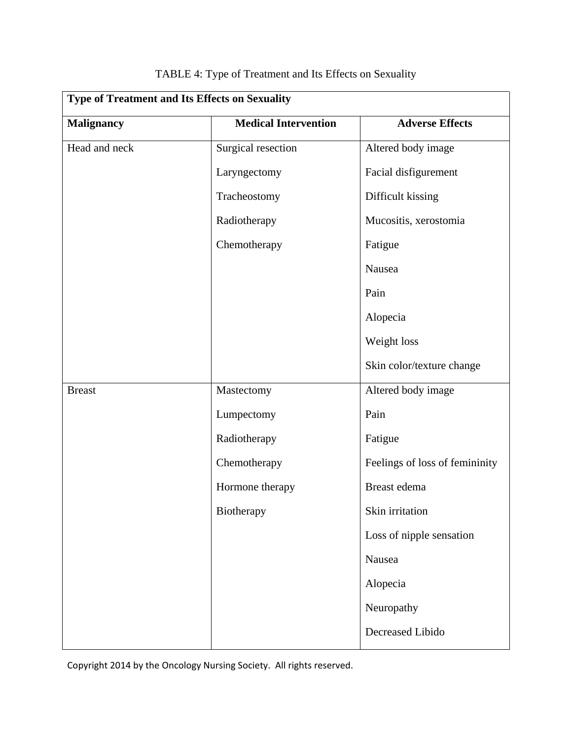TABLE 4: Type of Treatment and Its Effects on Sexuality

| **Type of Treatment and Its Effects on Sexuality** | | |
|---|---|---|
| **Malignancy** | **Medical Intervention** | **Adverse Effects** |
| Head and neck | Surgical resection<br>Laryngectomy<br>Tracheostomy<br>Radiotherapy<br>Chemotherapy | Altered body image<br>Facial disfigurement<br>Difficult kissing<br>Mucositis, xerostomia<br>Fatigue<br>Nausea<br>Pain<br>Alopecia<br>Weight loss<br>Skin color/texture change |
| Breast | Mastectomy<br>Lumpectomy<br>Radiotherapy<br>Chemotherapy<br>Hormone therapy<br>Biotherapy | Altered body image<br>Pain<br>Fatigue<br>Feelings of loss of femininity<br>Breast edema<br>Skin irritation<br>Loss of nipple sensation<br>Nausea<br>Alopecia<br>Neuropathy<br>Decreased Libido |

Copyright 2014 by the Oncology Nursing Society. All rights reserved.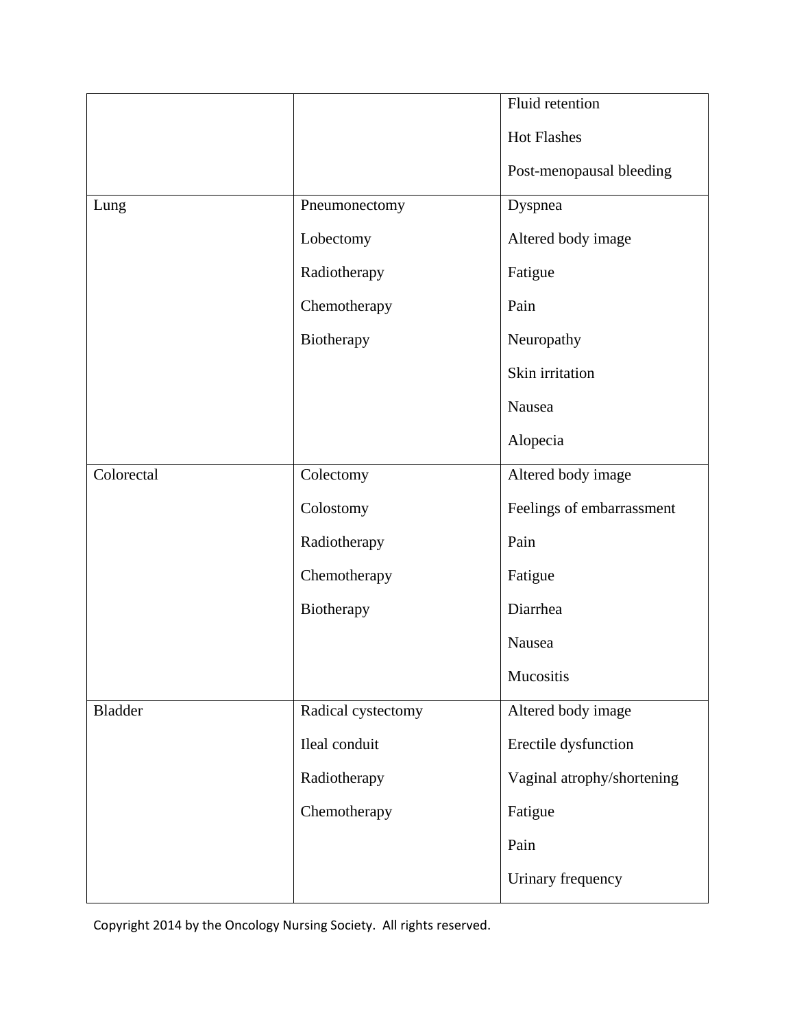| | | |
|---|---|---|
| | | Fluid retention<br>Hot Flashes<br>Post-menopausal bleeding |
| Lung | Pneumonectomy<br>Lobectomy<br>Radiotherapy<br>Chemotherapy<br>Biotherapy | Dyspnea<br>Altered body image<br>Fatigue<br>Pain<br>Neuropathy<br>Skin irritation<br>Nausea<br>Alopecia |
| Colorectal | Colectomy<br>Colostomy<br>Radiotherapy<br>Chemotherapy<br>Biotherapy | Altered body image<br>Feelings of embarrassment<br>Pain<br>Fatigue<br>Diarrhea<br>Nausea<br>Mucositis |
| Bladder | Radical cystectomy<br>Ileal conduit<br>Radiotherapy<br>Chemotherapy | Altered body image<br>Erectile dysfunction<br>Vaginal atrophy/shortening<br>Fatigue<br>Pain<br>Urinary frequency |

Copyright 2014 by the Oncology Nursing Society. All rights reserved.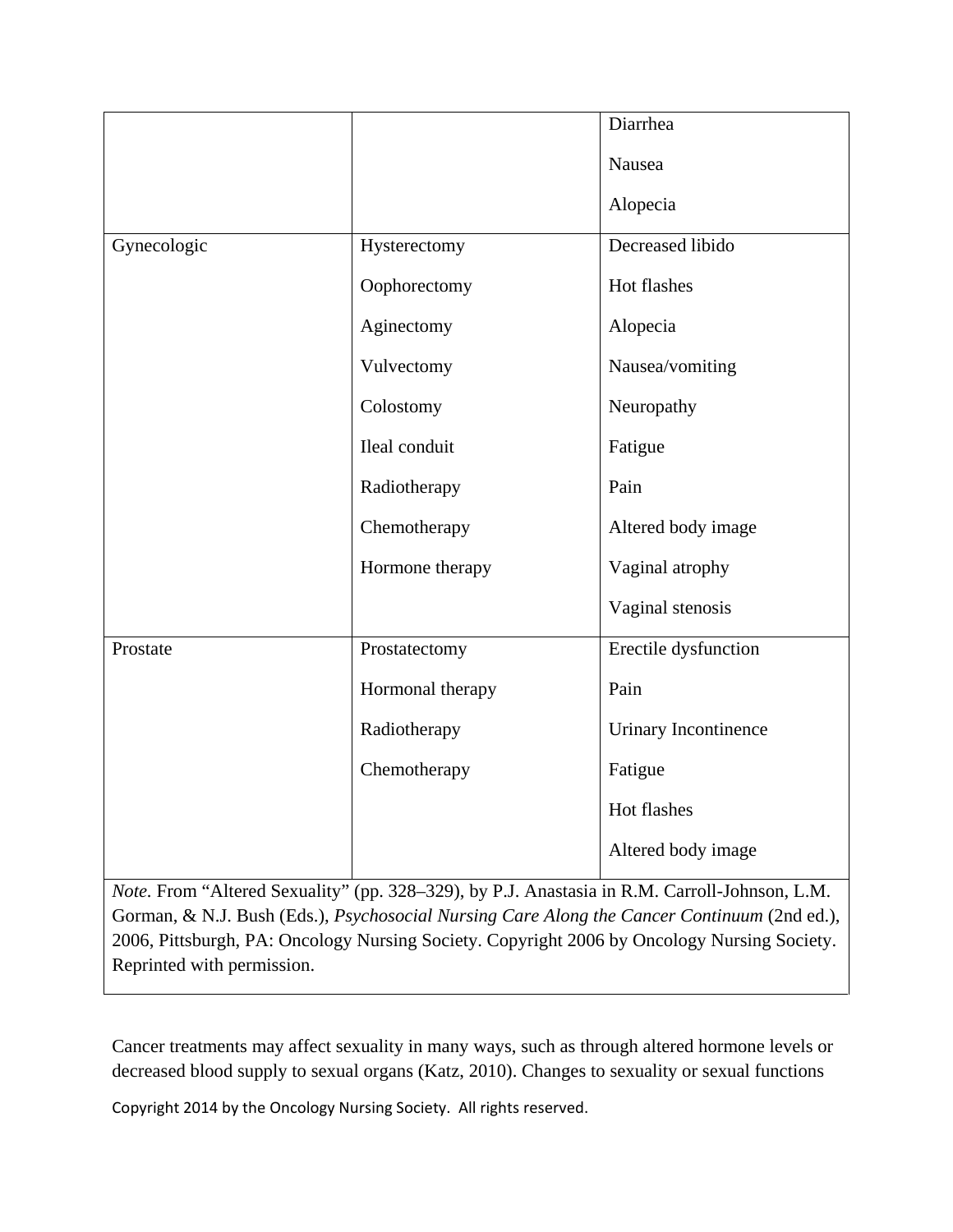| | | |
|---|---|---|
| | | Diarrhea<br><br>Nausea<br><br>Alopecia |
| Gynecologic | Hysterectomy<br><br>Oophorectomy<br><br>Aginectomy<br><br>Vulvectomy<br><br>Colostomy<br><br>Ileal conduit<br><br>Radiotherapy<br><br>Chemotherapy<br><br>Hormone therapy | Decreased libido<br><br>Hot flashes<br><br>Alopecia<br><br>Nausea/vomiting<br><br>Neuropathy<br><br>Fatigue<br><br>Pain<br><br>Altered body image<br><br>Vaginal atrophy<br><br>Vaginal stenosis |
| Prostate | Prostatectomy<br><br>Hormonal therapy<br><br>Radiotherapy<br><br>Chemotherapy | Erectile dysfunction<br><br>Pain<br><br>Urinary Incontinence<br><br>Fatigue<br><br>Hot flashes<br><br>Altered body image |

*Note.* From "Altered Sexuality" (pp. 328–329), by P.J. Anastasia in R.M. Carroll-Johnson, L.M. Gorman, & N.J. Bush (Eds.), *Psychosocial Nursing Care Along the Cancer Continuum* (2nd ed.), 2006, Pittsburgh, PA: Oncology Nursing Society. Copyright 2006 by Oncology Nursing Society. Reprinted with permission.

Cancer treatments may affect sexuality in many ways, such as through altered hormone levels or decreased blood supply to sexual organs (Katz, 2010). Changes to sexuality or sexual functions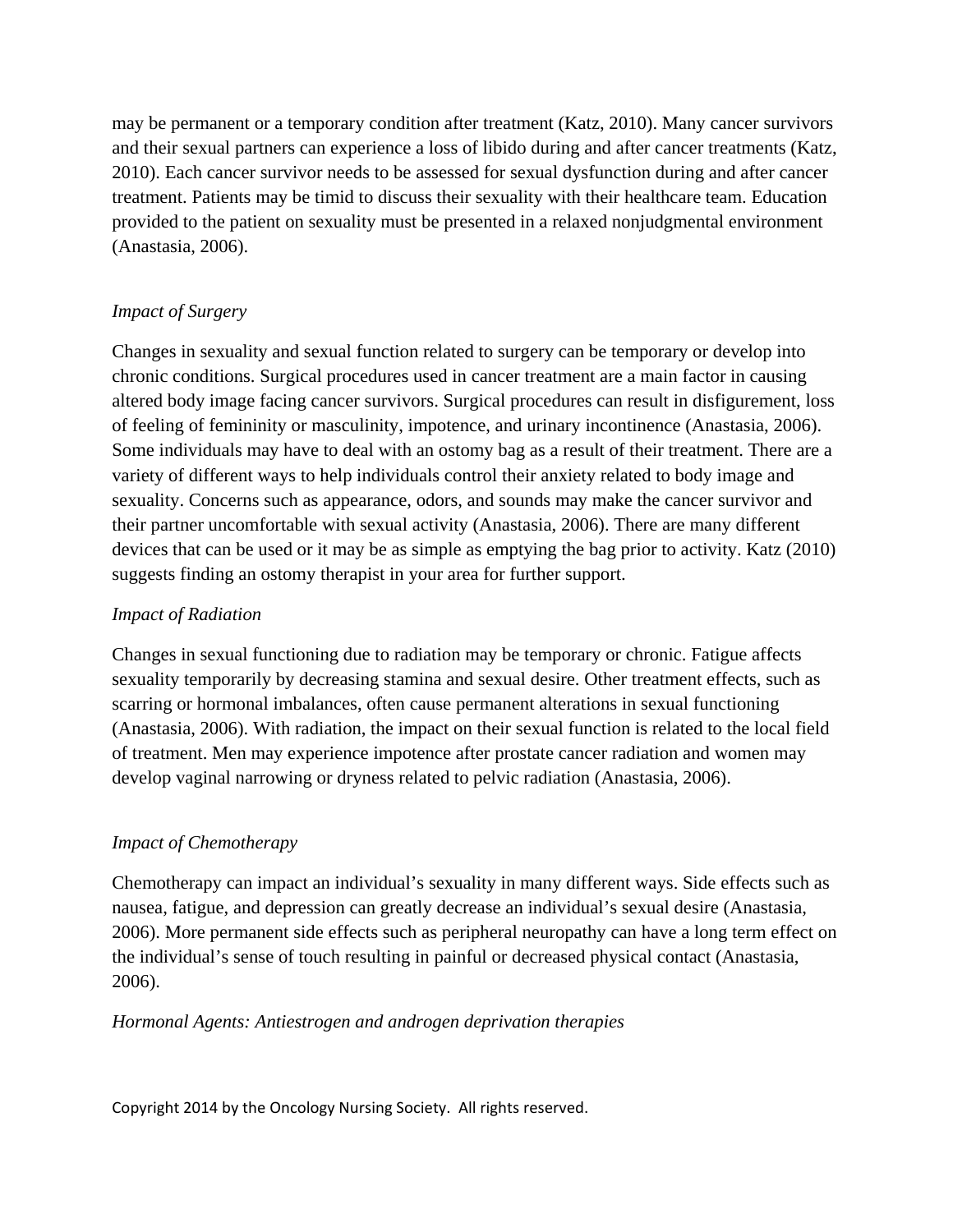may be permanent or a temporary condition after treatment (Katz, 2010). Many cancer survivors and their sexual partners can experience a loss of libido during and after cancer treatments (Katz, 2010). Each cancer survivor needs to be assessed for sexual dysfunction during and after cancer treatment. Patients may be timid to discuss their sexuality with their healthcare team. Education provided to the patient on sexuality must be presented in a relaxed nonjudgmental environment (Anastasia, 2006).

*Impact of Surgery*

Changes in sexuality and sexual function related to surgery can be temporary or develop into chronic conditions. Surgical procedures used in cancer treatment are a main factor in causing altered body image facing cancer survivors. Surgical procedures can result in disfigurement, loss of feeling of femininity or masculinity, impotence, and urinary incontinence (Anastasia, 2006). Some individuals may have to deal with an ostomy bag as a result of their treatment. There are a variety of different ways to help individuals control their anxiety related to body image and sexuality. Concerns such as appearance, odors, and sounds may make the cancer survivor and their partner uncomfortable with sexual activity (Anastasia, 2006). There are many different devices that can be used or it may be as simple as emptying the bag prior to activity. Katz (2010) suggests finding an ostomy therapist in your area for further support.

*Impact of Radiation*

Changes in sexual functioning due to radiation may be temporary or chronic. Fatigue affects sexuality temporarily by decreasing stamina and sexual desire. Other treatment effects, such as scarring or hormonal imbalances, often cause permanent alterations in sexual functioning (Anastasia, 2006). With radiation, the impact on their sexual function is related to the local field of treatment. Men may experience impotence after prostate cancer radiation and women may develop vaginal narrowing or dryness related to pelvic radiation (Anastasia, 2006).

*Impact of Chemotherapy*

Chemotherapy can impact an individual's sexuality in many different ways. Side effects such as nausea, fatigue, and depression can greatly decrease an individual's sexual desire (Anastasia, 2006). More permanent side effects such as peripheral neuropathy can have a long term effect on the individual's sense of touch resulting in painful or decreased physical contact (Anastasia, 2006).

*Hormonal Agents: Antiestrogen and androgen deprivation therapies*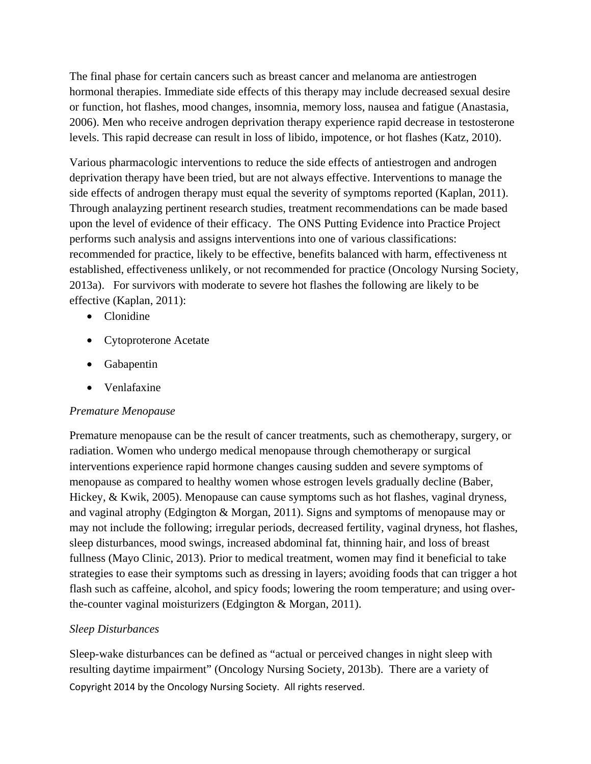The final phase for certain cancers such as breast cancer and melanoma are antiestrogen hormonal therapies. Immediate side effects of this therapy may include decreased sexual desire or function, hot flashes, mood changes, insomnia, memory loss, nausea and fatigue (Anastasia, 2006). Men who receive androgen deprivation therapy experience rapid decrease in testosterone levels. This rapid decrease can result in loss of libido, impotence, or hot flashes (Katz, 2010).

Various pharmacologic interventions to reduce the side effects of antiestrogen and androgen deprivation therapy have been tried, but are not always effective. Interventions to manage the side effects of androgen therapy must equal the severity of symptoms reported (Kaplan, 2011). Through analazying pertinent research studies, treatment recommendations can be made based upon the level of evidence of their efficacy. The ONS Putting Evidence into Practice Project performs such analysis and assigns interventions into one of various classifications: recommended for practice, likely to be effective, benefits balanced with harm, effectiveness nt established, effectiveness unlikely, or not recommended for practice (Oncology Nursing Society, 2013a). For survivors with moderate to severe hot flashes the following are likely to be effective (Kaplan, 2011):

- Clonidine
- Cytoproterone Acetate
- Gabapentin
- Venlafaxine

*Premature Menopause*

Premature menopause can be the result of cancer treatments, such as chemotherapy, surgery, or radiation. Women who undergo medical menopause through chemotherapy or surgical interventions experience rapid hormone changes causing sudden and severe symptoms of menopause as compared to healthy women whose estrogen levels gradually decline (Baber, Hickey, & Kwik, 2005). Menopause can cause symptoms such as hot flashes, vaginal dryness, and vaginal atrophy (Edgington & Morgan, 2011). Signs and symptoms of menopause may or may not include the following; irregular periods, decreased fertility, vaginal dryness, hot flashes, sleep disturbances, mood swings, increased abdominal fat, thinning hair, and loss of breast fullness (Mayo Clinic, 2013). Prior to medical treatment, women may find it beneficial to take strategies to ease their symptoms such as dressing in layers; avoiding foods that can trigger a hot flash such as caffeine, alcohol, and spicy foods; lowering the room temperature; and using over-the-counter vaginal moisturizers (Edgington & Morgan, 2011).

*Sleep Disturbances*

Sleep-wake disturbances can be defined as "actual or perceived changes in night sleep with resulting daytime impairment" (Oncology Nursing Society, 2013b). There are a variety of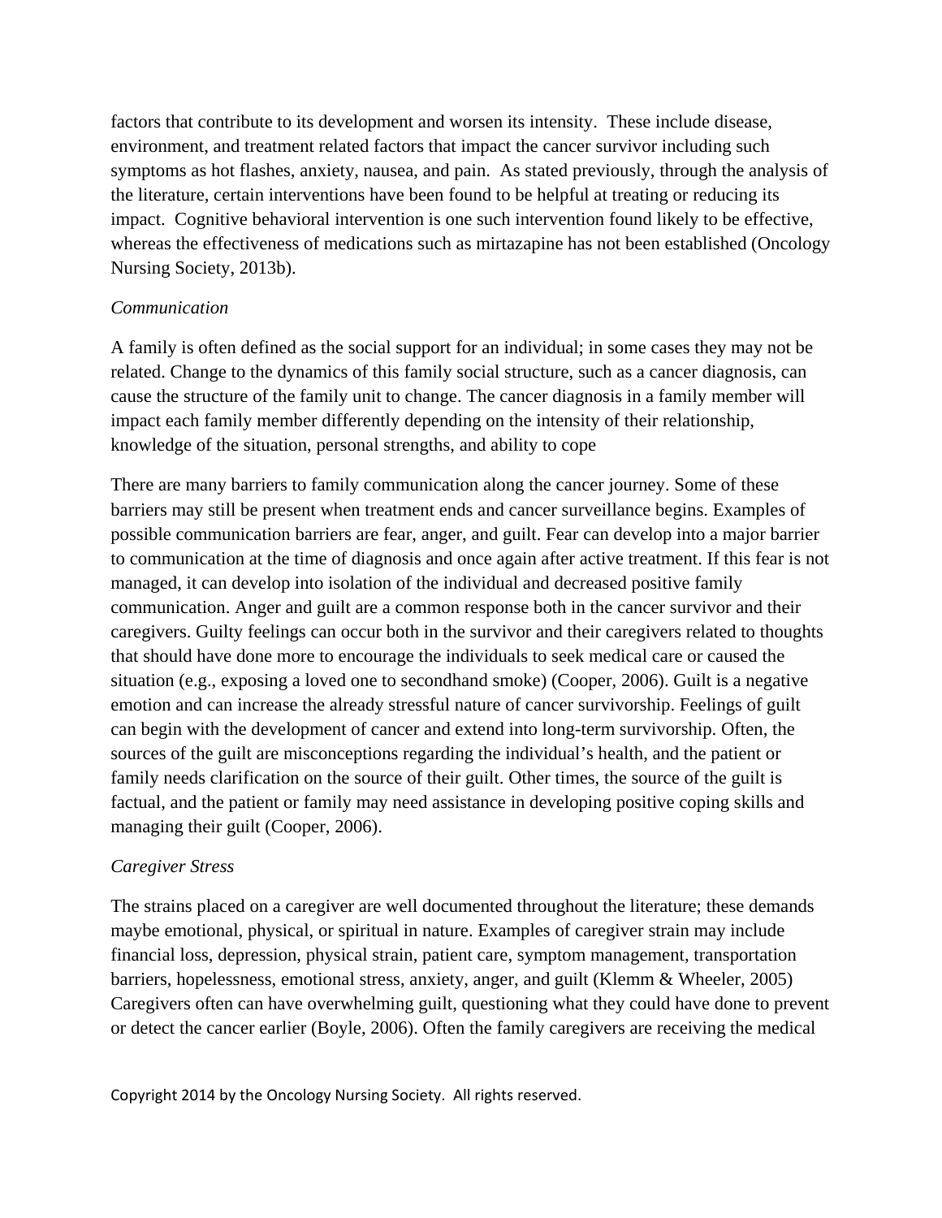factors that contribute to its development and worsen its intensity. These include disease, environment, and treatment related factors that impact the cancer survivor including such symptoms as hot flashes, anxiety, nausea, and pain. As stated previously, through the analysis of the literature, certain interventions have been found to be helpful at treating or reducing its impact. Cognitive behavioral intervention is one such intervention found likely to be effective, whereas the effectiveness of medications such as mirtazapine has not been established (Oncology Nursing Society, 2013b).

*Communication*

A family is often defined as the social support for an individual; in some cases they may not be related. Change to the dynamics of this family social structure, such as a cancer diagnosis, can cause the structure of the family unit to change. The cancer diagnosis in a family member will impact each family member differently depending on the intensity of their relationship, knowledge of the situation, personal strengths, and ability to cope

There are many barriers to family communication along the cancer journey. Some of these barriers may still be present when treatment ends and cancer surveillance begins. Examples of possible communication barriers are fear, anger, and guilt. Fear can develop into a major barrier to communication at the time of diagnosis and once again after active treatment. If this fear is not managed, it can develop into isolation of the individual and decreased positive family communication. Anger and guilt are a common response both in the cancer survivor and their caregivers. Guilty feelings can occur both in the survivor and their caregivers related to thoughts that should have done more to encourage the individuals to seek medical care or caused the situation (e.g., exposing a loved one to secondhand smoke) (Cooper, 2006). Guilt is a negative emotion and can increase the already stressful nature of cancer survivorship. Feelings of guilt can begin with the development of cancer and extend into long-term survivorship. Often, the sources of the guilt are misconceptions regarding the individual's health, and the patient or family needs clarification on the source of their guilt. Other times, the source of the guilt is factual, and the patient or family may need assistance in developing positive coping skills and managing their guilt (Cooper, 2006).

*Caregiver Stress*

The strains placed on a caregiver are well documented throughout the literature; these demands maybe emotional, physical, or spiritual in nature. Examples of caregiver strain may include financial loss, depression, physical strain, patient care, symptom management, transportation barriers, hopelessness, emotional stress, anxiety, anger, and guilt (Klemm & Wheeler, 2005) Caregivers often can have overwhelming guilt, questioning what they could have done to prevent or detect the cancer earlier (Boyle, 2006). Often the family caregivers are receiving the medical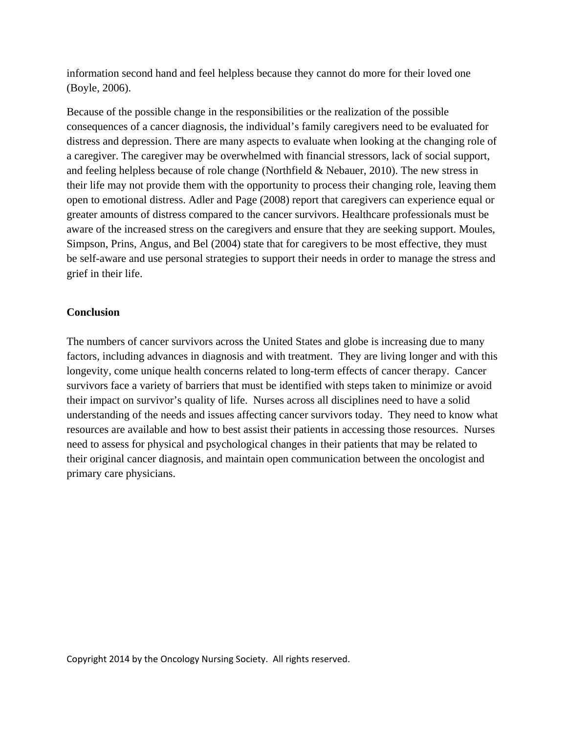information second hand and feel helpless because they cannot do more for their loved one (Boyle, 2006).

Because of the possible change in the responsibilities or the realization of the possible consequences of a cancer diagnosis, the individual's family caregivers need to be evaluated for distress and depression. There are many aspects to evaluate when looking at the changing role of a caregiver. The caregiver may be overwhelmed with financial stressors, lack of social support, and feeling helpless because of role change (Northfield & Nebauer, 2010). The new stress in their life may not provide them with the opportunity to process their changing role, leaving them open to emotional distress. Adler and Page (2008) report that caregivers can experience equal or greater amounts of distress compared to the cancer survivors. Healthcare professionals must be aware of the increased stress on the caregivers and ensure that they are seeking support. Moules, Simpson, Prins, Angus, and Bel (2004) state that for caregivers to be most effective, they must be self-aware and use personal strategies to support their needs in order to manage the stress and grief in their life.

**Conclusion**

The numbers of cancer survivors across the United States and globe is increasing due to many factors, including advances in diagnosis and with treatment. They are living longer and with this longevity, come unique health concerns related to long-term effects of cancer therapy. Cancer survivors face a variety of barriers that must be identified with steps taken to minimize or avoid their impact on survivor's quality of life. Nurses across all disciplines need to have a solid understanding of the needs and issues affecting cancer survivors today. They need to know what resources are available and how to best assist their patients in accessing those resources. Nurses need to assess for physical and psychological changes in their patients that may be related to their original cancer diagnosis, and maintain open communication between the oncologist and primary care physicians.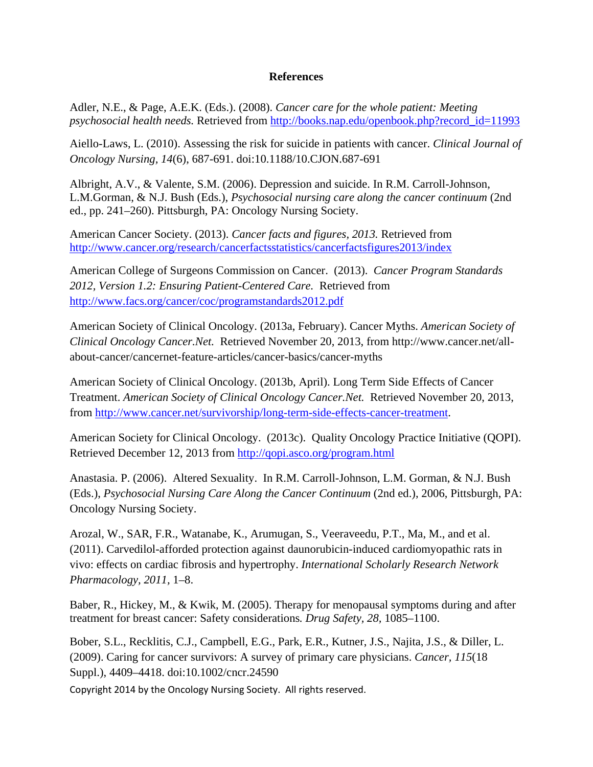## References

Adler, N.E., & Page, A.E.K. (Eds.). (2008). *Cancer care for the whole patient: Meeting psychosocial health needs.* Retrieved from http://books.nap.edu/openbook.php?record_id=11993

Aiello-Laws, L. (2010). Assessing the risk for suicide in patients with cancer. *Clinical Journal of Oncology Nursing, 14*(6), 687-691. doi:10.1188/10.CJON.687-691

Albright, A.V., & Valente, S.M. (2006). Depression and suicide. In R.M. Carroll-Johnson, L.M.Gorman, & N.J. Bush (Eds.), *Psychosocial nursing care along the cancer continuum* (2nd ed., pp. 241–260). Pittsburgh, PA: Oncology Nursing Society.

American Cancer Society. (2013). *Cancer facts and figures, 2013.* Retrieved from http://www.cancer.org/research/cancerfactsstatistics/cancerfactsfigures2013/index

American College of Surgeons Commission on Cancer. (2013). *Cancer Program Standards 2012, Version 1.2: Ensuring Patient-Centered Care.* Retrieved from http://www.facs.org/cancer/coc/programstandards2012.pdf

American Society of Clinical Oncology. (2013a, February). Cancer Myths. *American Society of Clinical Oncology Cancer.Net.* Retrieved November 20, 2013, from http://www.cancer.net/all-about-cancer/cancernet-feature-articles/cancer-basics/cancer-myths

American Society of Clinical Oncology. (2013b, April). Long Term Side Effects of Cancer Treatment. *American Society of Clinical Oncology Cancer.Net.* Retrieved November 20, 2013, from http://www.cancer.net/survivorship/long-term-side-effects-cancer-treatment.

American Society for Clinical Oncology. (2013c). Quality Oncology Practice Initiative (QOPI). Retrieved December 12, 2013 from http://qopi.asco.org/program.html

Anastasia. P. (2006). Altered Sexuality. In R.M. Carroll-Johnson, L.M. Gorman, & N.J. Bush (Eds.), *Psychosocial Nursing Care Along the Cancer Continuum* (2nd ed.), 2006, Pittsburgh, PA: Oncology Nursing Society.

Arozal, W., SAR, F.R., Watanabe, K., Arumugan, S., Veeraveedu, P.T., Ma, M., and et al. (2011). Carvedilol-afforded protection against daunorubicin-induced cardiomyopathic rats in vivo: effects on cardiac fibrosis and hypertrophy. *International Scholarly Research Network Pharmacology, 2011,* 1–8.

Baber, R., Hickey, M., & Kwik, M. (2005). Therapy for menopausal symptoms during and after treatment for breast cancer: Safety considerations. *Drug Safety, 28,* 1085–1100.

Bober, S.L., Recklitis, C.J., Campbell, E.G., Park, E.R., Kutner, J.S., Najita, J.S., & Diller, L. (2009). Caring for cancer survivors: A survey of primary care physicians. *Cancer, 115*(18 Suppl.), 4409–4418. doi:10.1002/cncr.24590

Copyright 2014 by the Oncology Nursing Society. All rights reserved.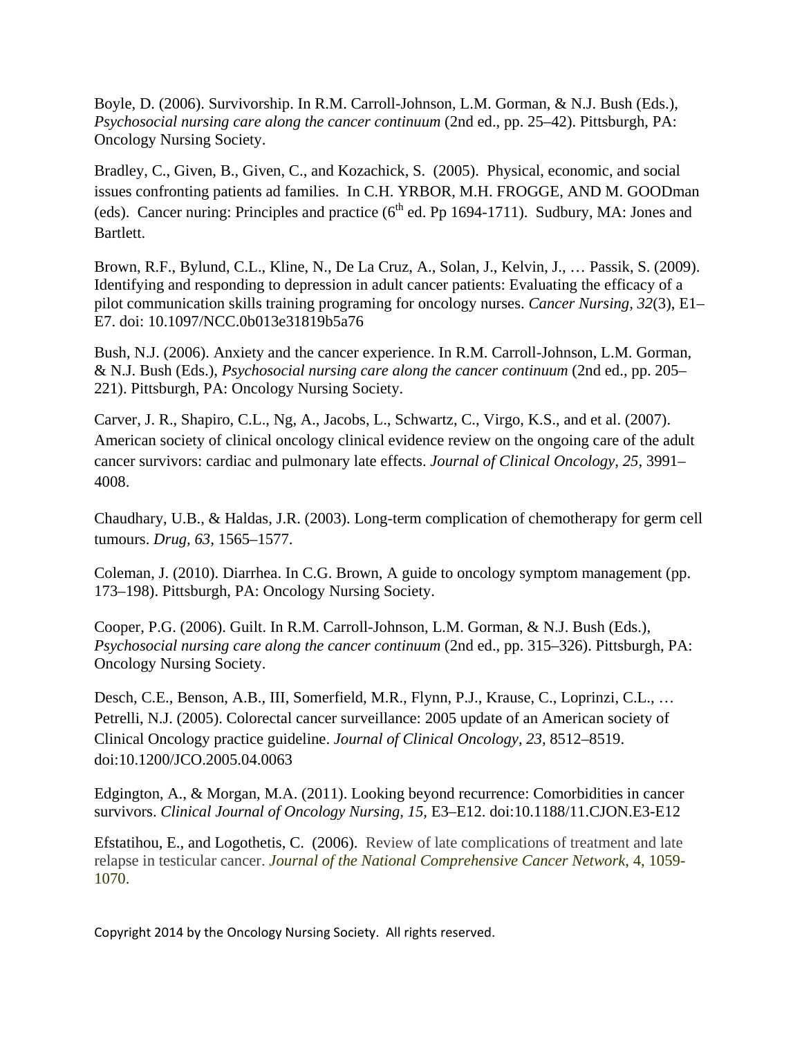Boyle, D. (2006). Survivorship. In R.M. Carroll-Johnson, L.M. Gorman, & N.J. Bush (Eds.), *Psychosocial nursing care along the cancer continuum* (2nd ed., pp. 25–42). Pittsburgh, PA: Oncology Nursing Society.

Bradley, C., Given, B., Given, C., and Kozachick, S. (2005). Physical, economic, and social issues confronting patients ad families. In C.H. YRBOR, M.H. FROGGE, AND M. GOODman (eds). Cancer nuring: Principles and practice (6th ed. Pp 1694-1711). Sudbury, MA: Jones and Bartlett.

Brown, R.F., Bylund, C.L., Kline, N., De La Cruz, A., Solan, J., Kelvin, J., … Passik, S. (2009). Identifying and responding to depression in adult cancer patients: Evaluating the efficacy of a pilot communication skills training programing for oncology nurses. *Cancer Nursing*, *32*(3), E1–E7. doi: 10.1097/NCC.0b013e31819b5a76

Bush, N.J. (2006). Anxiety and the cancer experience. In R.M. Carroll-Johnson, L.M. Gorman, & N.J. Bush (Eds.), *Psychosocial nursing care along the cancer continuum* (2nd ed., pp. 205–221). Pittsburgh, PA: Oncology Nursing Society.

Carver, J. R., Shapiro, C.L., Ng, A., Jacobs, L., Schwartz, C., Virgo, K.S., and et al. (2007). American society of clinical oncology clinical evidence review on the ongoing care of the adult cancer survivors: cardiac and pulmonary late effects. *Journal of Clinical Oncology, 25*, 3991–4008.

Chaudhary, U.B., & Haldas, J.R. (2003). Long-term complication of chemotherapy for germ cell tumours. *Drug, 63,* 1565–1577.

Coleman, J. (2010). Diarrhea. In C.G. Brown, A guide to oncology symptom management (pp. 173–198). Pittsburgh, PA: Oncology Nursing Society.

Cooper, P.G. (2006). Guilt. In R.M. Carroll-Johnson, L.M. Gorman, & N.J. Bush (Eds.), *Psychosocial nursing care along the cancer continuum* (2nd ed., pp. 315–326). Pittsburgh, PA: Oncology Nursing Society.

Desch, C.E., Benson, A.B., III, Somerfield, M.R., Flynn, P.J., Krause, C., Loprinzi, C.L., … Petrelli, N.J. (2005). Colorectal cancer surveillance: 2005 update of an American society of Clinical Oncology practice guideline. *Journal of Clinical Oncology, 23*, 8512–8519. doi:10.1200/JCO.2005.04.0063

Edgington, A., & Morgan, M.A. (2011). Looking beyond recurrence: Comorbidities in cancer survivors. *Clinical Journal of Oncology Nursing, 15,* E3–E12. doi:10.1188/11.CJON.E3-E12

Efstatihou, E., and Logothetis, C. (2006). Review of late complications of treatment and late relapse in testicular cancer. *Journal of the National Comprehensive Cancer Network*, 4, 1059-1070.

Copyright 2014 by the Oncology Nursing Society. All rights reserved.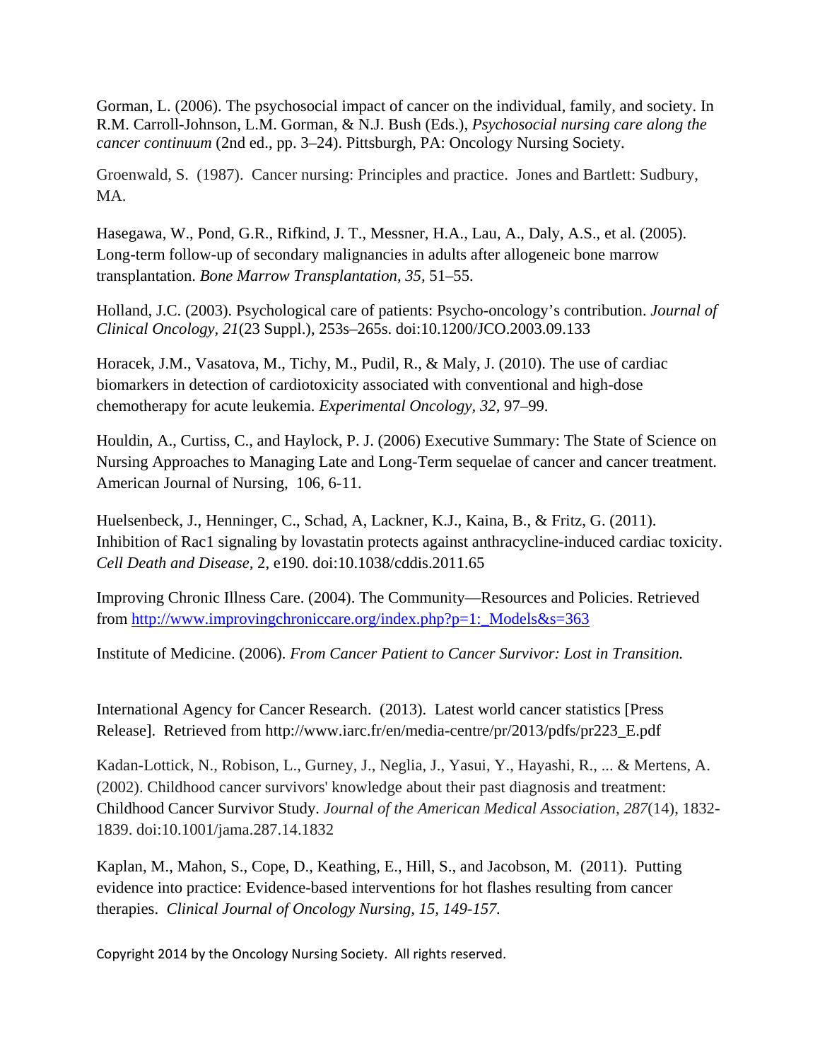Gorman, L. (2006). The psychosocial impact of cancer on the individual, family, and society. In R.M. Carroll-Johnson, L.M. Gorman, & N.J. Bush (Eds.), *Psychosocial nursing care along the cancer continuum* (2nd ed., pp. 3–24). Pittsburgh, PA: Oncology Nursing Society.

Groenwald, S. (1987). Cancer nursing: Principles and practice. Jones and Bartlett: Sudbury, MA.

Hasegawa, W., Pond, G.R., Rifkind, J. T., Messner, H.A., Lau, A., Daly, A.S., et al. (2005). Long-term follow-up of secondary malignancies in adults after allogeneic bone marrow transplantation. *Bone Marrow Transplantation, 35,* 51–55.

Holland, J.C. (2003). Psychological care of patients: Psycho-oncology's contribution. *Journal of Clinical Oncology, 21*(23 Suppl.), 253s–265s. doi:10.1200/JCO.2003.09.133

Horacek, J.M., Vasatova, M., Tichy, M., Pudil, R., & Maly, J. (2010). The use of cardiac biomarkers in detection of cardiotoxicity associated with conventional and high-dose chemotherapy for acute leukemia. *Experimental Oncology, 32,* 97–99.

Houldin, A., Curtiss, C., and Haylock, P. J. (2006) Executive Summary: The State of Science on Nursing Approaches to Managing Late and Long-Term sequelae of cancer and cancer treatment. American Journal of Nursing, 106, 6-11.

Huelsenbeck, J., Henninger, C., Schad, A, Lackner, K.J., Kaina, B., & Fritz, G. (2011). Inhibition of Rac1 signaling by lovastatin protects against anthracycline-induced cardiac toxicity. *Cell Death and Disease,* 2, e190. doi:10.1038/cddis.2011.65

Improving Chronic Illness Care. (2004). The Community—Resources and Policies. Retrieved from http://www.improvingchroniccare.org/index.php?p=1:_Models&s=363

Institute of Medicine. (2006). *From Cancer Patient to Cancer Survivor: Lost in Transition.*

International Agency for Cancer Research. (2013). Latest world cancer statistics [Press Release]. Retrieved from http://www.iarc.fr/en/media-centre/pr/2013/pdfs/pr223_E.pdf

Kadan-Lottick, N., Robison, L., Gurney, J., Neglia, J., Yasui, Y., Hayashi, R., ... & Mertens, A. (2002). Childhood cancer survivors' knowledge about their past diagnosis and treatment: Childhood Cancer Survivor Study. *Journal of the American Medical Association, 287*(14), 1832-1839. doi:10.1001/jama.287.14.1832

Kaplan, M., Mahon, S., Cope, D., Keathing, E., Hill, S., and Jacobson, M. (2011). Putting evidence into practice: Evidence-based interventions for hot flashes resulting from cancer therapies. *Clinical Journal of Oncology Nursing, 15, 149-157.*

Copyright 2014 by the Oncology Nursing Society. All rights reserved.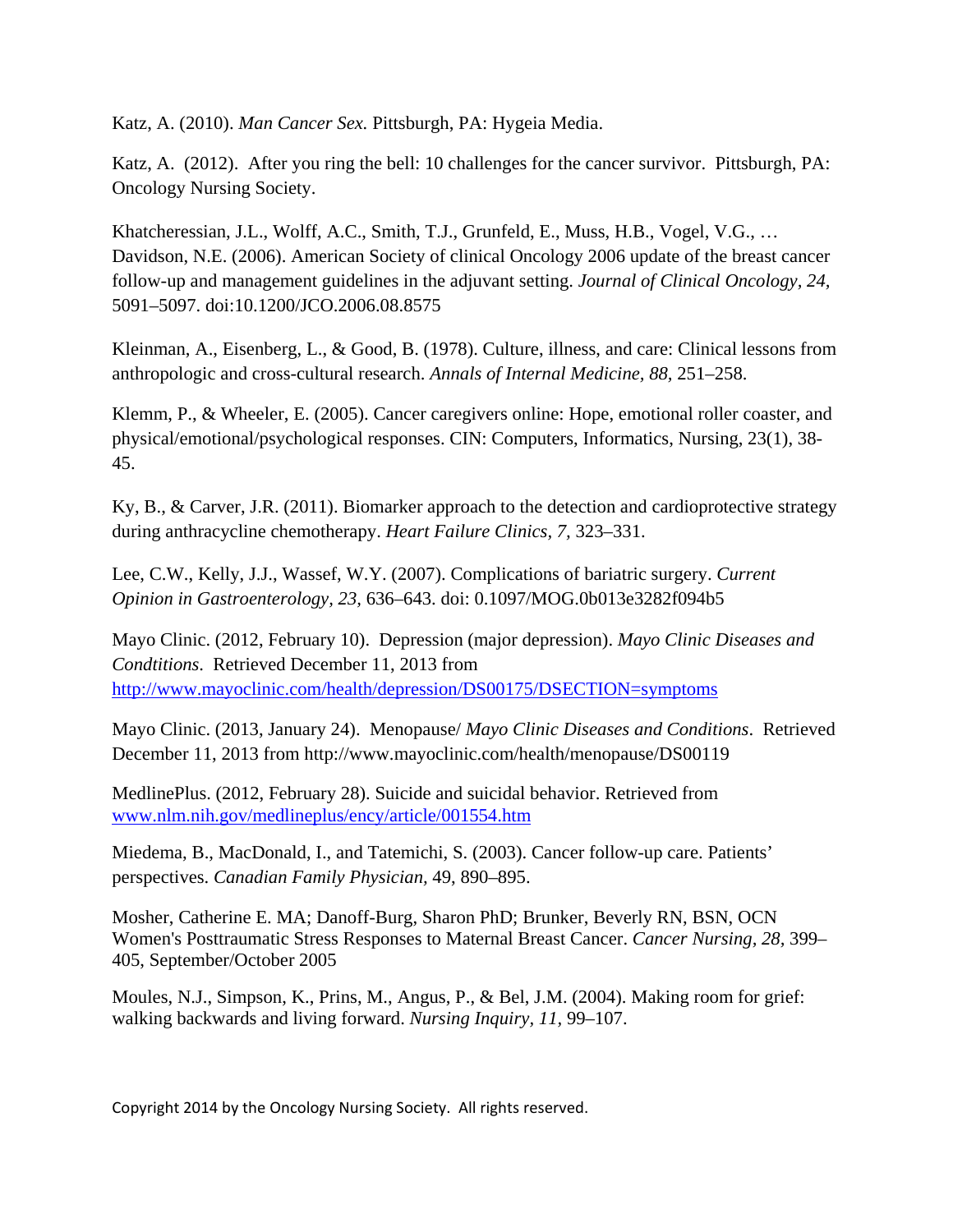Katz, A. (2010). *Man Cancer Sex.* Pittsburgh, PA: Hygeia Media.

Katz, A. (2012). After you ring the bell: 10 challenges for the cancer survivor. Pittsburgh, PA: Oncology Nursing Society.

Khatcheressian, J.L., Wolff, A.C., Smith, T.J., Grunfeld, E., Muss, H.B., Vogel, V.G., … Davidson, N.E. (2006). American Society of clinical Oncology 2006 update of the breast cancer follow-up and management guidelines in the adjuvant setting. *Journal of Clinical Oncology, 24,* 5091–5097. doi:10.1200/JCO.2006.08.8575

Kleinman, A., Eisenberg, L., & Good, B. (1978). Culture, illness, and care: Clinical lessons from anthropologic and cross-cultural research. *Annals of Internal Medicine, 88,* 251–258.

Klemm, P., & Wheeler, E. (2005). Cancer caregivers online: Hope, emotional roller coaster, and physical/emotional/psychological responses. CIN: Computers, Informatics, Nursing, 23(1), 38-45.

Ky, B., & Carver, J.R. (2011). Biomarker approach to the detection and cardioprotective strategy during anthracycline chemotherapy. *Heart Failure Clinics, 7,* 323–331.

Lee, C.W., Kelly, J.J., Wassef, W.Y. (2007). Complications of bariatric surgery. *Current Opinion in Gastroenterology, 23,* 636–643. doi: 0.1097/MOG.0b013e3282f094b5

Mayo Clinic. (2012, February 10). Depression (major depression). *Mayo Clinic Diseases and Condtitions*. Retrieved December 11, 2013 from http://www.mayoclinic.com/health/depression/DS00175/DSECTION=symptoms

Mayo Clinic. (2013, January 24). Menopause/ *Mayo Clinic Diseases and Conditions*. Retrieved December 11, 2013 from http://www.mayoclinic.com/health/menopause/DS00119

MedlinePlus. (2012, February 28). Suicide and suicidal behavior. Retrieved from www.nlm.nih.gov/medlineplus/ency/article/001554.htm

Miedema, B., MacDonald, I., and Tatemichi, S. (2003). Cancer follow-up care. Patients' perspectives. *Canadian Family Physician,* 49, 890–895.

Mosher, Catherine E. MA; Danoff-Burg, Sharon PhD; Brunker, Beverly RN, BSN, OCN Women's Posttraumatic Stress Responses to Maternal Breast Cancer. *Cancer Nursing, 28,* 399–405, September/October 2005

Moules, N.J., Simpson, K., Prins, M., Angus, P., & Bel, J.M. (2004). Making room for grief: walking backwards and living forward. *Nursing Inquiry, 11,* 99–107.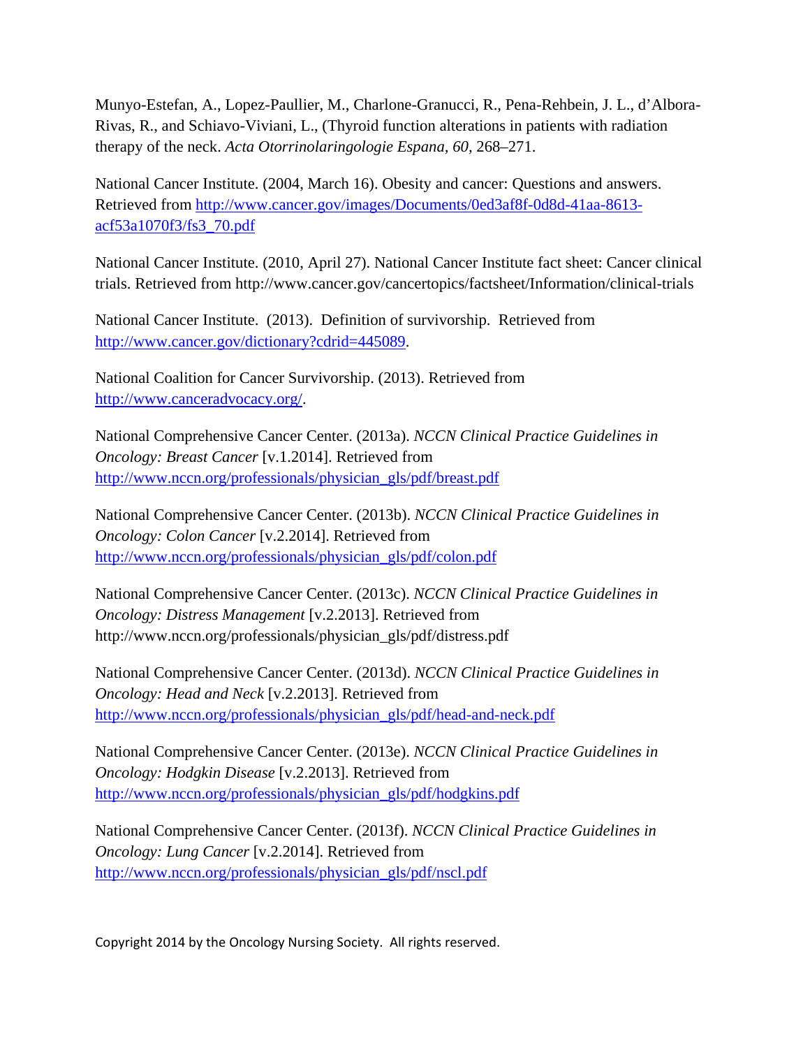Munyo-Estefan, A., Lopez-Paullier, M., Charlone-Granucci, R., Pena-Rehbein, J. L., d'Albora-Rivas, R., and Schiavo-Viviani, L., (Thyroid function alterations in patients with radiation therapy of the neck. *Acta Otorrinolaringologie Espana, 60*, 268–271.

National Cancer Institute. (2004, March 16). Obesity and cancer: Questions and answers. Retrieved from http://www.cancer.gov/images/Documents/0ed3af8f-0d8d-41aa-8613-acf53a1070f3/fs3_70.pdf

National Cancer Institute. (2010, April 27). National Cancer Institute fact sheet: Cancer clinical trials. Retrieved from http://www.cancer.gov/cancertopics/factsheet/Information/clinical-trials

National Cancer Institute. (2013). Definition of survivorship. Retrieved from http://www.cancer.gov/dictionary?cdrid=445089.

National Coalition for Cancer Survivorship. (2013). Retrieved from http://www.canceradvocacy.org/.

National Comprehensive Cancer Center. (2013a). *NCCN Clinical Practice Guidelines in Oncology: Breast Cancer* [v.1.2014]. Retrieved from http://www.nccn.org/professionals/physician_gls/pdf/breast.pdf

National Comprehensive Cancer Center. (2013b). *NCCN Clinical Practice Guidelines in Oncology: Colon Cancer* [v.2.2014]. Retrieved from http://www.nccn.org/professionals/physician_gls/pdf/colon.pdf

National Comprehensive Cancer Center. (2013c). *NCCN Clinical Practice Guidelines in Oncology: Distress Management* [v.2.2013]. Retrieved from http://www.nccn.org/professionals/physician_gls/pdf/distress.pdf

National Comprehensive Cancer Center. (2013d). *NCCN Clinical Practice Guidelines in Oncology: Head and Neck* [v.2.2013]. Retrieved from http://www.nccn.org/professionals/physician_gls/pdf/head-and-neck.pdf

National Comprehensive Cancer Center. (2013e). *NCCN Clinical Practice Guidelines in Oncology: Hodgkin Disease* [v.2.2013]. Retrieved from http://www.nccn.org/professionals/physician_gls/pdf/hodgkins.pdf

National Comprehensive Cancer Center. (2013f). *NCCN Clinical Practice Guidelines in Oncology: Lung Cancer* [v.2.2014]. Retrieved from http://www.nccn.org/professionals/physician_gls/pdf/nscl.pdf

Copyright 2014 by the Oncology Nursing Society. All rights reserved.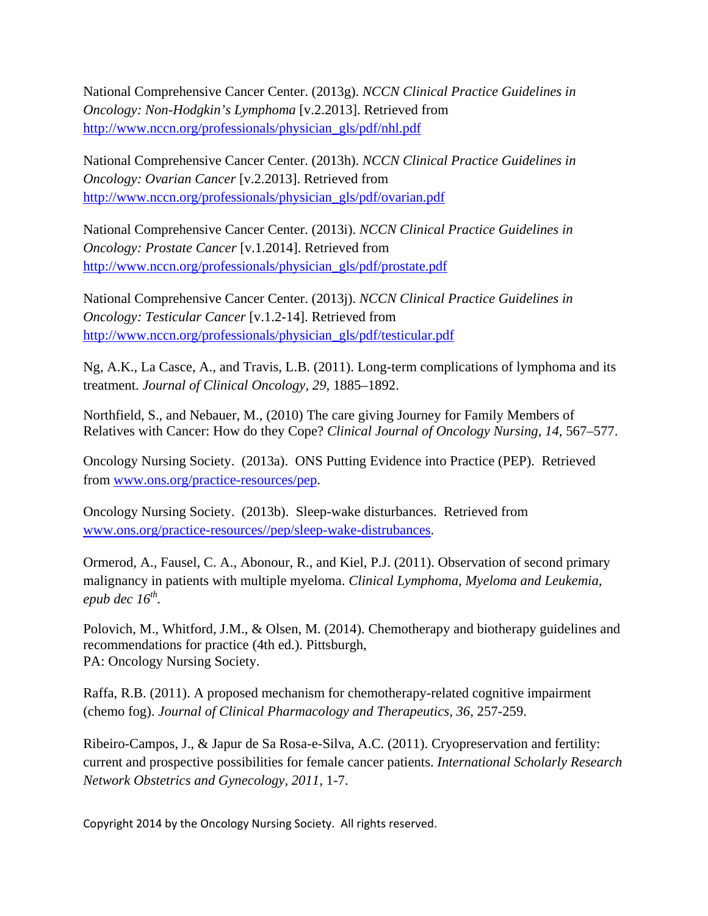National Comprehensive Cancer Center. (2013g). *NCCN Clinical Practice Guidelines in Oncology: Non-Hodgkin's Lymphoma* [v.2.2013]. Retrieved from http://www.nccn.org/professionals/physician_gls/pdf/nhl.pdf

National Comprehensive Cancer Center. (2013h). *NCCN Clinical Practice Guidelines in Oncology: Ovarian Cancer* [v.2.2013]. Retrieved from http://www.nccn.org/professionals/physician_gls/pdf/ovarian.pdf

National Comprehensive Cancer Center. (2013i). *NCCN Clinical Practice Guidelines in Oncology: Prostate Cancer* [v.1.2014]. Retrieved from http://www.nccn.org/professionals/physician_gls/pdf/prostate.pdf

National Comprehensive Cancer Center. (2013j). *NCCN Clinical Practice Guidelines in Oncology: Testicular Cancer* [v.1.2-14]. Retrieved from http://www.nccn.org/professionals/physician_gls/pdf/testicular.pdf

Ng, A.K., La Casce, A., and Travis, L.B. (2011). Long-term complications of lymphoma and its treatment. *Journal of Clinical Oncology, 29,* 1885–1892.

Northfield, S., and Nebauer, M., (2010) The care giving Journey for Family Members of Relatives with Cancer: How do they Cope? *Clinical Journal of Oncology Nursing, 14,* 567–577.

Oncology Nursing Society. (2013a). ONS Putting Evidence into Practice (PEP). Retrieved from www.ons.org/practice-resources/pep.

Oncology Nursing Society. (2013b). Sleep-wake disturbances. Retrieved from www.ons.org/practice-resources//pep/sleep-wake-distrubances.

Ormerod, A., Fausel, C. A., Abonour, R., and Kiel, P.J. (2011). Observation of second primary malignancy in patients with multiple myeloma. *Clinical Lymphoma, Myeloma and Leukemia, epub dec 16th.*

Polovich, M., Whitford, J.M., & Olsen, M. (2014). Chemotherapy and biotherapy guidelines and recommendations for practice (4th ed.). Pittsburgh, PA: Oncology Nursing Society.

Raffa, R.B. (2011). A proposed mechanism for chemotherapy-related cognitive impairment (chemo fog). *Journal of Clinical Pharmacology and Therapeutics, 36,* 257-259.

Ribeiro-Campos, J., & Japur de Sa Rosa-e-Silva, A.C. (2011). Cryopreservation and fertility: current and prospective possibilities for female cancer patients. *International Scholarly Research Network Obstetrics and Gynecology, 2011,* 1-7.

Copyright 2014 by the Oncology Nursing Society. All rights reserved.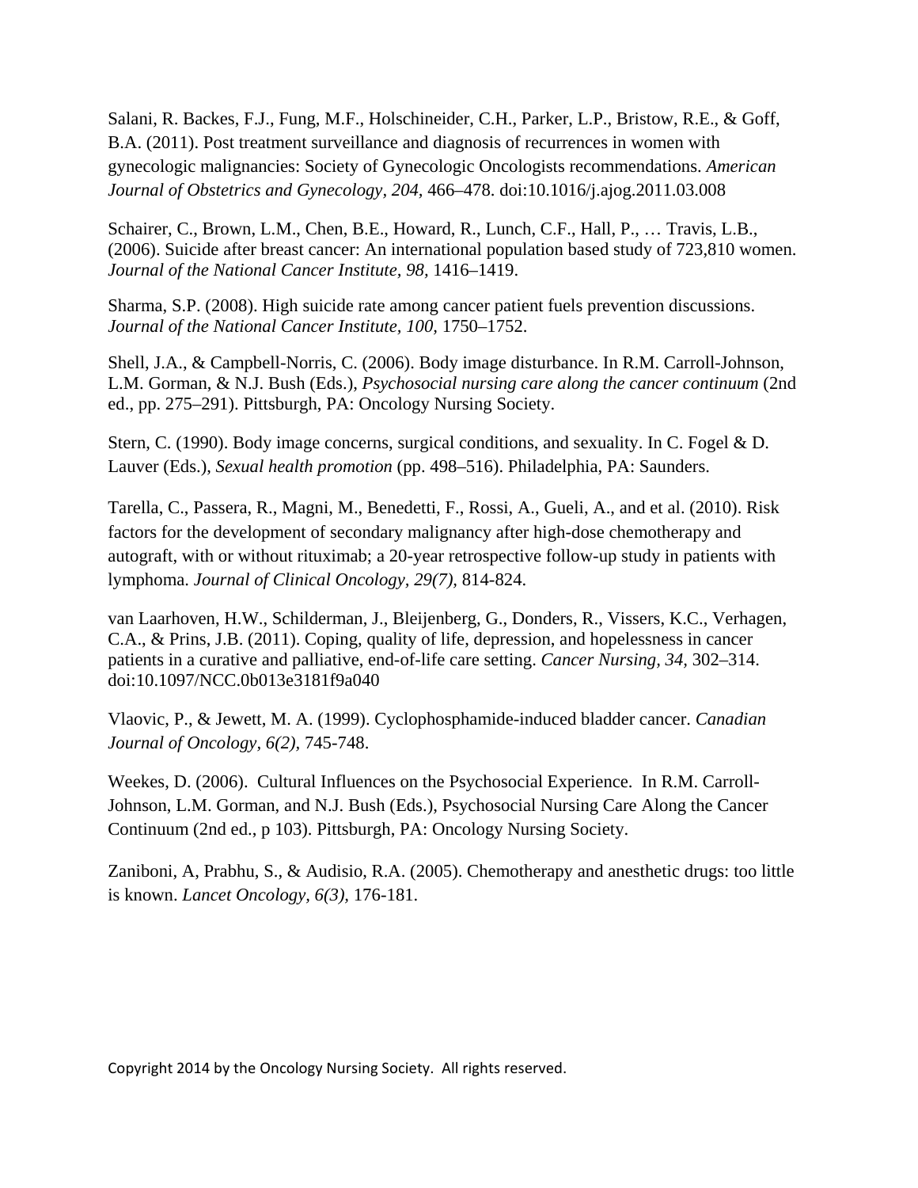Salani, R. Backes, F.J., Fung, M.F., Holschineider, C.H., Parker, L.P., Bristow, R.E., & Goff, B.A. (2011). Post treatment surveillance and diagnosis of recurrences in women with gynecologic malignancies: Society of Gynecologic Oncologists recommendations. *American Journal of Obstetrics and Gynecology, 204,* 466–478. doi:10.1016/j.ajog.2011.03.008

Schairer, C., Brown, L.M., Chen, B.E., Howard, R., Lunch, C.F., Hall, P., … Travis, L.B., (2006). Suicide after breast cancer: An international population based study of 723,810 women. *Journal of the National Cancer Institute, 98,* 1416–1419.

Sharma, S.P. (2008). High suicide rate among cancer patient fuels prevention discussions. *Journal of the National Cancer Institute, 100,* 1750–1752.

Shell, J.A., & Campbell-Norris, C. (2006). Body image disturbance. In R.M. Carroll-Johnson, L.M. Gorman, & N.J. Bush (Eds.), *Psychosocial nursing care along the cancer continuum* (2nd ed., pp. 275–291). Pittsburgh, PA: Oncology Nursing Society.

Stern, C. (1990). Body image concerns, surgical conditions, and sexuality. In C. Fogel & D. Lauver (Eds.), *Sexual health promotion* (pp. 498–516). Philadelphia, PA: Saunders.

Tarella, C., Passera, R., Magni, M., Benedetti, F., Rossi, A., Gueli, A., and et al. (2010). Risk factors for the development of secondary malignancy after high-dose chemotherapy and autograft, with or without rituximab; a 20-year retrospective follow-up study in patients with lymphoma. *Journal of Clinical Oncology, 29(7),* 814-824.

van Laarhoven, H.W., Schilderman, J., Bleijenberg, G., Donders, R., Vissers, K.C., Verhagen, C.A., & Prins, J.B. (2011). Coping, quality of life, depression, and hopelessness in cancer patients in a curative and palliative, end-of-life care setting. *Cancer Nursing, 34,* 302–314. doi:10.1097/NCC.0b013e3181f9a040

Vlaovic, P., & Jewett, M. A. (1999). Cyclophosphamide-induced bladder cancer. *Canadian Journal of Oncology, 6(2),* 745-748.

Weekes, D. (2006). Cultural Influences on the Psychosocial Experience. In R.M. Carroll-Johnson, L.M. Gorman, and N.J. Bush (Eds.), Psychosocial Nursing Care Along the Cancer Continuum (2nd ed., p 103). Pittsburgh, PA: Oncology Nursing Society.

Zaniboni, A, Prabhu, S., & Audisio, R.A. (2005). Chemotherapy and anesthetic drugs: too little is known. *Lancet Oncology, 6(3),* 176-181.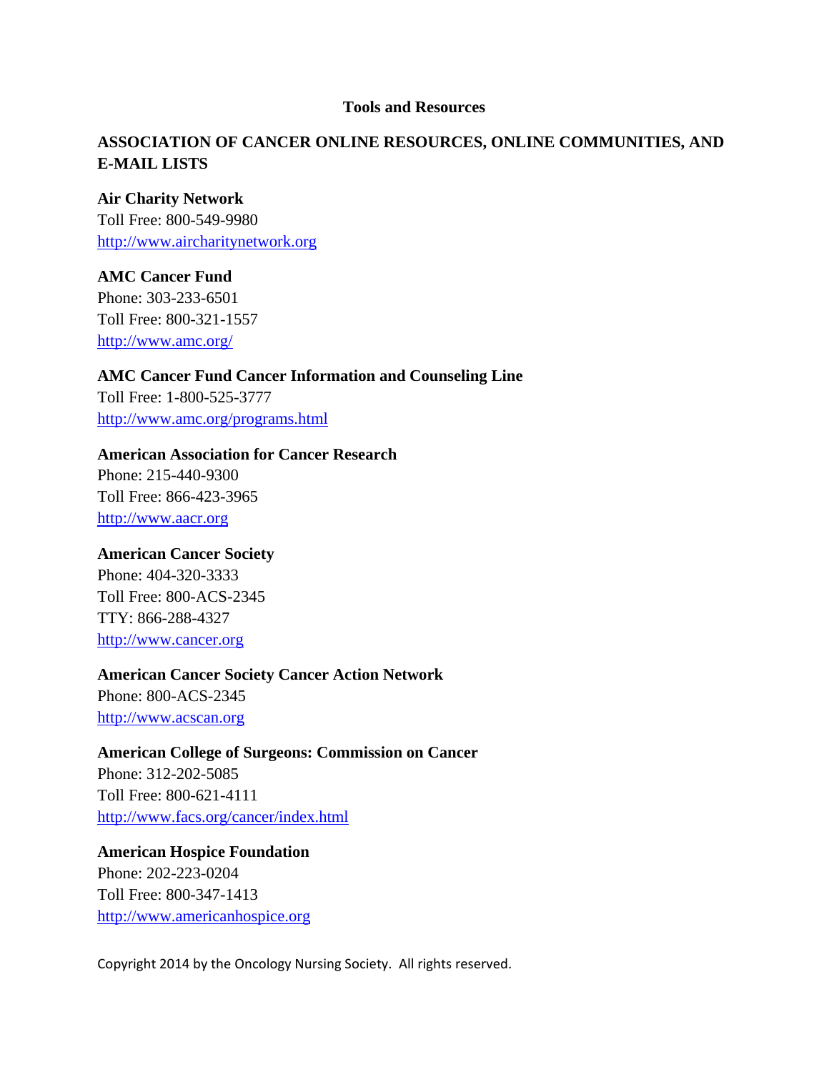## Tools and Resources

### ASSOCIATION OF CANCER ONLINE RESOURCES, ONLINE COMMUNITIES, AND E-MAIL LISTS

**Air Charity Network**
Toll Free: 800-549-9980
http://www.aircharitynetwork.org

**AMC Cancer Fund**
Phone: 303-233-6501
Toll Free: 800-321-1557
http://www.amc.org/

**AMC Cancer Fund Cancer Information and Counseling Line**
Toll Free: 1-800-525-3777
http://www.amc.org/programs.html

**American Association for Cancer Research**
Phone: 215-440-9300
Toll Free: 866-423-3965
http://www.aacr.org

**American Cancer Society**
Phone: 404-320-3333
Toll Free: 800-ACS-2345
TTY: 866-288-4327
http://www.cancer.org

**American Cancer Society Cancer Action Network**
Phone: 800-ACS-2345
http://www.acscan.org

**American College of Surgeons: Commission on Cancer**
Phone: 312-202-5085
Toll Free: 800-621-4111
http://www.facs.org/cancer/index.html

**American Hospice Foundation**
Phone: 202-223-0204
Toll Free: 800-347-1413
http://www.americanhospice.org

Copyright 2014 by the Oncology Nursing Society. All rights reserved.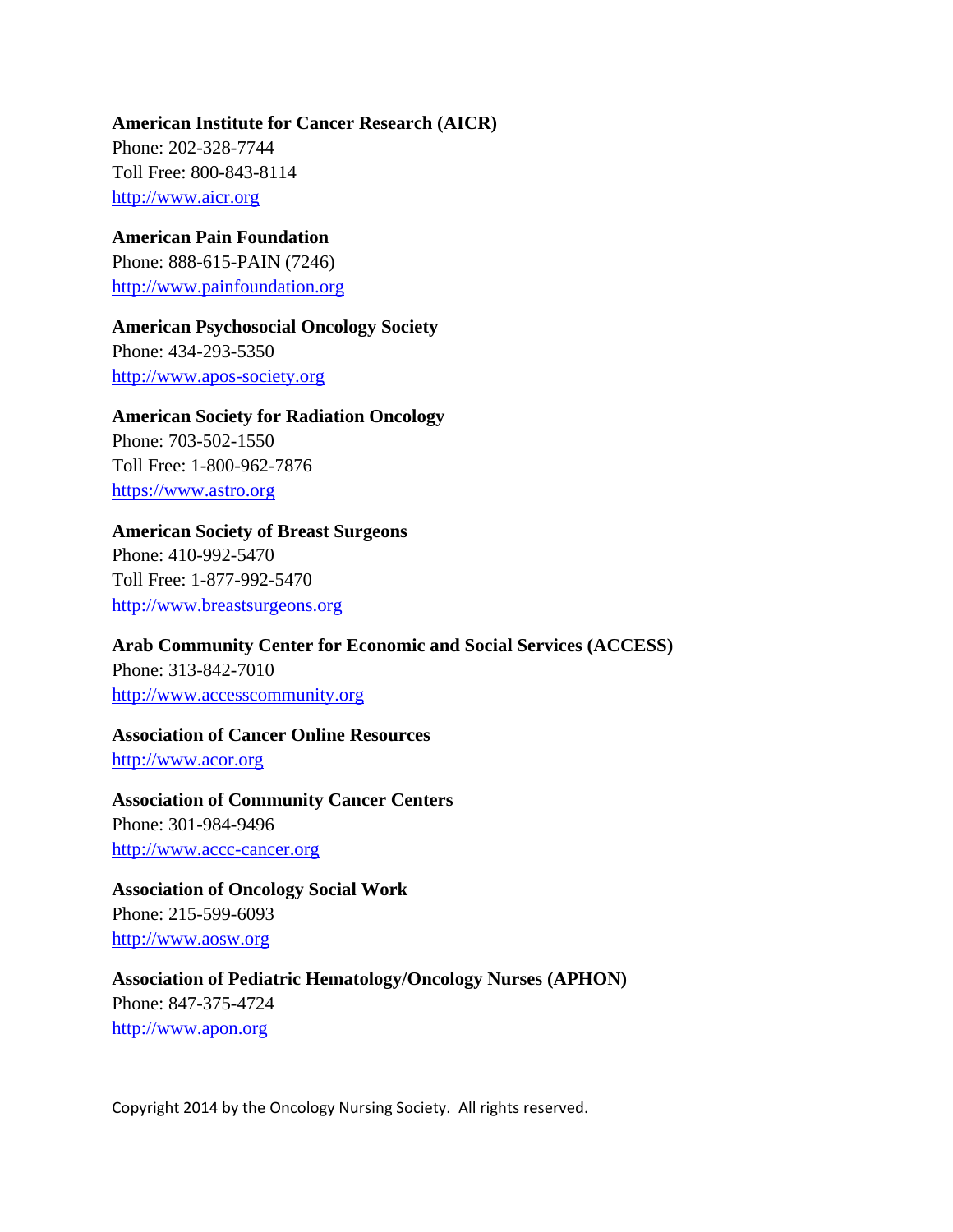**American Institute for Cancer Research (AICR)**
Phone: 202-328-7744
Toll Free: 800-843-8114
http://www.aicr.org

**American Pain Foundation**
Phone: 888-615-PAIN (7246)
http://www.painfoundation.org

**American Psychosocial Oncology Society**
Phone: 434-293-5350
http://www.apos-society.org

**American Society for Radiation Oncology**
Phone: 703-502-1550
Toll Free: 1-800-962-7876
https://www.astro.org

**American Society of Breast Surgeons**
Phone: 410-992-5470
Toll Free: 1-877-992-5470
http://www.breastsurgeons.org

**Arab Community Center for Economic and Social Services (ACCESS)**
Phone: 313-842-7010
http://www.accesscommunity.org

**Association of Cancer Online Resources**
http://www.acor.org

**Association of Community Cancer Centers**
Phone: 301-984-9496
http://www.accc-cancer.org

**Association of Oncology Social Work**
Phone: 215-599-6093
http://www.aosw.org

**Association of Pediatric Hematology/Oncology Nurses (APHON)**
Phone: 847-375-4724
http://www.apon.org

Copyright 2014 by the Oncology Nursing Society. All rights reserved.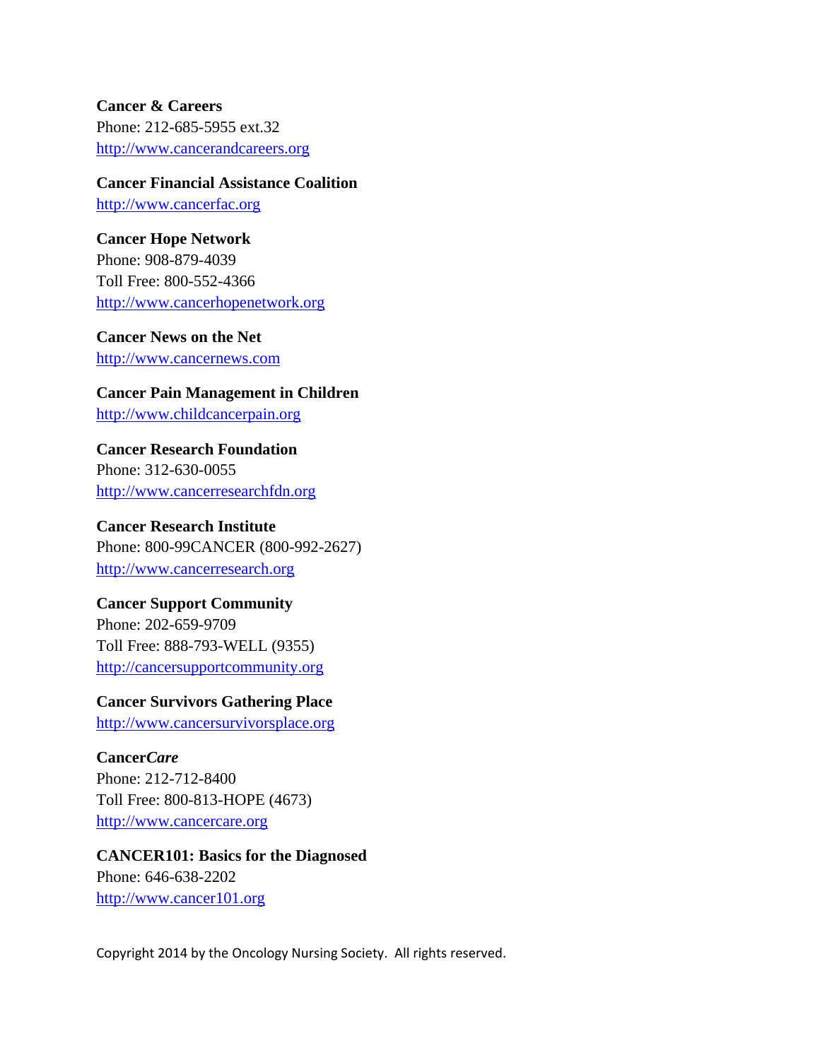**Cancer & Careers**
Phone: 212-685-5955 ext.32
http://www.cancerandcareers.org

**Cancer Financial Assistance Coalition**
http://www.cancerfac.org

**Cancer Hope Network**
Phone: 908-879-4039
Toll Free: 800-552-4366
http://www.cancerhopenetwork.org

**Cancer News on the Net**
http://www.cancernews.com

**Cancer Pain Management in Children**
http://www.childcancerpain.org

**Cancer Research Foundation**
Phone: 312-630-0055
http://www.cancerresearchfdn.org

**Cancer Research Institute**
Phone: 800-99CANCER (800-992-2627)
http://www.cancerresearch.org

**Cancer Support Community**
Phone: 202-659-9709
Toll Free: 888-793-WELL (9355)
http://cancersupportcommunity.org

**Cancer Survivors Gathering Place**
http://www.cancersurvivorsplace.org

**Cancer*Care***
Phone: 212-712-8400
Toll Free: 800-813-HOPE (4673)
http://www.cancercare.org

**CANCER101: Basics for the Diagnosed**
Phone: 646-638-2202
http://www.cancer101.org

Copyright 2014 by the Oncology Nursing Society. All rights reserved.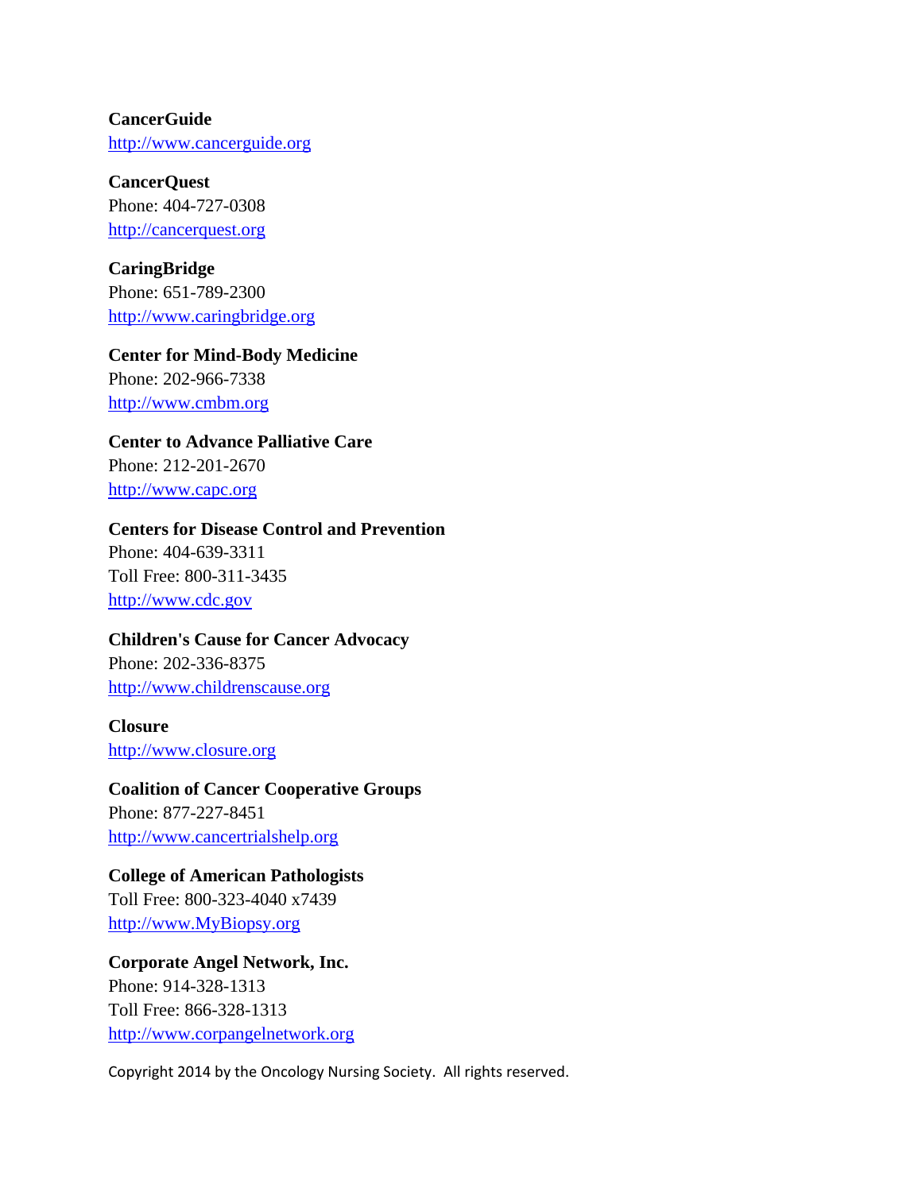**CancerGuide**
http://www.cancerguide.org

**CancerQuest**
Phone: 404-727-0308
http://cancerquest.org

**CaringBridge**
Phone: 651-789-2300
http://www.caringbridge.org

**Center for Mind-Body Medicine**
Phone: 202-966-7338
http://www.cmbm.org

**Center to Advance Palliative Care**
Phone: 212-201-2670
http://www.capc.org

**Centers for Disease Control and Prevention**
Phone: 404-639-3311
Toll Free: 800-311-3435
http://www.cdc.gov

**Children's Cause for Cancer Advocacy**
Phone: 202-336-8375
http://www.childrenscause.org

**Closure**
http://www.closure.org

**Coalition of Cancer Cooperative Groups**
Phone: 877-227-8451
http://www.cancertrialshelp.org

**College of American Pathologists**
Toll Free: 800-323-4040 x7439
http://www.MyBiopsy.org

**Corporate Angel Network, Inc.**
Phone: 914-328-1313
Toll Free: 866-328-1313
http://www.corpangelnetwork.org

Copyright 2014 by the Oncology Nursing Society. All rights reserved.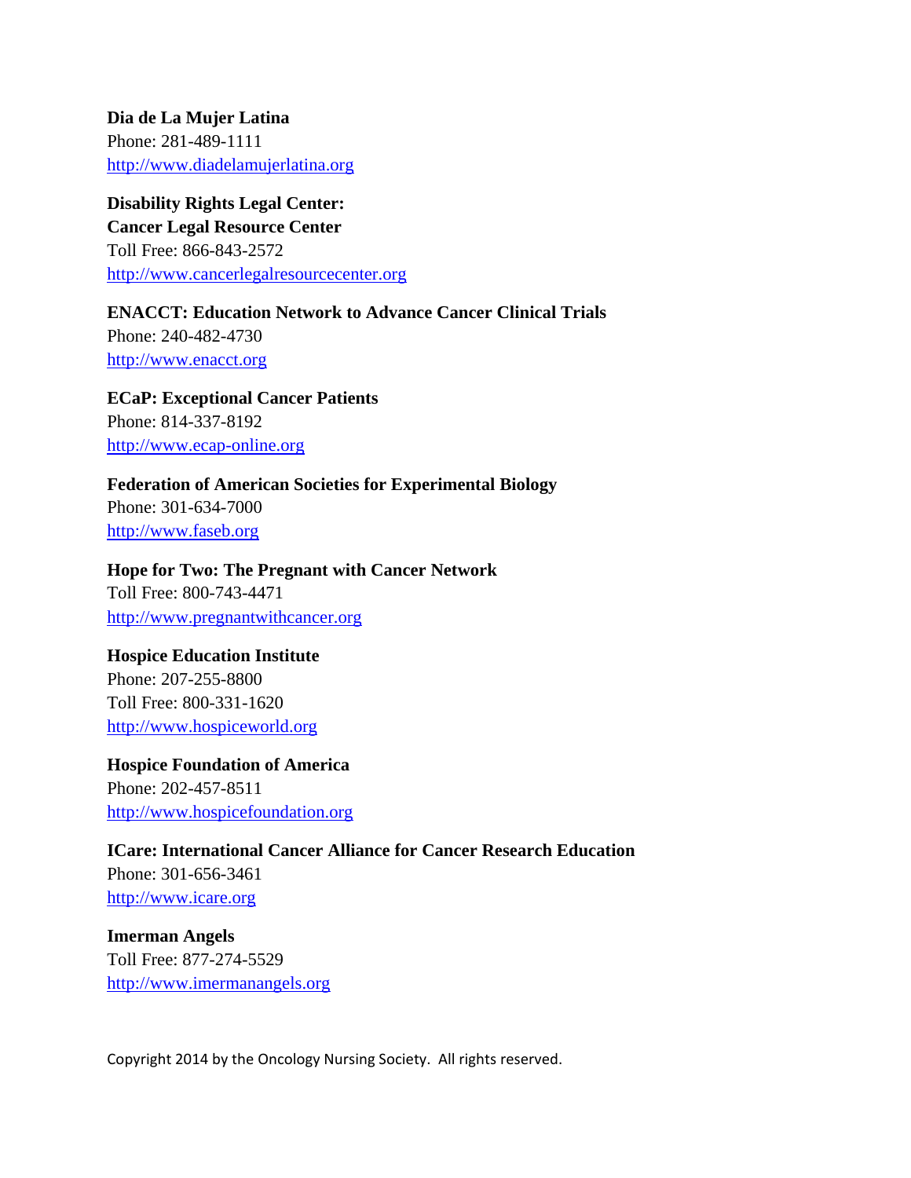**Dia de La Mujer Latina**
Phone: 281-489-1111
http://www.diadelamujerlatina.org

**Disability Rights Legal Center:**
**Cancer Legal Resource Center**
Toll Free: 866-843-2572
http://www.cancerlegalresourcecenter.org

**ENACCT: Education Network to Advance Cancer Clinical Trials**
Phone: 240-482-4730
http://www.enacct.org

**ECaP: Exceptional Cancer Patients**
Phone: 814-337-8192
http://www.ecap-online.org

**Federation of American Societies for Experimental Biology**
Phone: 301-634-7000
http://www.faseb.org

**Hope for Two: The Pregnant with Cancer Network**
Toll Free: 800-743-4471
http://www.pregnantwithcancer.org

**Hospice Education Institute**
Phone: 207-255-8800
Toll Free: 800-331-1620
http://www.hospiceworld.org

**Hospice Foundation of America**
Phone: 202-457-8511
http://www.hospicefoundation.org

**ICare: International Cancer Alliance for Cancer Research Education**
Phone: 301-656-3461
http://www.icare.org

**Imerman Angels**
Toll Free: 877-274-5529
http://www.imermanangels.org

Copyright 2014 by the Oncology Nursing Society. All rights reserved.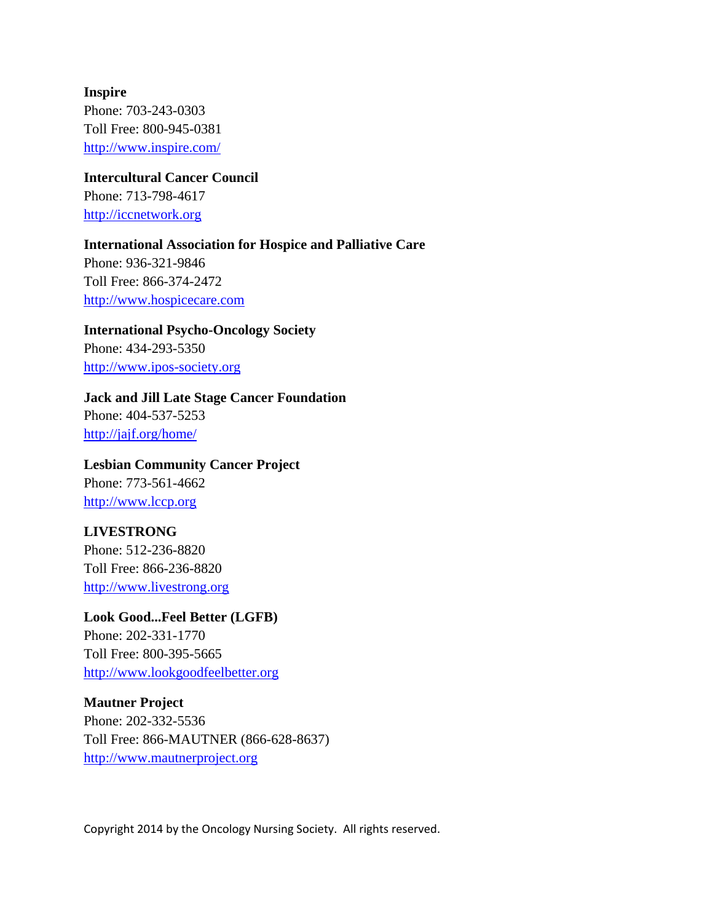**Inspire**
Phone: 703-243-0303
Toll Free: 800-945-0381
http://www.inspire.com/

**Intercultural Cancer Council**
Phone: 713-798-4617
http://iccnetwork.org

**International Association for Hospice and Palliative Care**
Phone: 936-321-9846
Toll Free: 866-374-2472
http://www.hospicecare.com

**International Psycho-Oncology Society**
Phone: 434-293-5350
http://www.ipos-society.org

**Jack and Jill Late Stage Cancer Foundation**
Phone: 404-537-5253
http://jajf.org/home/

**Lesbian Community Cancer Project**
Phone: 773-561-4662
http://www.lccp.org

**LIVESTRONG**
Phone: 512-236-8820
Toll Free: 866-236-8820
http://www.livestrong.org

**Look Good...Feel Better (LGFB)**
Phone: 202-331-1770
Toll Free: 800-395-5665
http://www.lookgoodfeelbetter.org

**Mautner Project**
Phone: 202-332-5536
Toll Free: 866-MAUTNER (866-628-8637)
http://www.mautnerproject.org

Copyright 2014 by the Oncology Nursing Society. All rights reserved.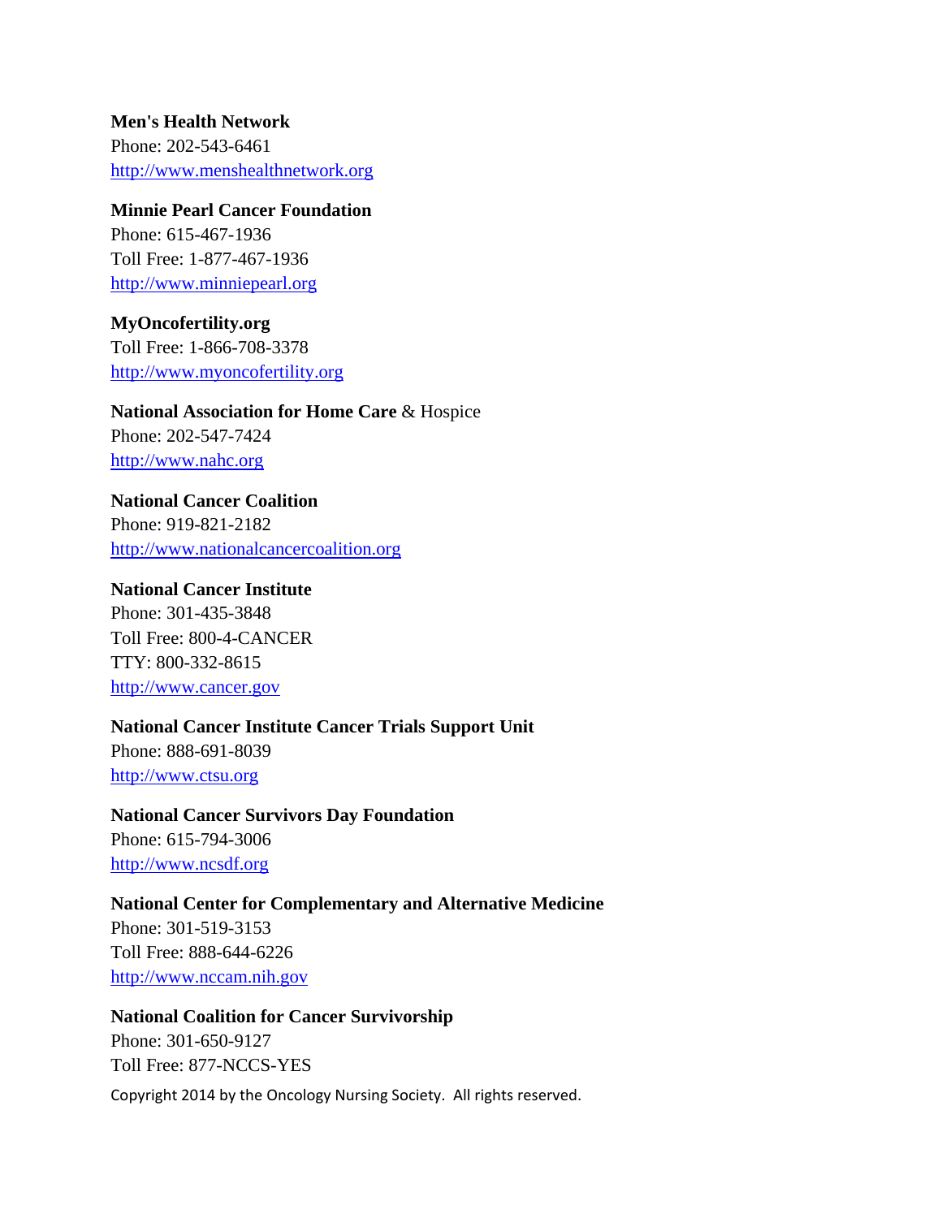**Men's Health Network**
Phone: 202-543-6461
http://www.menshealthnetwork.org

**Minnie Pearl Cancer Foundation**
Phone: 615-467-1936
Toll Free: 1-877-467-1936
http://www.minniepearl.org

**MyOncofertility.org**
Toll Free: 1-866-708-3378
http://www.myoncofertility.org

**National Association for Home Care** & Hospice
Phone: 202-547-7424
http://www.nahc.org

**National Cancer Coalition**
Phone: 919-821-2182
http://www.nationalcancercoalition.org

**National Cancer Institute**
Phone: 301-435-3848
Toll Free: 800-4-CANCER
TTY: 800-332-8615
http://www.cancer.gov

**National Cancer Institute Cancer Trials Support Unit**
Phone: 888-691-8039
http://www.ctsu.org

**National Cancer Survivors Day Foundation**
Phone: 615-794-3006
http://www.ncsdf.org

**National Center for Complementary and Alternative Medicine**
Phone: 301-519-3153
Toll Free: 888-644-6226
http://www.nccam.nih.gov

**National Coalition for Cancer Survivorship**
Phone: 301-650-9127
Toll Free: 877-NCCS-YES

Copyright 2014 by the Oncology Nursing Society. All rights reserved.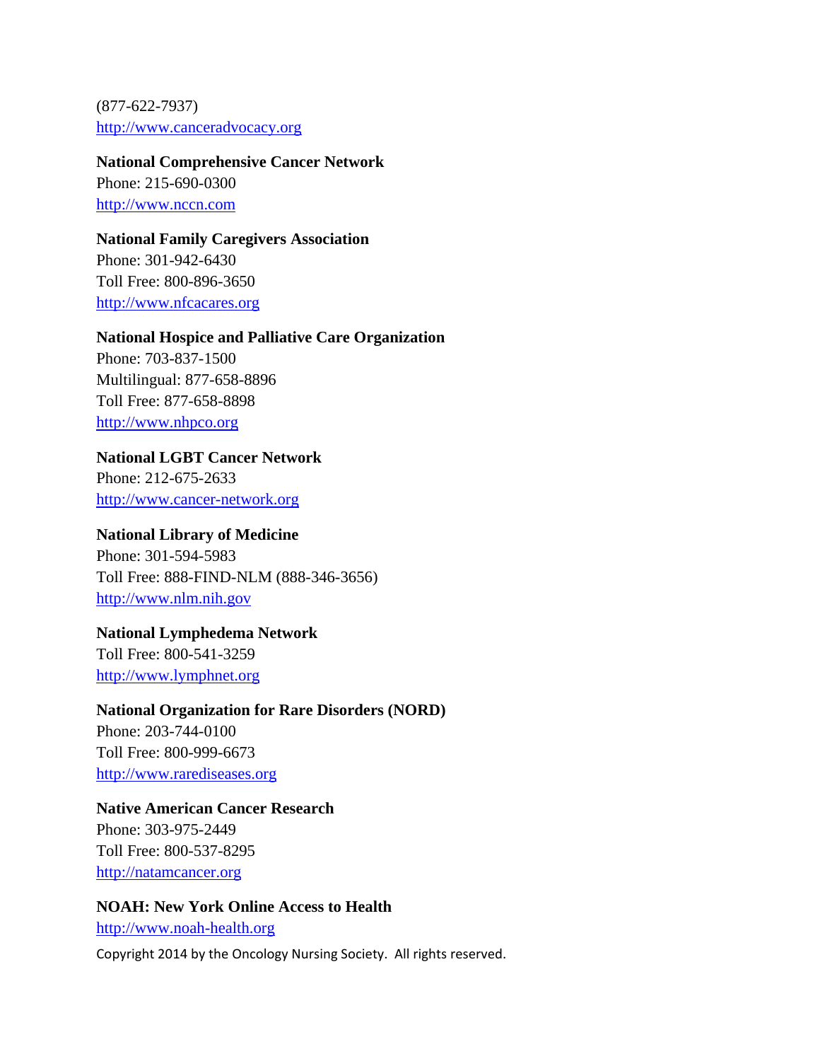(877-622-7937)
http://www.canceradvocacy.org

**National Comprehensive Cancer Network**
Phone: 215-690-0300
http://www.nccn.com

**National Family Caregivers Association**
Phone: 301-942-6430
Toll Free: 800-896-3650
http://www.nfcacares.org

**National Hospice and Palliative Care Organization**
Phone: 703-837-1500
Multilingual: 877-658-8896
Toll Free: 877-658-8898
http://www.nhpco.org

**National LGBT Cancer Network**
Phone: 212-675-2633
http://www.cancer-network.org

**National Library of Medicine**
Phone: 301-594-5983
Toll Free: 888-FIND-NLM (888-346-3656)
http://www.nlm.nih.gov

**National Lymphedema Network**
Toll Free: 800-541-3259
http://www.lymphnet.org

**National Organization for Rare Disorders (NORD)**
Phone: 203-744-0100
Toll Free: 800-999-6673
http://www.rarediseases.org

**Native American Cancer Research**
Phone: 303-975-2449
Toll Free: 800-537-8295
http://natamcancer.org

**NOAH: New York Online Access to Health**
http://www.noah-health.org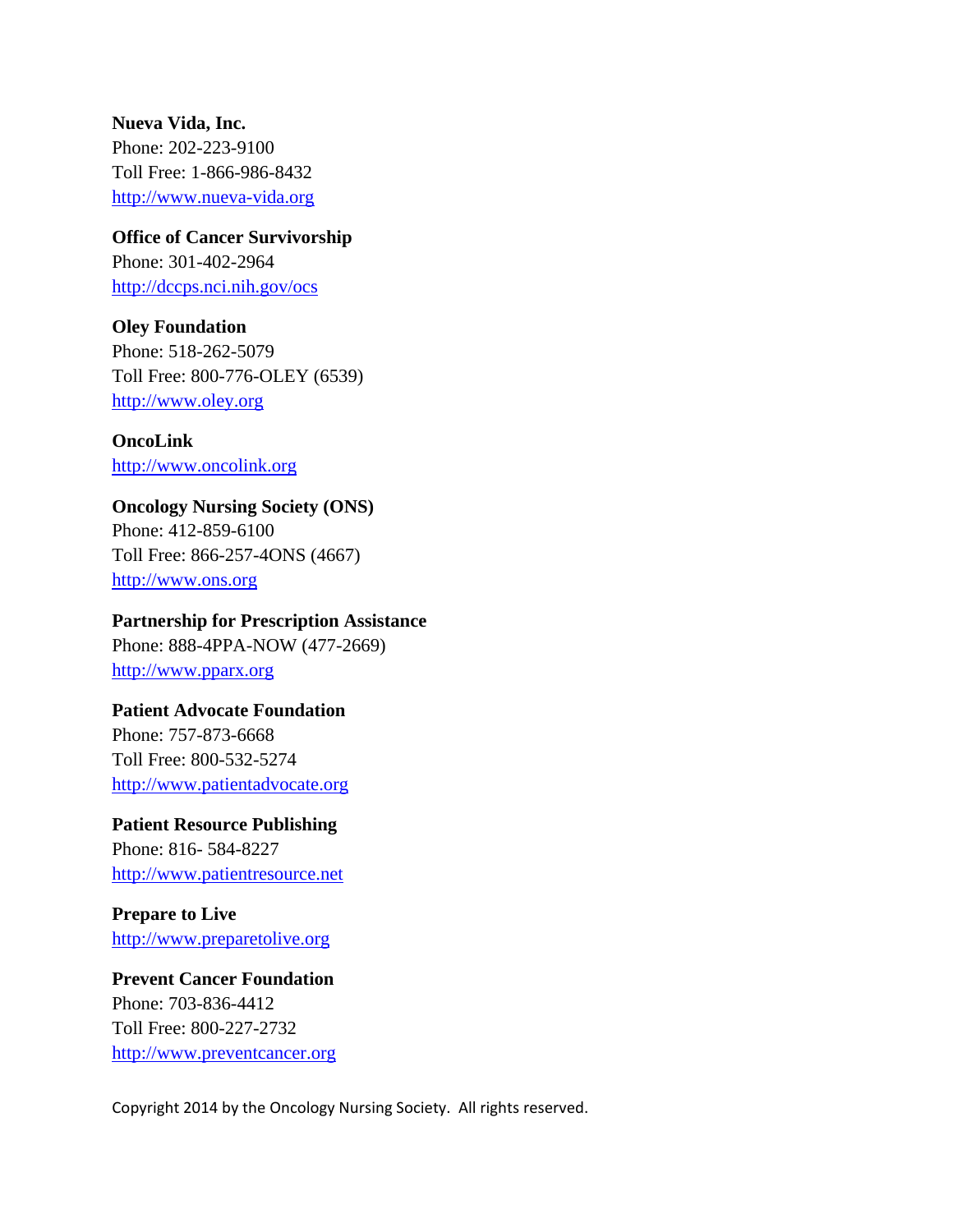**Nueva Vida, Inc.**
Phone: 202-223-9100
Toll Free: 1-866-986-8432
http://www.nueva-vida.org

**Office of Cancer Survivorship**
Phone: 301-402-2964
http://dccps.nci.nih.gov/ocs

**Oley Foundation**
Phone: 518-262-5079
Toll Free: 800-776-OLEY (6539)
http://www.oley.org

**OncoLink**
http://www.oncolink.org

**Oncology Nursing Society (ONS)**
Phone: 412-859-6100
Toll Free: 866-257-4ONS (4667)
http://www.ons.org

**Partnership for Prescription Assistance**
Phone: 888-4PPA-NOW (477-2669)
http://www.pparx.org

**Patient Advocate Foundation**
Phone: 757-873-6668
Toll Free: 800-532-5274
http://www.patientadvocate.org

**Patient Resource Publishing**
Phone: 816- 584-8227
http://www.patientresource.net

**Prepare to Live**
http://www.preparetolive.org

**Prevent Cancer Foundation**
Phone: 703-836-4412
Toll Free: 800-227-2732
http://www.preventcancer.org

Copyright 2014 by the Oncology Nursing Society. All rights reserved.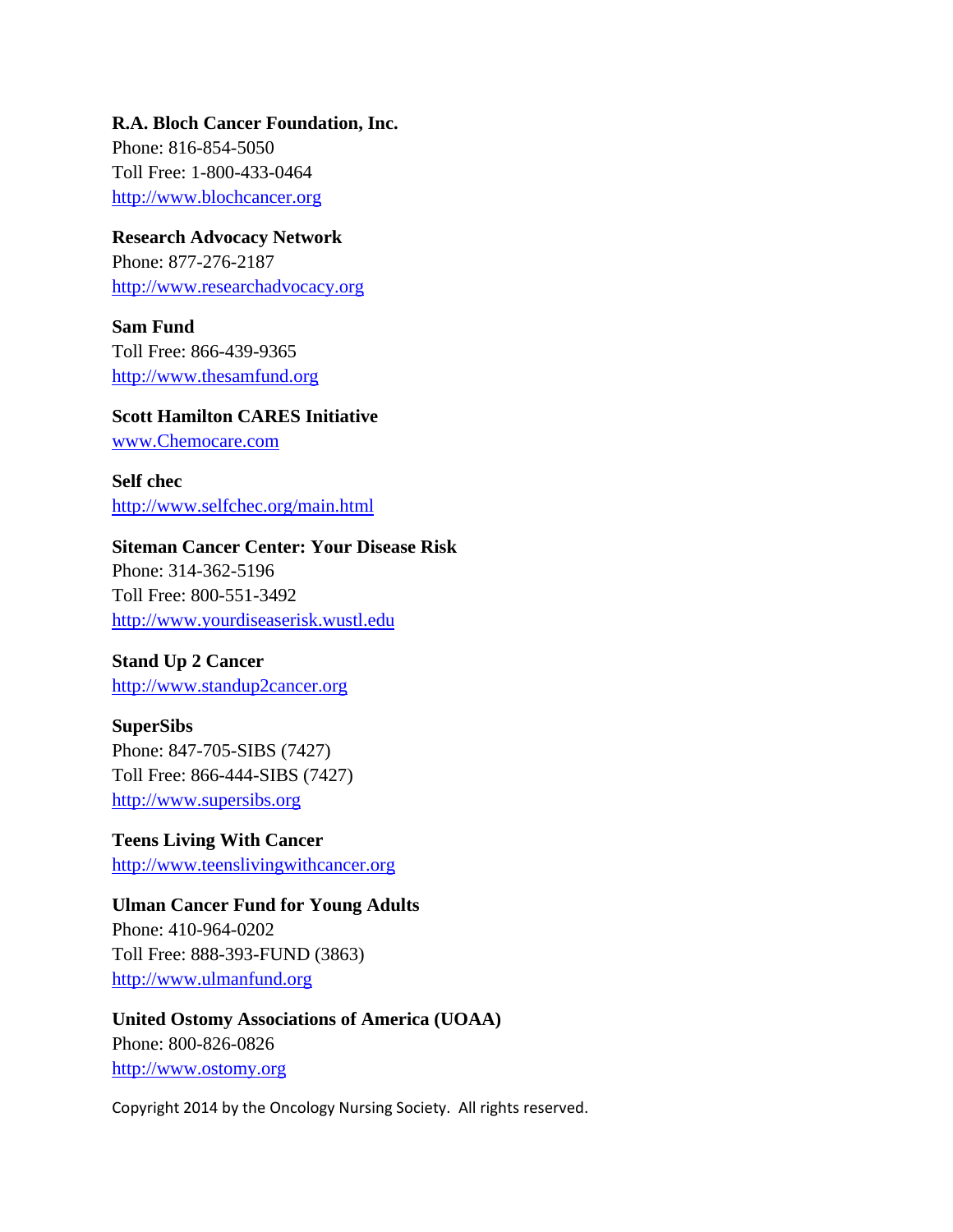**R.A. Bloch Cancer Foundation, Inc.**
Phone: 816-854-5050
Toll Free: 1-800-433-0464
http://www.blochcancer.org

**Research Advocacy Network**
Phone: 877-276-2187
http://www.researchadvocacy.org

**Sam Fund**
Toll Free: 866-439-9365
http://www.thesamfund.org

**Scott Hamilton CARES Initiative**
www.Chemocare.com

**Self chec**
http://www.selfchec.org/main.html

**Siteman Cancer Center: Your Disease Risk**
Phone: 314-362-5196
Toll Free: 800-551-3492
http://www.yourdiseaserisk.wustl.edu

**Stand Up 2 Cancer**
http://www.standup2cancer.org

**SuperSibs**
Phone: 847-705-SIBS (7427)
Toll Free: 866-444-SIBS (7427)
http://www.supersibs.org

**Teens Living With Cancer**
http://www.teenslivingwithcancer.org

**Ulman Cancer Fund for Young Adults**
Phone: 410-964-0202
Toll Free: 888-393-FUND (3863)
http://www.ulmanfund.org

**United Ostomy Associations of America (UOAA)**
Phone: 800-826-0826
http://www.ostomy.org

Copyright 2014 by the Oncology Nursing Society. All rights reserved.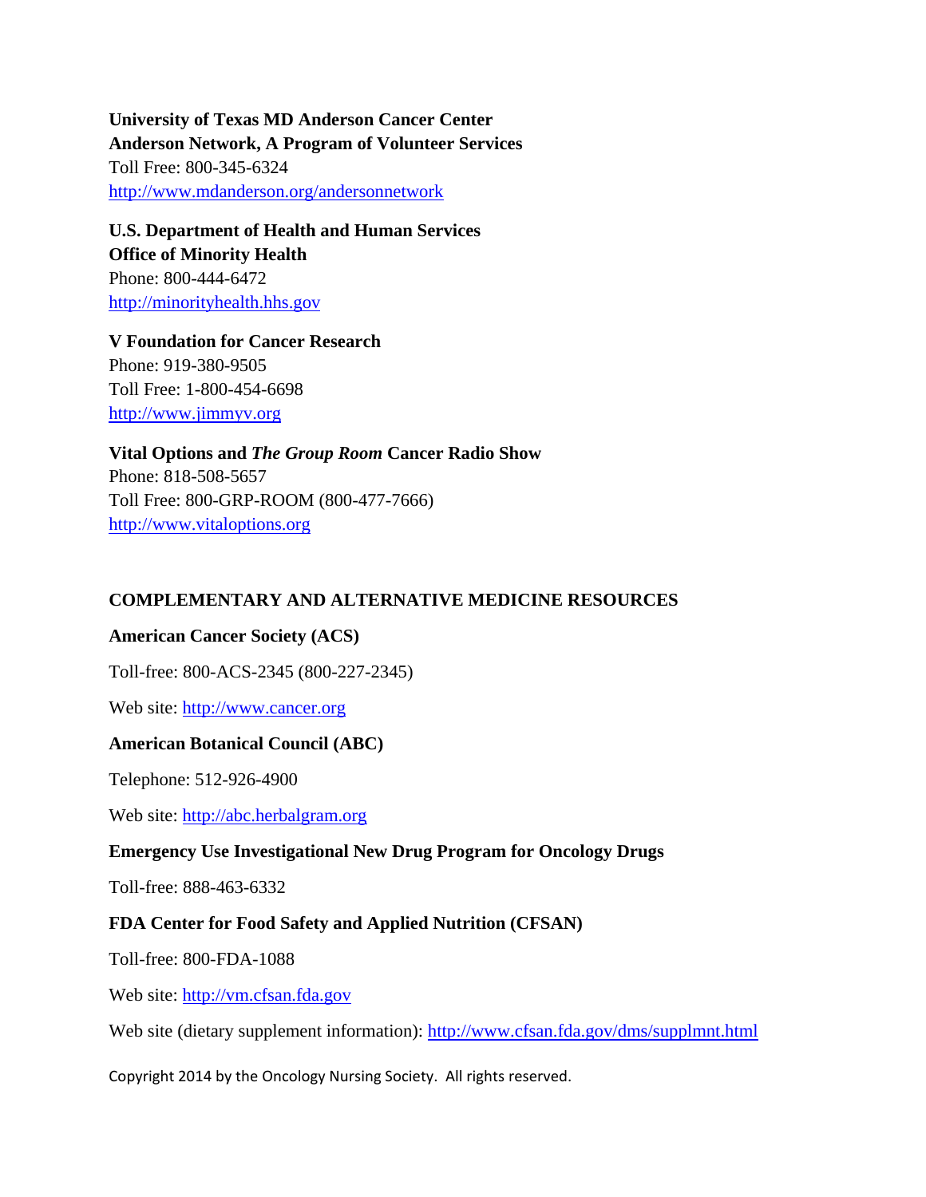**University of Texas MD Anderson Cancer Center**
**Anderson Network, A Program of Volunteer Services**
Toll Free: 800-345-6324
http://www.mdanderson.org/andersonnetwork

**U.S. Department of Health and Human Services**
**Office of Minority Health**
Phone: 800-444-6472
http://minorityhealth.hhs.gov

**V Foundation for Cancer Research**
Phone: 919-380-9505
Toll Free: 1-800-454-6698
http://www.jimmyv.org

**Vital Options and *The Group Room* Cancer Radio Show**
Phone: 818-508-5657
Toll Free: 800-GRP-ROOM (800-477-7666)
http://www.vitaloptions.org

## COMPLEMENTARY AND ALTERNATIVE MEDICINE RESOURCES

**American Cancer Society (ACS)**

Toll-free: 800-ACS-2345 (800-227-2345)

Web site: http://www.cancer.org

**American Botanical Council (ABC)**

Telephone: 512-926-4900

Web site: http://abc.herbalgram.org

**Emergency Use Investigational New Drug Program for Oncology Drugs**

Toll-free: 888-463-6332

**FDA Center for Food Safety and Applied Nutrition (CFSAN)**

Toll-free: 800-FDA-1088

Web site: http://vm.cfsan.fda.gov

Web site (dietary supplement information): http://www.cfsan.fda.gov/dms/supplmnt.html

Copyright 2014 by the Oncology Nursing Society. All rights reserved.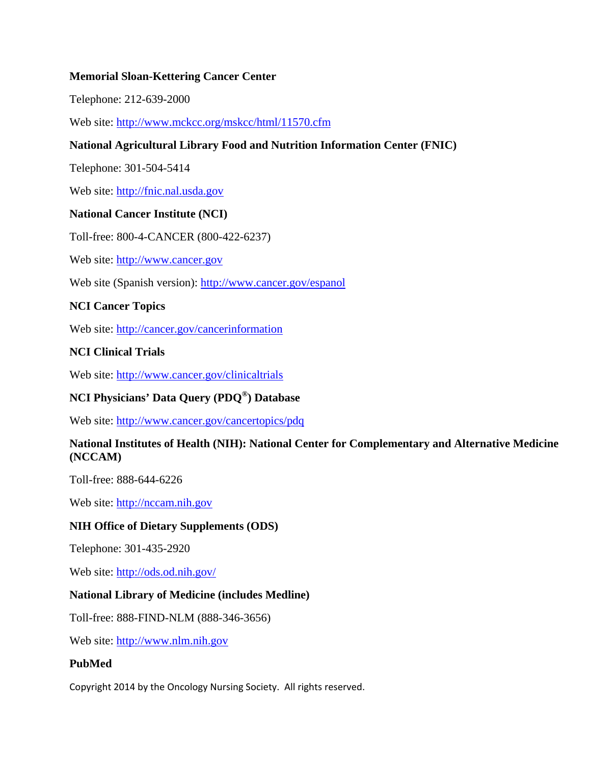**Memorial Sloan-Kettering Cancer Center**

Telephone: 212-639-2000

Web site: http://www.mckcc.org/mskcc/html/11570.cfm

**National Agricultural Library Food and Nutrition Information Center (FNIC)**

Telephone: 301-504-5414

Web site: http://fnic.nal.usda.gov

**National Cancer Institute (NCI)**

Toll-free: 800-4-CANCER (800-422-6237)

Web site: http://www.cancer.gov

Web site (Spanish version): http://www.cancer.gov/espanol

**NCI Cancer Topics**

Web site: http://cancer.gov/cancerinformation

**NCI Clinical Trials**

Web site: http://www.cancer.gov/clinicaltrials

**NCI Physicians' Data Query (PDQ®) Database**

Web site: http://www.cancer.gov/cancertopics/pdq

**National Institutes of Health (NIH): National Center for Complementary and Alternative Medicine (NCCAM)**

Toll-free: 888-644-6226

Web site: http://nccam.nih.gov

**NIH Office of Dietary Supplements (ODS)**

Telephone: 301-435-2920

Web site: http://ods.od.nih.gov/

**National Library of Medicine (includes Medline)**

Toll-free: 888-FIND-NLM (888-346-3656)

Web site: http://www.nlm.nih.gov

**PubMed**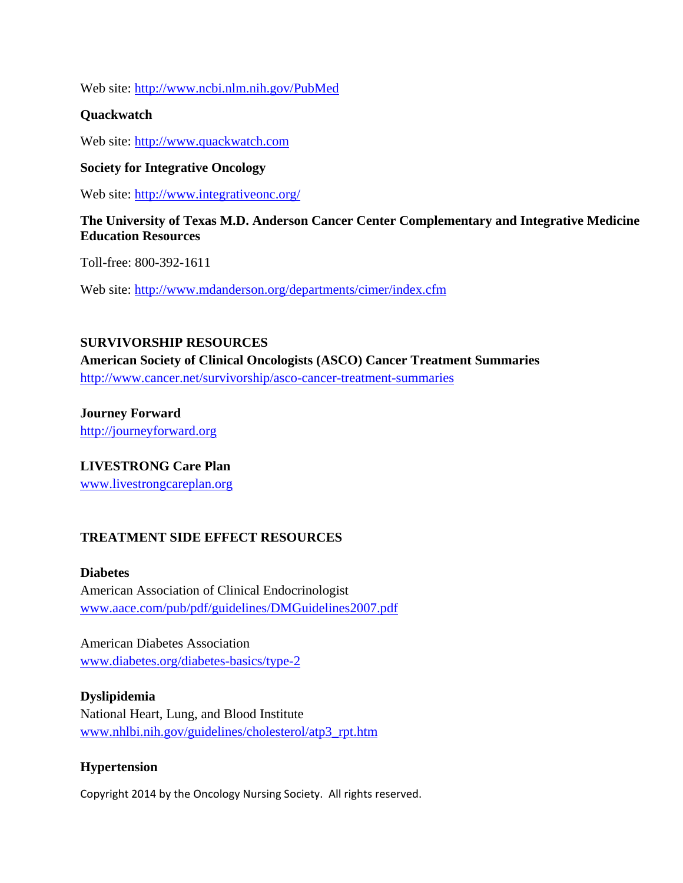Web site: http://www.ncbi.nlm.nih.gov/PubMed

**Quackwatch**

Web site: http://www.quackwatch.com

**Society for Integrative Oncology**

Web site: http://www.integrativeonc.org/

**The University of Texas M.D. Anderson Cancer Center Complementary and Integrative Medicine Education Resources**

Toll-free: 800-392-1611

Web site: http://www.mdanderson.org/departments/cimer/index.cfm

## SURVIVORSHIP RESOURCES

**American Society of Clinical Oncologists (ASCO) Cancer Treatment Summaries**
http://www.cancer.net/survivorship/asco-cancer-treatment-summaries

**Journey Forward**
http://journeyforward.org

**LIVESTRONG Care Plan**
www.livestrongcareplan.org

## TREATMENT SIDE EFFECT RESOURCES

**Diabetes**
American Association of Clinical Endocrinologist
www.aace.com/pub/pdf/guidelines/DMGuidelines2007.pdf

American Diabetes Association
www.diabetes.org/diabetes-basics/type-2

**Dyslipidemia**
National Heart, Lung, and Blood Institute
www.nhlbi.nih.gov/guidelines/cholesterol/atp3_rpt.htm

**Hypertension**

Copyright 2014 by the Oncology Nursing Society. All rights reserved.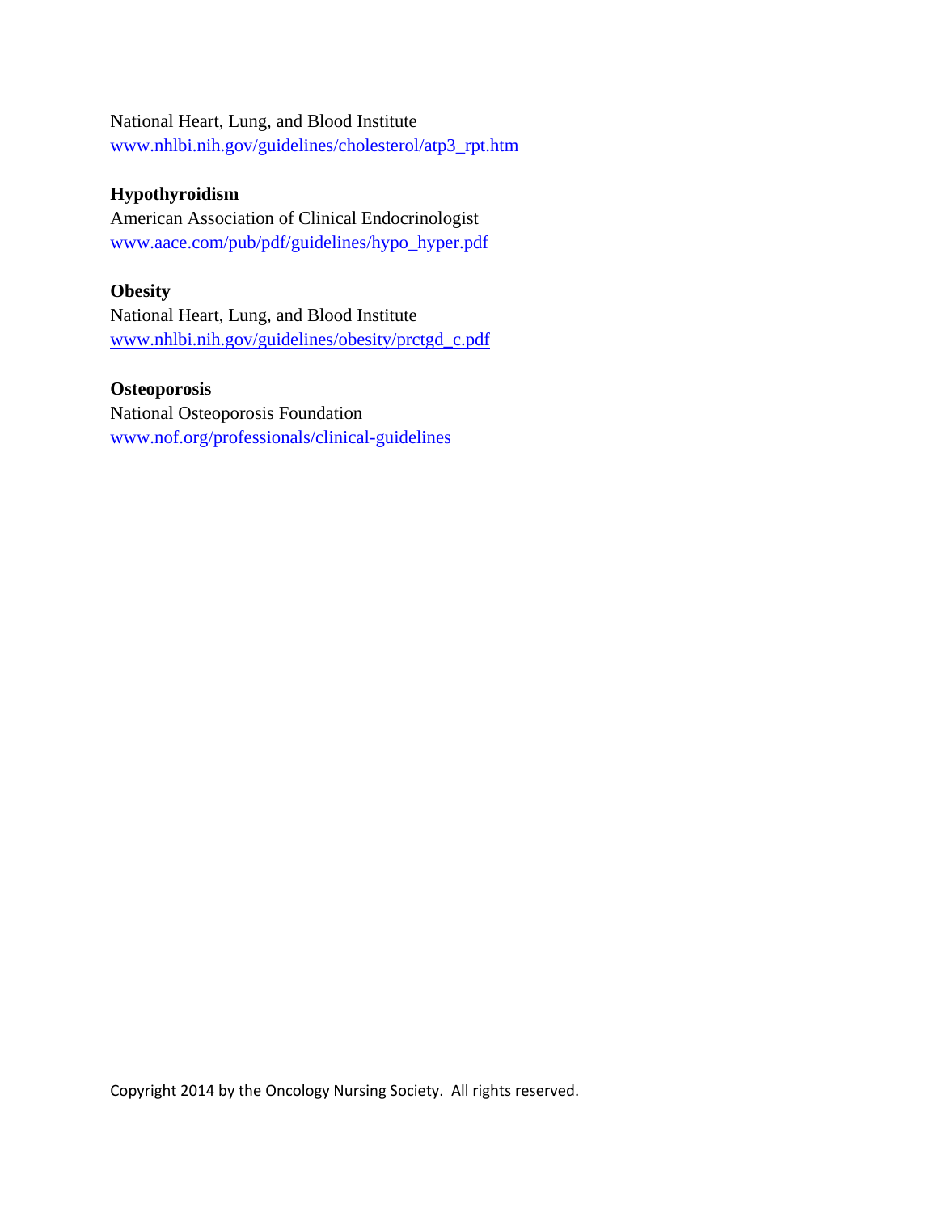National Heart, Lung, and Blood Institute
[www.nhlbi.nih.gov/guidelines/cholesterol/atp3_rpt.htm](www.nhlbi.nih.gov/guidelines/cholesterol/atp3_rpt.htm)

**Hypothyroidism**
American Association of Clinical Endocrinologist
[www.aace.com/pub/pdf/guidelines/hypo_hyper.pdf](www.aace.com/pub/pdf/guidelines/hypo_hyper.pdf)

**Obesity**
National Heart, Lung, and Blood Institute
[www.nhlbi.nih.gov/guidelines/obesity/prctgd_c.pdf](www.nhlbi.nih.gov/guidelines/obesity/prctgd_c.pdf)

**Osteoporosis**
National Osteoporosis Foundation
[www.nof.org/professionals/clinical-guidelines](www.nof.org/professionals/clinical-guidelines)

Copyright 2014 by the Oncology Nursing Society. All rights reserved.